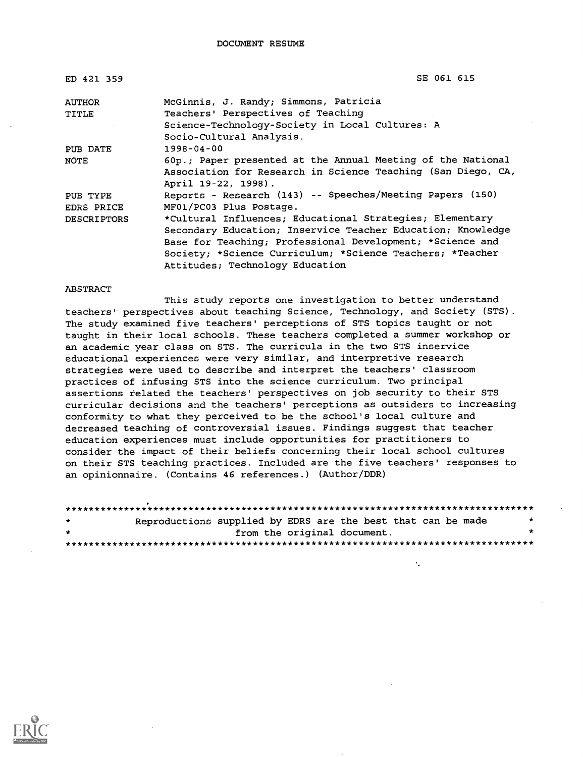DOCUMENT RESUME

| | |
|---|---|
| ED 421 359 | SE 061 615 |
| AUTHOR | McGinnis, J. Randy; Simmons, Patricia |
| TITLE | Teachers' Perspectives of Teaching Science-Technology-Society in Local Cultures: A Socio-Cultural Analysis. |
| PUB DATE | 1998-04-00 |
| NOTE | 60p.; Paper presented at the Annual Meeting of the National Association for Research in Science Teaching (San Diego, CA, April 19-22, 1998). |
| PUB TYPE | Reports - Research (143) -- Speeches/Meeting Papers (150) |
| EDRS PRICE | MF01/PC03 Plus Postage. |
| DESCRIPTORS | *Cultural Influences; Educational Strategies; Elementary Secondary Education; Inservice Teacher Education; Knowledge Base for Teaching; Professional Development; *Science and Society; *Science Curriculum; *Science Teachers; *Teacher Attitudes; Technology Education |

ABSTRACT

This study reports one investigation to better understand teachers' perspectives about teaching Science, Technology, and Society (STS). The study examined five teachers' perceptions of STS topics taught or not taught in their local schools. These teachers completed a summer workshop or an academic year class on STS. The curricula in the two STS inservice educational experiences were very similar, and interpretive research strategies were used to describe and interpret the teachers' classroom practices of infusing STS into the science curriculum. Two principal assertions related the teachers' perspectives on job security to their STS curricular decisions and the teachers' perceptions as outsiders to increasing conformity to what they perceived to be the school's local culture and decreased teaching of controversial issues. Findings suggest that teacher education experiences must include opportunities for practitioners to consider the impact of their beliefs concerning their local school cultures on their STS teaching practices. Included are the five teachers' responses to an opinionnaire. (Contains 46 references.) (Author/DDR)

********************************************************************************
* Reproductions supplied by EDRS are the best that can be made *
* from the original document. *
********************************************************************************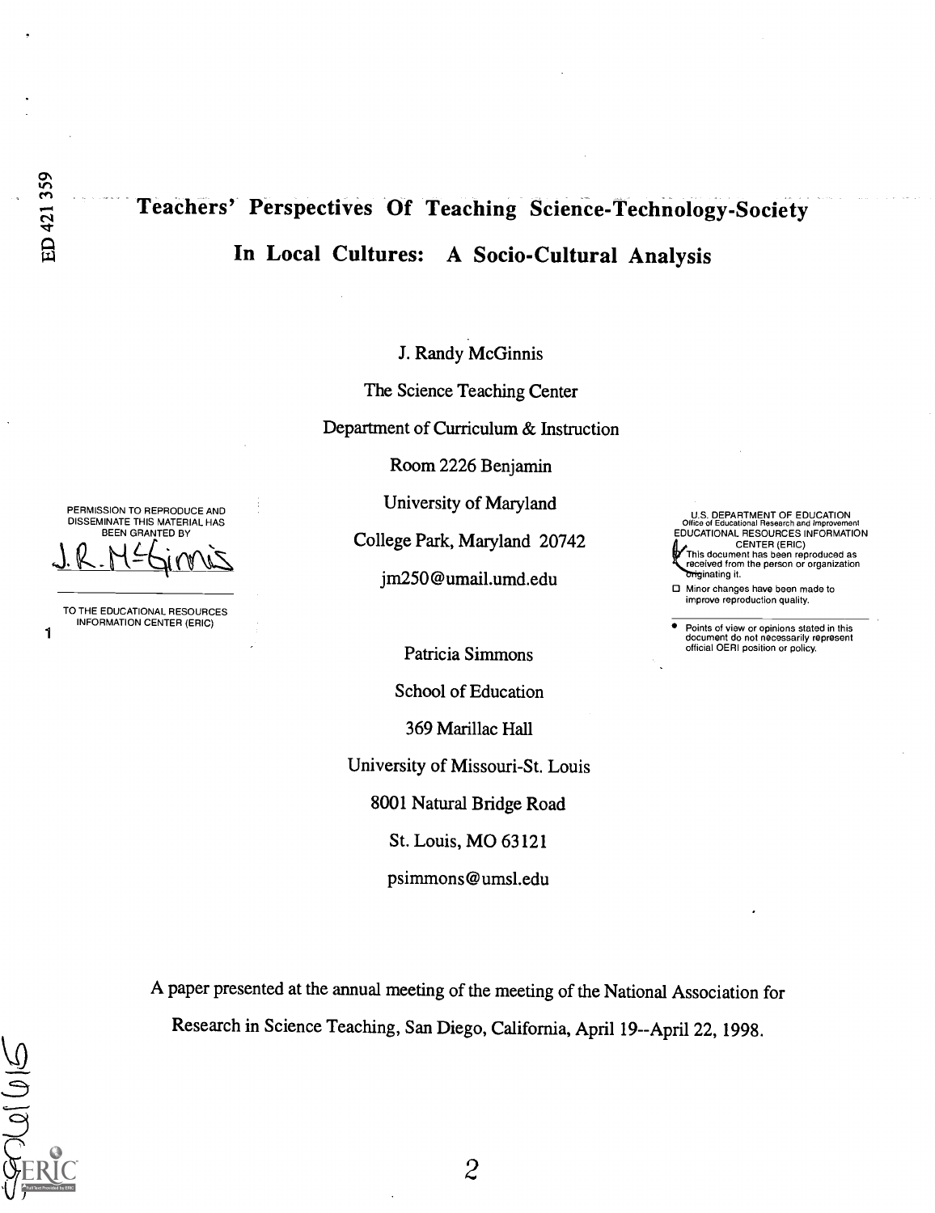# Teachers' Perspectives Of Teaching Science-Technology-Society In Local Cultures: A Socio-Cultural Analysis

J. Randy McGinnis

The Science Teaching Center

Department of Curriculum & Instruction

Room 2226 Benjamin

University of Maryland

College Park, Maryland 20742

jm250@umail.umd.edu

Patricia Simmons

School of Education

369 Marillac Hall

University of Missouri-St. Louis

8001 Natural Bridge Road

St. Louis, MO 63121

psimmons@umsl.edu

A paper presented at the annual meeting of the meeting of the National Association for Research in Science Teaching, San Diego, California, April 19--April 22, 1998.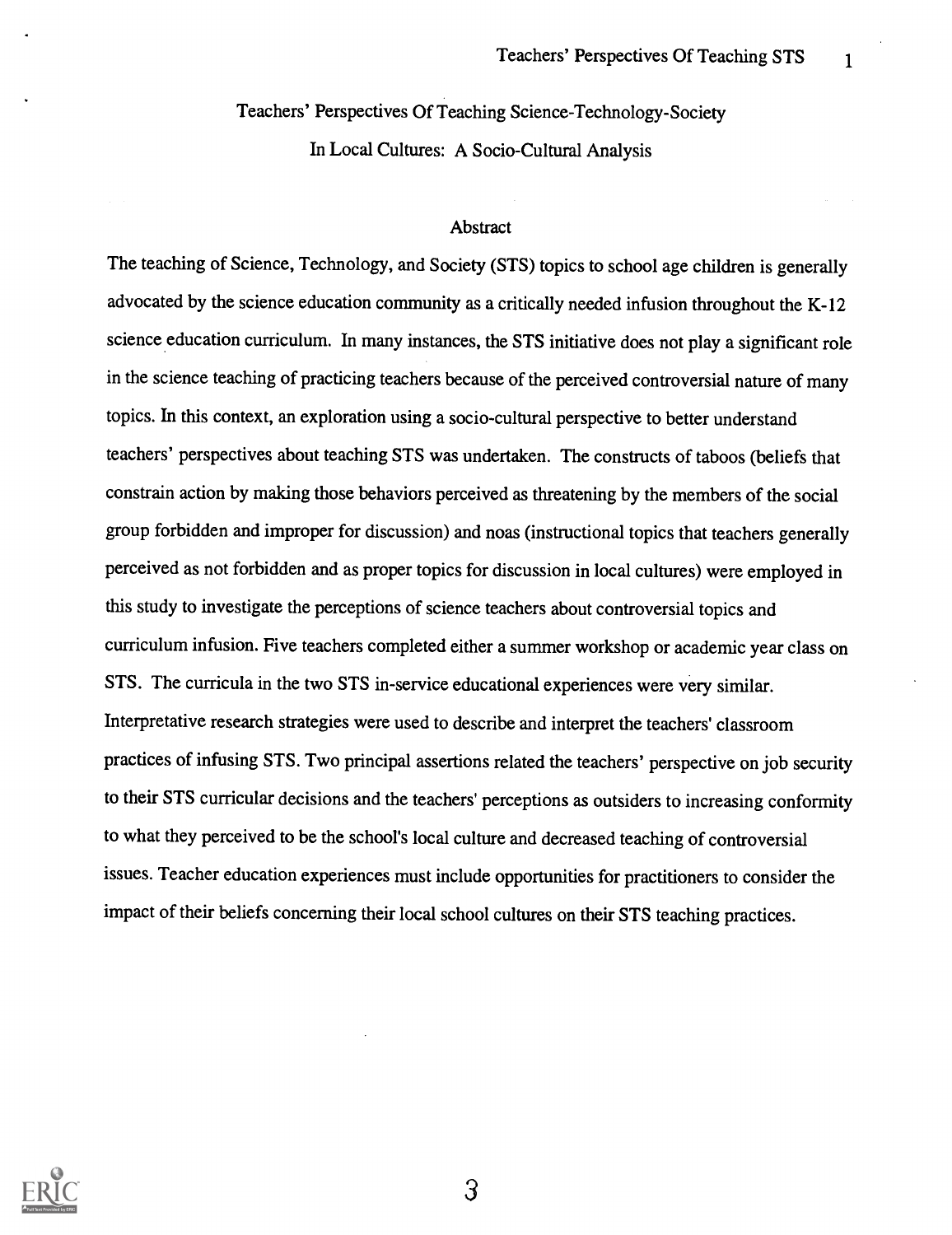# Teachers' Perspectives Of Teaching Science-Technology-Society In Local Cultures: A Socio-Cultural Analysis

## Abstract

The teaching of Science, Technology, and Society (STS) topics to school age children is generally advocated by the science education community as a critically needed infusion throughout the K-12 science education curriculum. In many instances, the STS initiative does not play a significant role in the science teaching of practicing teachers because of the perceived controversial nature of many topics. In this context, an exploration using a socio-cultural perspective to better understand teachers' perspectives about teaching STS was undertaken. The constructs of taboos (beliefs that constrain action by making those behaviors perceived as threatening by the members of the social group forbidden and improper for discussion) and noas (instructional topics that teachers generally perceived as not forbidden and as proper topics for discussion in local cultures) were employed in this study to investigate the perceptions of science teachers about controversial topics and curriculum infusion. Five teachers completed either a summer workshop or academic year class on STS. The curricula in the two STS in-service educational experiences were very similar. Interpretative research strategies were used to describe and interpret the teachers' classroom practices of infusing STS. Two principal assertions related the teachers' perspective on job security to their STS curricular decisions and the teachers' perceptions as outsiders to increasing conformity to what they perceived to be the school's local culture and decreased teaching of controversial issues. Teacher education experiences must include opportunities for practitioners to consider the impact of their beliefs concerning their local school cultures on their STS teaching practices.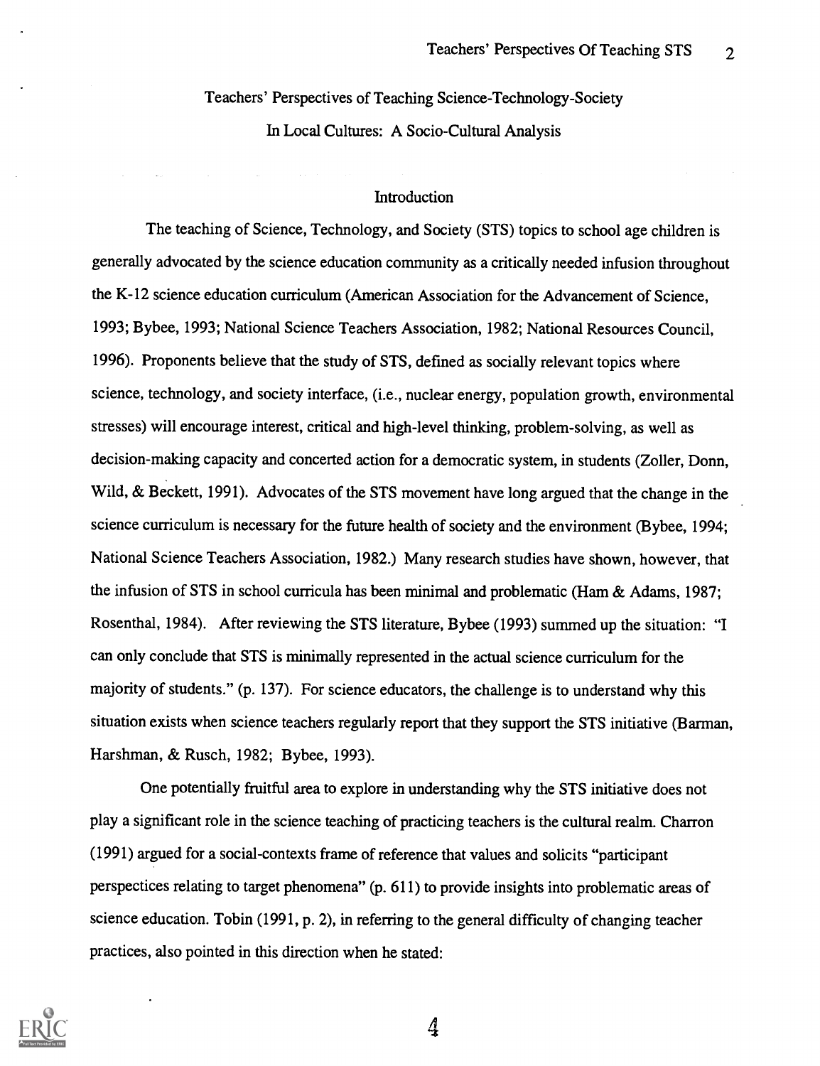## Teachers' Perspectives of Teaching Science-Technology-Society In Local Cultures: A Socio-Cultural Analysis

### Introduction

The teaching of Science, Technology, and Society (STS) topics to school age children is generally advocated by the science education community as a critically needed infusion throughout the K-12 science education curriculum (American Association for the Advancement of Science, 1993; Bybee, 1993; National Science Teachers Association, 1982; National Resources Council, 1996). Proponents believe that the study of STS, defined as socially relevant topics where science, technology, and society interface, (i.e., nuclear energy, population growth, environmental stresses) will encourage interest, critical and high-level thinking, problem-solving, as well as decision-making capacity and concerted action for a democratic system, in students (Zoller, Donn, Wild, & Beckett, 1991). Advocates of the STS movement have long argued that the change in the science curriculum is necessary for the future health of society and the environment (Bybee, 1994; National Science Teachers Association, 1982.) Many research studies have shown, however, that the infusion of STS in school curricula has been minimal and problematic (Ham & Adams, 1987; Rosenthal, 1984). After reviewing the STS literature, Bybee (1993) summed up the situation: "I can only conclude that STS is minimally represented in the actual science curriculum for the majority of students." (p. 137). For science educators, the challenge is to understand why this situation exists when science teachers regularly report that they support the STS initiative (Barman, Harshman, & Rusch, 1982; Bybee, 1993).

One potentially fruitful area to explore in understanding why the STS initiative does not play a significant role in the science teaching of practicing teachers is the cultural realm. Charron (1991) argued for a social-contexts frame of reference that values and solicits "participant perspectices relating to target phenomena" (p. 611) to provide insights into problematic areas of science education. Tobin (1991, p. 2), in referring to the general difficulty of changing teacher practices, also pointed in this direction when he stated: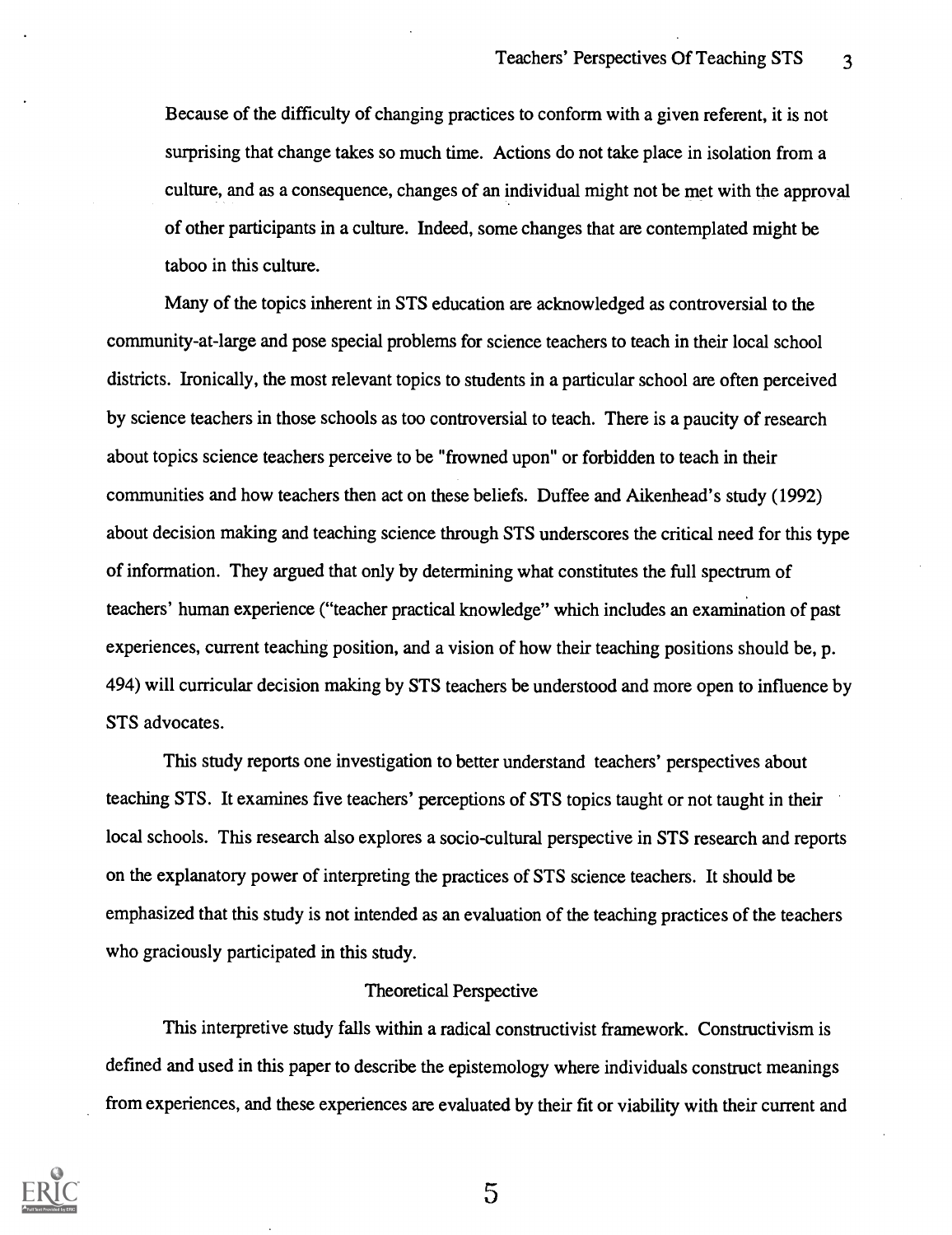Because of the difficulty of changing practices to conform with a given referent, it is not surprising that change takes so much time. Actions do not take place in isolation from a culture, and as a consequence, changes of an individual might not be met with the approval of other participants in a culture. Indeed, some changes that are contemplated might be taboo in this culture.

Many of the topics inherent in STS education are acknowledged as controversial to the community-at-large and pose special problems for science teachers to teach in their local school districts. Ironically, the most relevant topics to students in a particular school are often perceived by science teachers in those schools as too controversial to teach. There is a paucity of research about topics science teachers perceive to be "frowned upon" or forbidden to teach in their communities and how teachers then act on these beliefs. Duffee and Aikenhead's study (1992) about decision making and teaching science through STS underscores the critical need for this type of information. They argued that only by determining what constitutes the full spectrum of teachers' human experience ("teacher practical knowledge" which includes an examination of past experiences, current teaching position, and a vision of how their teaching positions should be, p. 494) will curricular decision making by STS teachers be understood and more open to influence by STS advocates.

This study reports one investigation to better understand teachers' perspectives about teaching STS. It examines five teachers' perceptions of STS topics taught or not taught in their local schools. This research also explores a socio-cultural perspective in STS research and reports on the explanatory power of interpreting the practices of STS science teachers. It should be emphasized that this study is not intended as an evaluation of the teaching practices of the teachers who graciously participated in this study.

## Theoretical Perspective

This interpretive study falls within a radical constructivist framework. Constructivism is defined and used in this paper to describe the epistemology where individuals construct meanings from experiences, and these experiences are evaluated by their fit or viability with their current and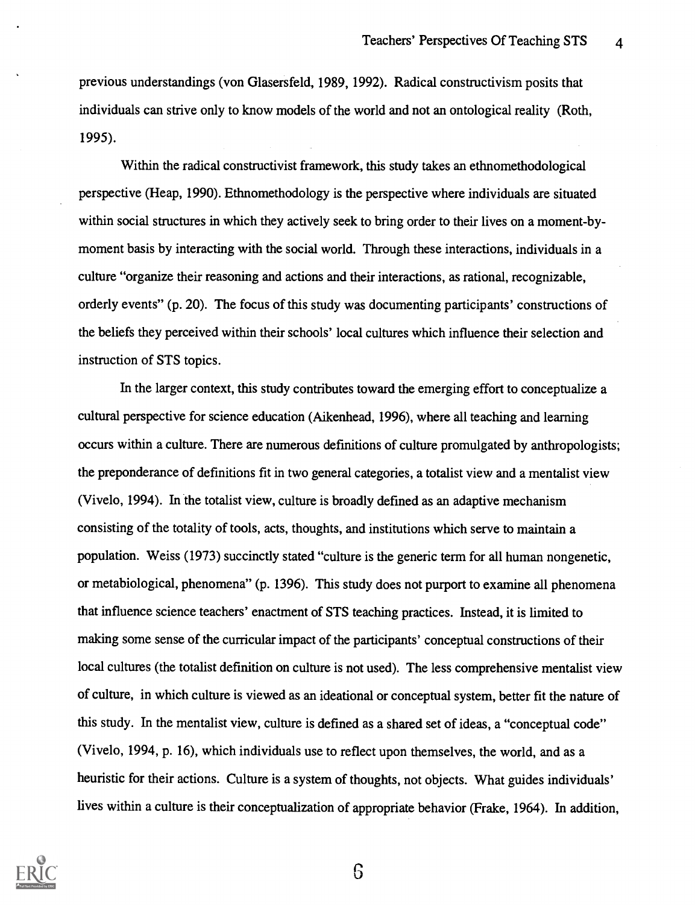previous understandings (von Glasersfeld, 1989, 1992). Radical constructivism posits that individuals can strive only to know models of the world and not an ontological reality (Roth, 1995).

Within the radical constructivist framework, this study takes an ethnomethodological perspective (Heap, 1990). Ethnomethodology is the perspective where individuals are situated within social structures in which they actively seek to bring order to their lives on a moment-by-moment basis by interacting with the social world. Through these interactions, individuals in a culture "organize their reasoning and actions and their interactions, as rational, recognizable, orderly events" (p. 20). The focus of this study was documenting participants' constructions of the beliefs they perceived within their schools' local cultures which influence their selection and instruction of STS topics.

In the larger context, this study contributes toward the emerging effort to conceptualize a cultural perspective for science education (Aikenhead, 1996), where all teaching and learning occurs within a culture. There are numerous definitions of culture promulgated by anthropologists; the preponderance of definitions fit in two general categories, a totalist view and a mentalist view (Vivelo, 1994). In the totalist view, culture is broadly defined as an adaptive mechanism consisting of the totality of tools, acts, thoughts, and institutions which serve to maintain a population. Weiss (1973) succinctly stated "culture is the generic term for all human nongenetic, or metabiological, phenomena" (p. 1396). This study does not purport to examine all phenomena that influence science teachers' enactment of STS teaching practices. Instead, it is limited to making some sense of the curricular impact of the participants' conceptual constructions of their local cultures (the totalist definition on culture is not used). The less comprehensive mentalist view of culture, in which culture is viewed as an ideational or conceptual system, better fit the nature of this study. In the mentalist view, culture is defined as a shared set of ideas, a "conceptual code" (Vivelo, 1994, p. 16), which individuals use to reflect upon themselves, the world, and as a heuristic for their actions. Culture is a system of thoughts, not objects. What guides individuals' lives within a culture is their conceptualization of appropriate behavior (Frake, 1964). In addition,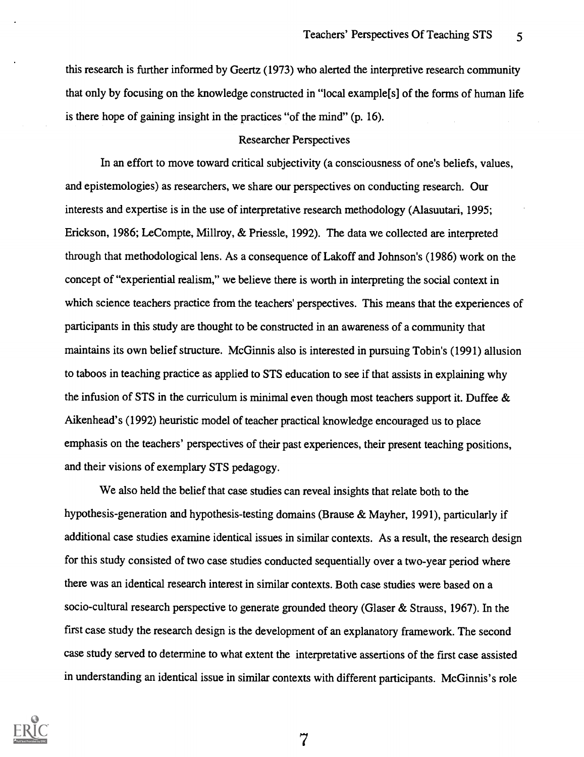this research is further informed by Geertz (1973) who alerted the interpretive research community that only by focusing on the knowledge constructed in "local example[s] of the forms of human life is there hope of gaining insight in the practices "of the mind" (p. 16).

## Researcher Perspectives

In an effort to move toward critical subjectivity (a consciousness of one's beliefs, values, and epistemologies) as researchers, we share our perspectives on conducting research. Our interests and expertise is in the use of interpretative research methodology (Alasuutari, 1995; Erickson, 1986; LeCompte, Millroy, & Priessle, 1992). The data we collected are interpreted through that methodological lens. As a consequence of Lakoff and Johnson's (1986) work on the concept of "experiential realism," we believe there is worth in interpreting the social context in which science teachers practice from the teachers' perspectives. This means that the experiences of participants in this study are thought to be constructed in an awareness of a community that maintains its own belief structure. McGinnis also is interested in pursuing Tobin's (1991) allusion to taboos in teaching practice as applied to STS education to see if that assists in explaining why the infusion of STS in the curriculum is minimal even though most teachers support it. Duffee & Aikenhead's (1992) heuristic model of teacher practical knowledge encouraged us to place emphasis on the teachers' perspectives of their past experiences, their present teaching positions, and their visions of exemplary STS pedagogy.

We also held the belief that case studies can reveal insights that relate both to the hypothesis-generation and hypothesis-testing domains (Brause & Mayher, 1991), particularly if additional case studies examine identical issues in similar contexts. As a result, the research design for this study consisted of two case studies conducted sequentially over a two-year period where there was an identical research interest in similar contexts. Both case studies were based on a socio-cultural research perspective to generate grounded theory (Glaser & Strauss, 1967). In the first case study the research design is the development of an explanatory framework. The second case study served to determine to what extent the interpretative assertions of the first case assisted in understanding an identical issue in similar contexts with different participants. McGinnis's role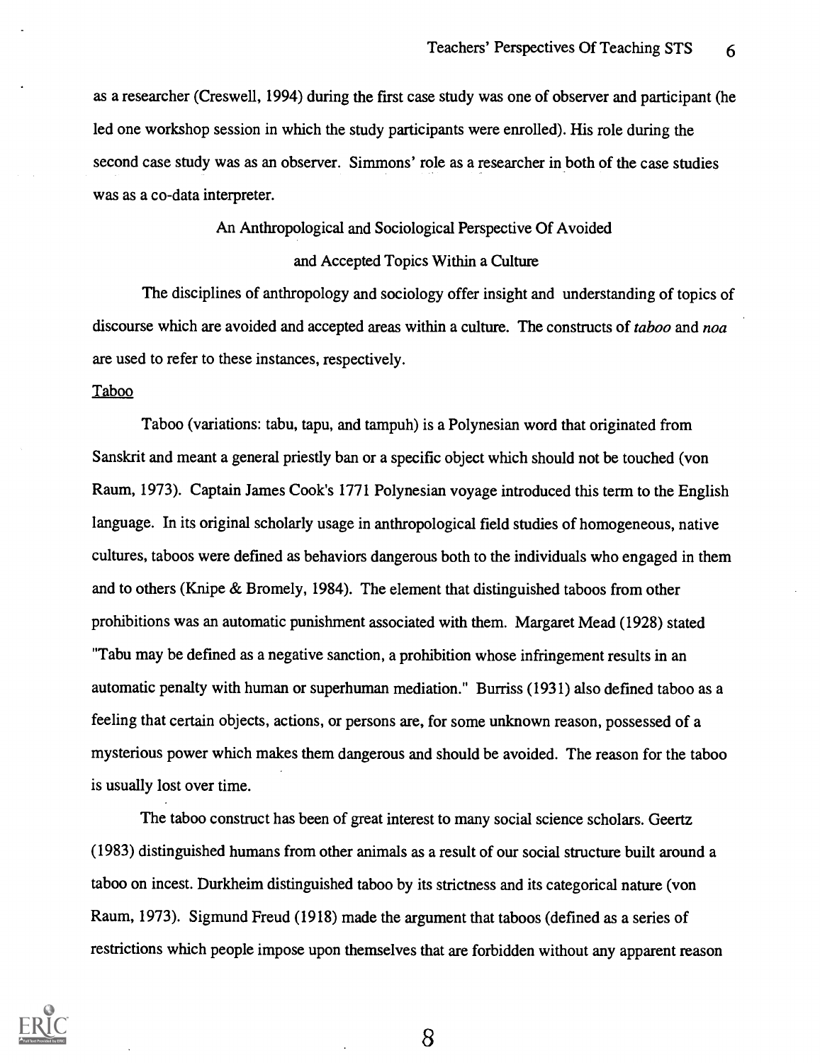as a researcher (Creswell, 1994) during the first case study was one of observer and participant (he led one workshop session in which the study participants were enrolled). His role during the second case study was as an observer. Simmons' role as a researcher in both of the case studies was as a co-data interpreter.

## An Anthropological and Sociological Perspective Of Avoided and Accepted Topics Within a Culture

The disciplines of anthropology and sociology offer insight and understanding of topics of discourse which are avoided and accepted areas within a culture. The constructs of *taboo* and *noa* are used to refer to these instances, respectively.

### Taboo

Taboo (variations: tabu, tapu, and tampuh) is a Polynesian word that originated from Sanskrit and meant a general priestly ban or a specific object which should not be touched (von Raum, 1973). Captain James Cook's 1771 Polynesian voyage introduced this term to the English language. In its original scholarly usage in anthropological field studies of homogeneous, native cultures, taboos were defined as behaviors dangerous both to the individuals who engaged in them and to others (Knipe & Bromely, 1984). The element that distinguished taboos from other prohibitions was an automatic punishment associated with them. Margaret Mead (1928) stated "Tabu may be defined as a negative sanction, a prohibition whose infringement results in an automatic penalty with human or superhuman mediation." Burriss (1931) also defined taboo as a feeling that certain objects, actions, or persons are, for some unknown reason, possessed of a mysterious power which makes them dangerous and should be avoided. The reason for the taboo is usually lost over time.

The taboo construct has been of great interest to many social science scholars. Geertz (1983) distinguished humans from other animals as a result of our social structure built around a taboo on incest. Durkheim distinguished taboo by its strictness and its categorical nature (von Raum, 1973). Sigmund Freud (1918) made the argument that taboos (defined as a series of restrictions which people impose upon themselves that are forbidden without any apparent reason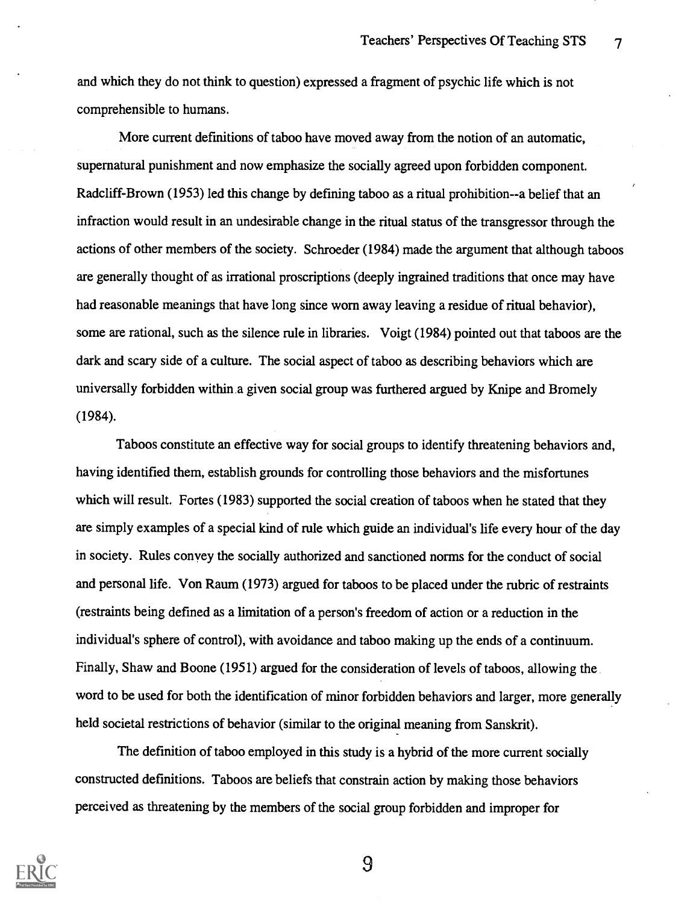and which they do not think to question) expressed a fragment of psychic life which is not comprehensible to humans.

More current definitions of taboo have moved away from the notion of an automatic, supernatural punishment and now emphasize the socially agreed upon forbidden component. Radcliff-Brown (1953) led this change by defining taboo as a ritual prohibition--a belief that an infraction would result in an undesirable change in the ritual status of the transgressor through the actions of other members of the society. Schroeder (1984) made the argument that although taboos are generally thought of as irrational proscriptions (deeply ingrained traditions that once may have had reasonable meanings that have long since worn away leaving a residue of ritual behavior), some are rational, such as the silence rule in libraries. Voigt (1984) pointed out that taboos are the dark and scary side of a culture. The social aspect of taboo as describing behaviors which are universally forbidden within a given social group was furthered argued by Knipe and Bromely (1984).

Taboos constitute an effective way for social groups to identify threatening behaviors and, having identified them, establish grounds for controlling those behaviors and the misfortunes which will result. Fortes (1983) supported the social creation of taboos when he stated that they are simply examples of a special kind of rule which guide an individual's life every hour of the day in society. Rules convey the socially authorized and sanctioned norms for the conduct of social and personal life. Von Raum (1973) argued for taboos to be placed under the rubric of restraints (restraints being defined as a limitation of a person's freedom of action or a reduction in the individual's sphere of control), with avoidance and taboo making up the ends of a continuum. Finally, Shaw and Boone (1951) argued for the consideration of levels of taboos, allowing the word to be used for both the identification of minor forbidden behaviors and larger, more generally held societal restrictions of behavior (similar to the original meaning from Sanskrit).

The definition of taboo employed in this study is a hybrid of the more current socially constructed definitions. Taboos are beliefs that constrain action by making those behaviors perceived as threatening by the members of the social group forbidden and improper for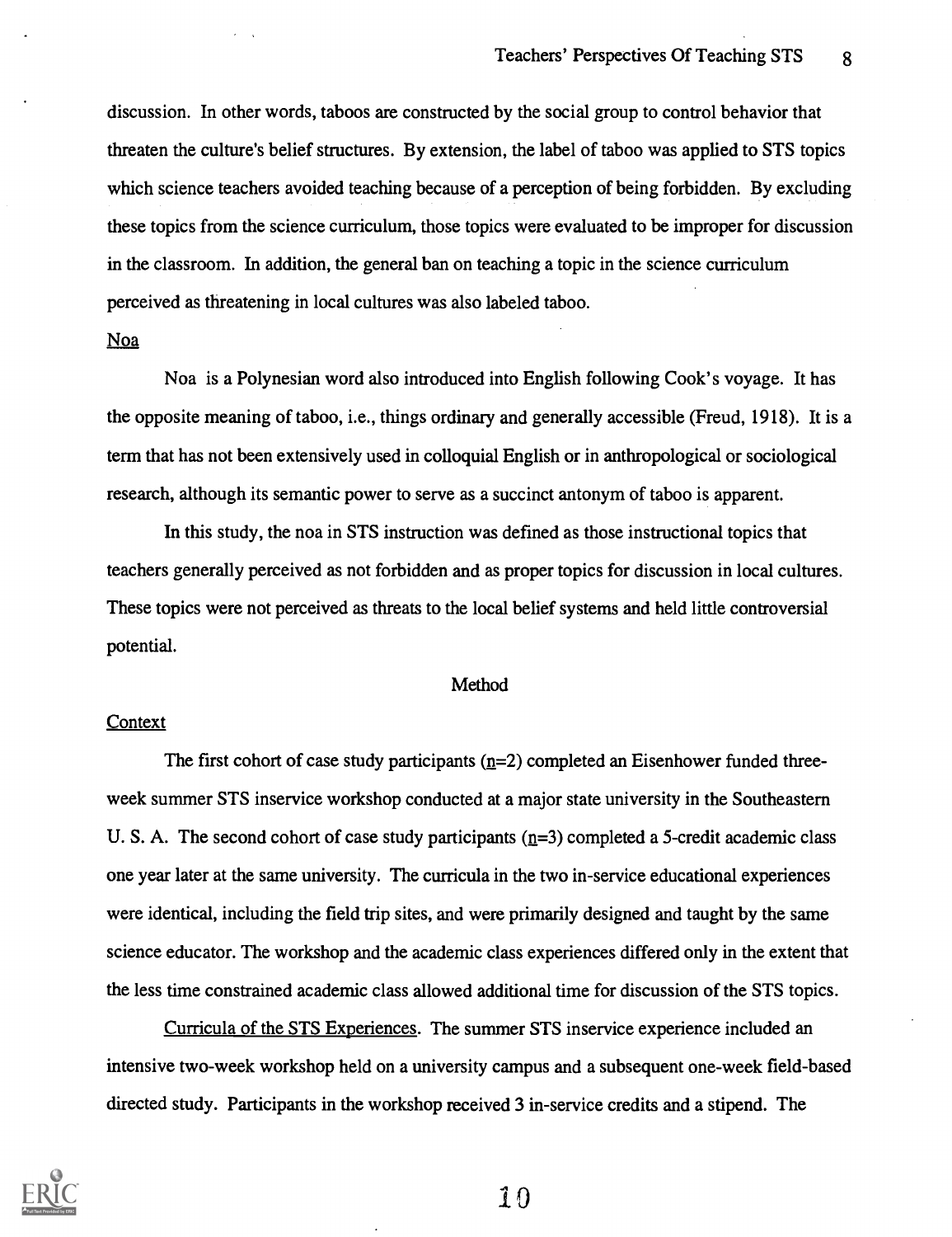discussion. In other words, taboos are constructed by the social group to control behavior that threaten the culture's belief structures. By extension, the label of taboo was applied to STS topics which science teachers avoided teaching because of a perception of being forbidden. By excluding these topics from the science curriculum, those topics were evaluated to be improper for discussion in the classroom. In addition, the general ban on teaching a topic in the science curriculum perceived as threatening in local cultures was also labeled taboo.

### Noa

Noa is a Polynesian word also introduced into English following Cook's voyage. It has the opposite meaning of taboo, i.e., things ordinary and generally accessible (Freud, 1918). It is a term that has not been extensively used in colloquial English or in anthropological or sociological research, although its semantic power to serve as a succinct antonym of taboo is apparent.

In this study, the noa in STS instruction was defined as those instructional topics that teachers generally perceived as not forbidden and as proper topics for discussion in local cultures. These topics were not perceived as threats to the local belief systems and held little controversial potential.

## Method

### Context

The first cohort of case study participants (n=2) completed an Eisenhower funded three-week summer STS inservice workshop conducted at a major state university in the Southeastern U. S. A. The second cohort of case study participants (n=3) completed a 5-credit academic class one year later at the same university. The curricula in the two in-service educational experiences were identical, including the field trip sites, and were primarily designed and taught by the same science educator. The workshop and the academic class experiences differed only in the extent that the less time constrained academic class allowed additional time for discussion of the STS topics.

Curricula of the STS Experiences. The summer STS inservice experience included an intensive two-week workshop held on a university campus and a subsequent one-week field-based directed study. Participants in the workshop received 3 in-service credits and a stipend. The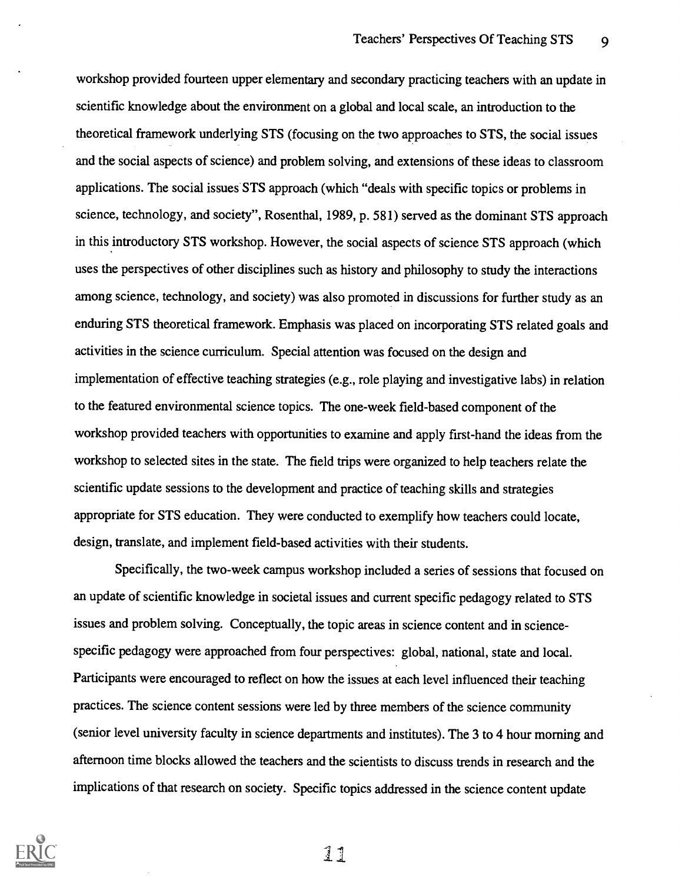workshop provided fourteen upper elementary and secondary practicing teachers with an update in scientific knowledge about the environment on a global and local scale, an introduction to the theoretical framework underlying STS (focusing on the two approaches to STS, the social issues and the social aspects of science) and problem solving, and extensions of these ideas to classroom applications. The social issues STS approach (which "deals with specific topics or problems in science, technology, and society", Rosenthal, 1989, p. 581) served as the dominant STS approach in this introductory STS workshop. However, the social aspects of science STS approach (which uses the perspectives of other disciplines such as history and philosophy to study the interactions among science, technology, and society) was also promoted in discussions for further study as an enduring STS theoretical framework. Emphasis was placed on incorporating STS related goals and activities in the science curriculum. Special attention was focused on the design and implementation of effective teaching strategies (e.g., role playing and investigative labs) in relation to the featured environmental science topics. The one-week field-based component of the workshop provided teachers with opportunities to examine and apply first-hand the ideas from the workshop to selected sites in the state. The field trips were organized to help teachers relate the scientific update sessions to the development and practice of teaching skills and strategies appropriate for STS education. They were conducted to exemplify how teachers could locate, design, translate, and implement field-based activities with their students.

Specifically, the two-week campus workshop included a series of sessions that focused on an update of scientific knowledge in societal issues and current specific pedagogy related to STS issues and problem solving. Conceptually, the topic areas in science content and in science-specific pedagogy were approached from four perspectives: global, national, state and local. Participants were encouraged to reflect on how the issues at each level influenced their teaching practices. The science content sessions were led by three members of the science community (senior level university faculty in science departments and institutes). The 3 to 4 hour morning and afternoon time blocks allowed the teachers and the scientists to discuss trends in research and the implications of that research on society. Specific topics addressed in the science content update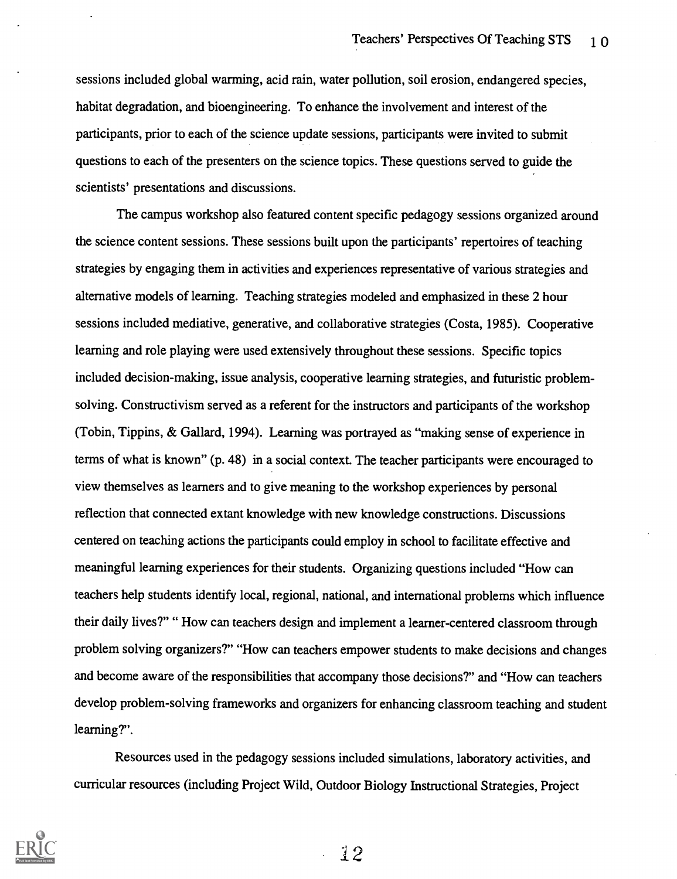sessions included global warming, acid rain, water pollution, soil erosion, endangered species, habitat degradation, and bioengineering. To enhance the involvement and interest of the participants, prior to each of the science update sessions, participants were invited to submit questions to each of the presenters on the science topics. These questions served to guide the scientists' presentations and discussions.

The campus workshop also featured content specific pedagogy sessions organized around the science content sessions. These sessions built upon the participants' repertoires of teaching strategies by engaging them in activities and experiences representative of various strategies and alternative models of learning. Teaching strategies modeled and emphasized in these 2 hour sessions included mediative, generative, and collaborative strategies (Costa, 1985). Cooperative learning and role playing were used extensively throughout these sessions. Specific topics included decision-making, issue analysis, cooperative learning strategies, and futuristic problem-solving. Constructivism served as a referent for the instructors and participants of the workshop (Tobin, Tippins, & Gallard, 1994). Learning was portrayed as "making sense of experience in terms of what is known" (p. 48) in a social context. The teacher participants were encouraged to view themselves as learners and to give meaning to the workshop experiences by personal reflection that connected extant knowledge with new knowledge constructions. Discussions centered on teaching actions the participants could employ in school to facilitate effective and meaningful learning experiences for their students. Organizing questions included "How can teachers help students identify local, regional, national, and international problems which influence their daily lives?" " How can teachers design and implement a learner-centered classroom through problem solving organizers?" "How can teachers empower students to make decisions and changes and become aware of the responsibilities that accompany those decisions?" and "How can teachers develop problem-solving frameworks and organizers for enhancing classroom teaching and student learning?".

Resources used in the pedagogy sessions included simulations, laboratory activities, and curricular resources (including Project Wild, Outdoor Biology Instructional Strategies, Project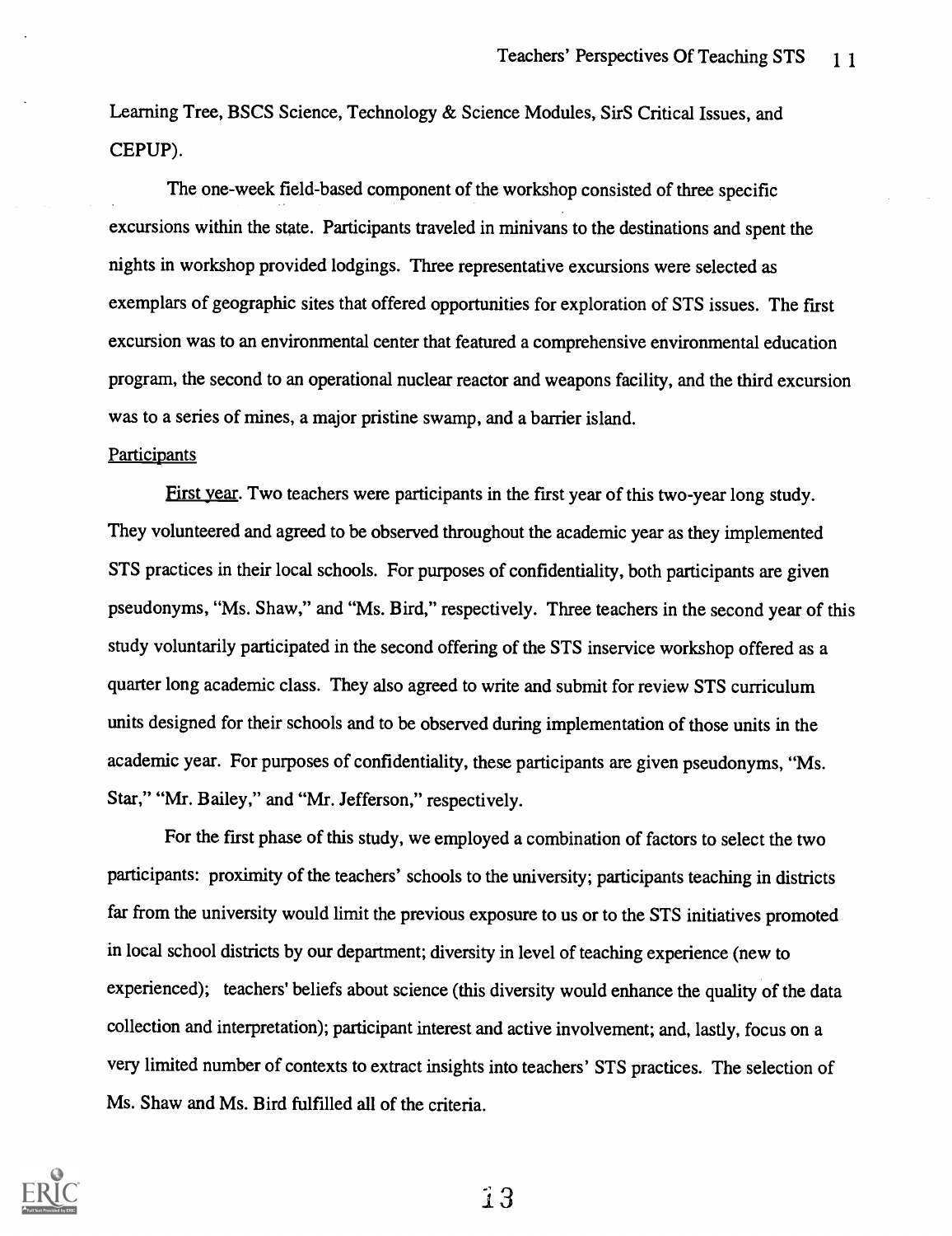Learning Tree, BSCS Science, Technology & Science Modules, SirS Critical Issues, and CEPUP).

The one-week field-based component of the workshop consisted of three specific excursions within the state. Participants traveled in minivans to the destinations and spent the nights in workshop provided lodgings. Three representative excursions were selected as exemplars of geographic sites that offered opportunities for exploration of STS issues. The first excursion was to an environmental center that featured a comprehensive environmental education program, the second to an operational nuclear reactor and weapons facility, and the third excursion was to a series of mines, a major pristine swamp, and a barrier island.

## Participants

First year. Two teachers were participants in the first year of this two-year long study. They volunteered and agreed to be observed throughout the academic year as they implemented STS practices in their local schools. For purposes of confidentiality, both participants are given pseudonyms, "Ms. Shaw," and "Ms. Bird," respectively. Three teachers in the second year of this study voluntarily participated in the second offering of the STS inservice workshop offered as a quarter long academic class. They also agreed to write and submit for review STS curriculum units designed for their schools and to be observed during implementation of those units in the academic year. For purposes of confidentiality, these participants are given pseudonyms, "Ms. Star," "Mr. Bailey," and "Mr. Jefferson," respectively.

For the first phase of this study, we employed a combination of factors to select the two participants: proximity of the teachers' schools to the university; participants teaching in districts far from the university would limit the previous exposure to us or to the STS initiatives promoted in local school districts by our department; diversity in level of teaching experience (new to experienced); teachers' beliefs about science (this diversity would enhance the quality of the data collection and interpretation); participant interest and active involvement; and, lastly, focus on a very limited number of contexts to extract insights into teachers' STS practices. The selection of Ms. Shaw and Ms. Bird fulfilled all of the criteria.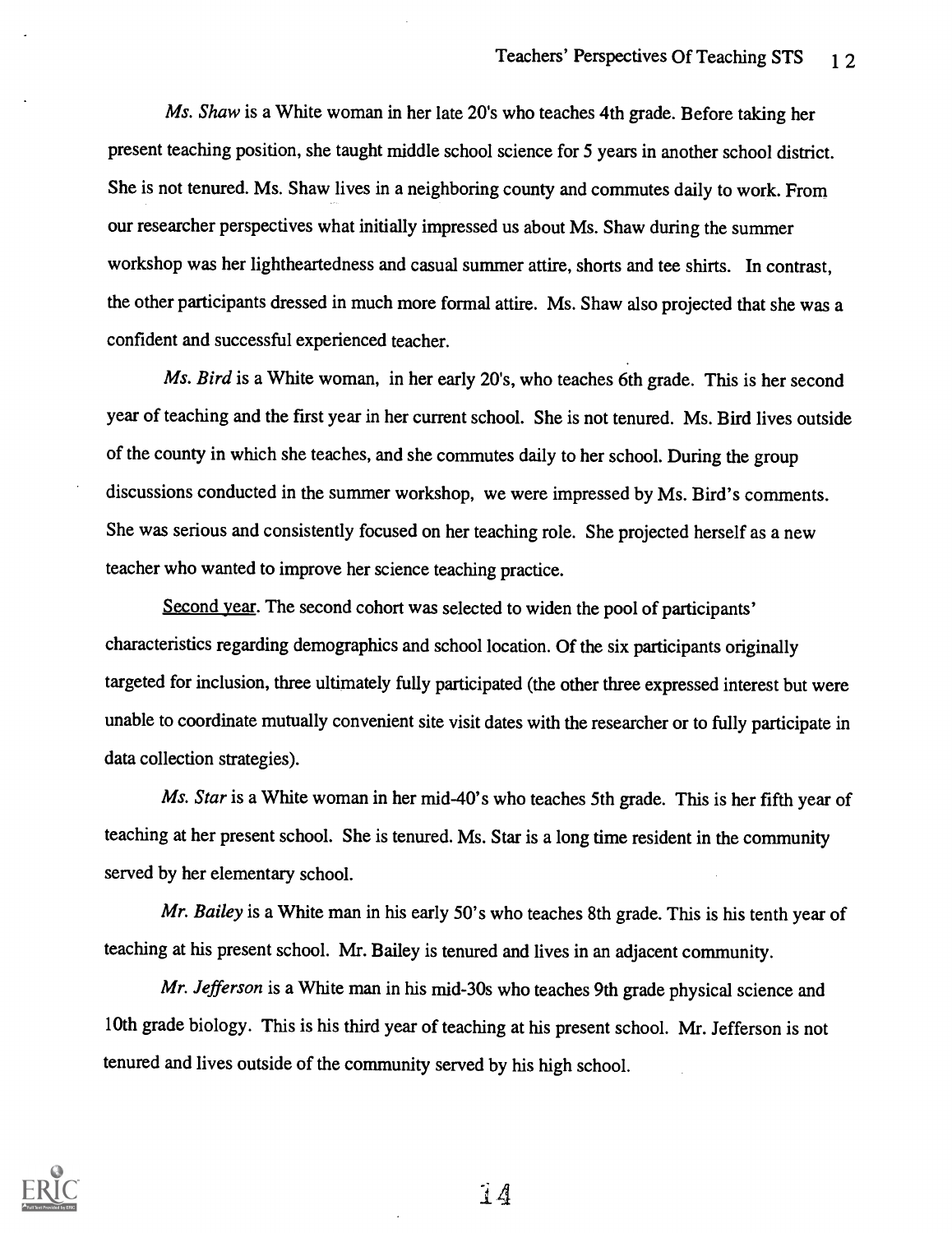*Ms. Shaw* is a White woman in her late 20's who teaches 4th grade. Before taking her present teaching position, she taught middle school science for 5 years in another school district. She is not tenured. Ms. Shaw lives in a neighboring county and commutes daily to work. From our researcher perspectives what initially impressed us about Ms. Shaw during the summer workshop was her lightheartedness and casual summer attire, shorts and tee shirts. In contrast, the other participants dressed in much more formal attire. Ms. Shaw also projected that she was a confident and successful experienced teacher.

*Ms. Bird* is a White woman, in her early 20's, who teaches 6th grade. This is her second year of teaching and the first year in her current school. She is not tenured. Ms. Bird lives outside of the county in which she teaches, and she commutes daily to her school. During the group discussions conducted in the summer workshop, we were impressed by Ms. Bird's comments. She was serious and consistently focused on her teaching role. She projected herself as a new teacher who wanted to improve her science teaching practice.

Second year. The second cohort was selected to widen the pool of participants' characteristics regarding demographics and school location. Of the six participants originally targeted for inclusion, three ultimately fully participated (the other three expressed interest but were unable to coordinate mutually convenient site visit dates with the researcher or to fully participate in data collection strategies).

*Ms. Star* is a White woman in her mid-40's who teaches 5th grade. This is her fifth year of teaching at her present school. She is tenured. Ms. Star is a long time resident in the community served by her elementary school.

*Mr. Bailey* is a White man in his early 50's who teaches 8th grade. This is his tenth year of teaching at his present school. Mr. Bailey is tenured and lives in an adjacent community.

*Mr. Jefferson* is a White man in his mid-30s who teaches 9th grade physical science and 10th grade biology. This is his third year of teaching at his present school. Mr. Jefferson is not tenured and lives outside of the community served by his high school.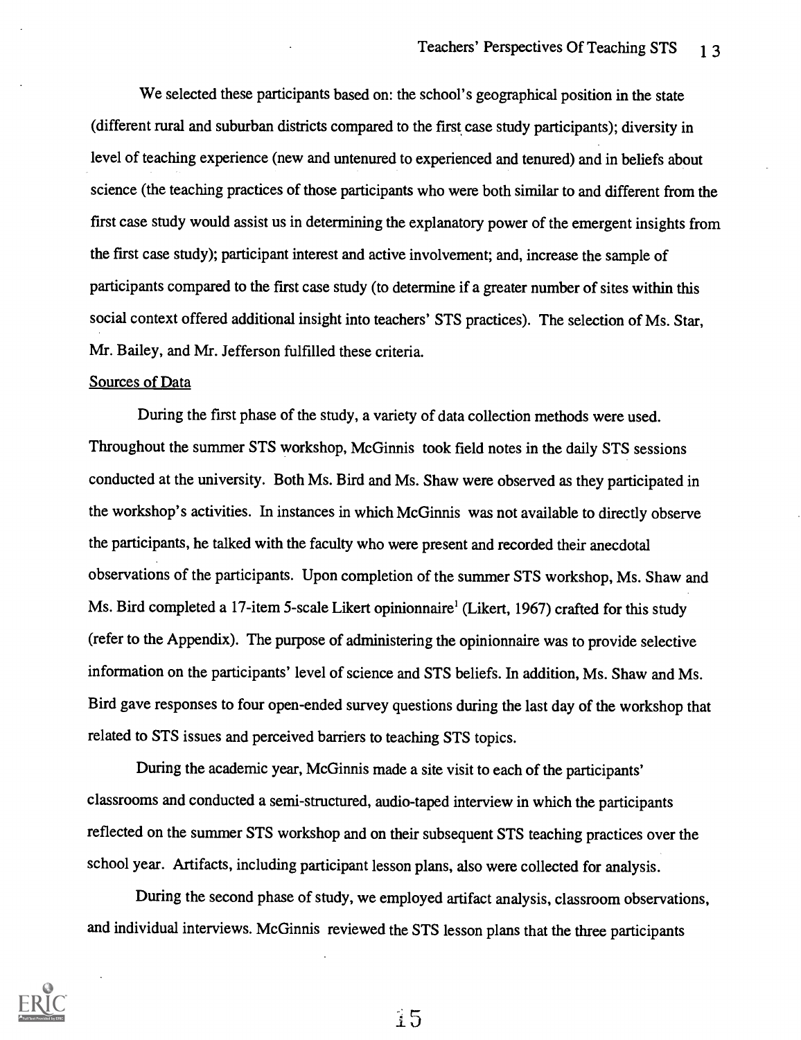We selected these participants based on: the school's geographical position in the state (different rural and suburban districts compared to the first case study participants); diversity in level of teaching experience (new and untenured to experienced and tenured) and in beliefs about science (the teaching practices of those participants who were both similar to and different from the first case study would assist us in determining the explanatory power of the emergent insights from the first case study); participant interest and active involvement; and, increase the sample of participants compared to the first case study (to determine if a greater number of sites within this social context offered additional insight into teachers' STS practices). The selection of Ms. Star, Mr. Bailey, and Mr. Jefferson fulfilled these criteria.

Sources of Data

During the first phase of the study, a variety of data collection methods were used. Throughout the summer STS workshop, McGinnis took field notes in the daily STS sessions conducted at the university. Both Ms. Bird and Ms. Shaw were observed as they participated in the workshop's activities. In instances in which McGinnis was not available to directly observe the participants, he talked with the faculty who were present and recorded their anecdotal observations of the participants. Upon completion of the summer STS workshop, Ms. Shaw and Ms. Bird completed a 17-item 5-scale Likert opinionnaire[1] (Likert, 1967) crafted for this study (refer to the Appendix). The purpose of administering the opinionnaire was to provide selective information on the participants' level of science and STS beliefs. In addition, Ms. Shaw and Ms. Bird gave responses to four open-ended survey questions during the last day of the workshop that related to STS issues and perceived barriers to teaching STS topics.

During the academic year, McGinnis made a site visit to each of the participants' classrooms and conducted a semi-structured, audio-taped interview in which the participants reflected on the summer STS workshop and on their subsequent STS teaching practices over the school year. Artifacts, including participant lesson plans, also were collected for analysis.

During the second phase of study, we employed artifact analysis, classroom observations, and individual interviews. McGinnis reviewed the STS lesson plans that the three participants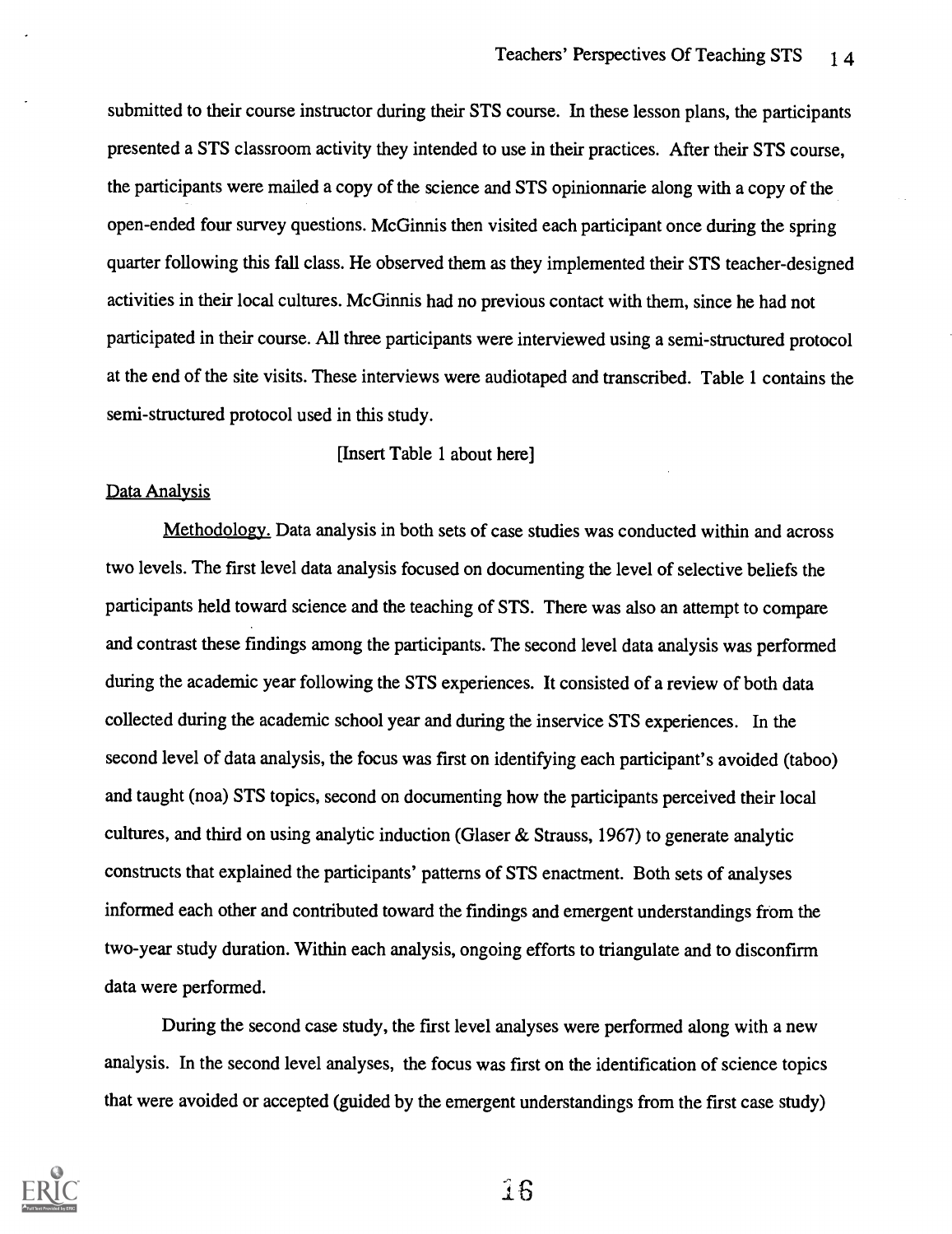submitted to their course instructor during their STS course. In these lesson plans, the participants presented a STS classroom activity they intended to use in their practices. After their STS course, the participants were mailed a copy of the science and STS opinionnarie along with a copy of the open-ended four survey questions. McGinnis then visited each participant once during the spring quarter following this fall class. He observed them as they implemented their STS teacher-designed activities in their local cultures. McGinnis had no previous contact with them, since he had not participated in their course. All three participants were interviewed using a semi-structured protocol at the end of the site visits. These interviews were audiotaped and transcribed. Table 1 contains the semi-structured protocol used in this study.

[Insert Table 1 about here]

Data Analysis

Methodology. Data analysis in both sets of case studies was conducted within and across two levels. The first level data analysis focused on documenting the level of selective beliefs the participants held toward science and the teaching of STS. There was also an attempt to compare and contrast these findings among the participants. The second level data analysis was performed during the academic year following the STS experiences. It consisted of a review of both data collected during the academic school year and during the inservice STS experiences. In the second level of data analysis, the focus was first on identifying each participant's avoided (taboo) and taught (noa) STS topics, second on documenting how the participants perceived their local cultures, and third on using analytic induction (Glaser & Strauss, 1967) to generate analytic constructs that explained the participants' patterns of STS enactment. Both sets of analyses informed each other and contributed toward the findings and emergent understandings from the two-year study duration. Within each analysis, ongoing efforts to triangulate and to disconfirm data were performed.

During the second case study, the first level analyses were performed along with a new analysis. In the second level analyses, the focus was first on the identification of science topics that were avoided or accepted (guided by the emergent understandings from the first case study)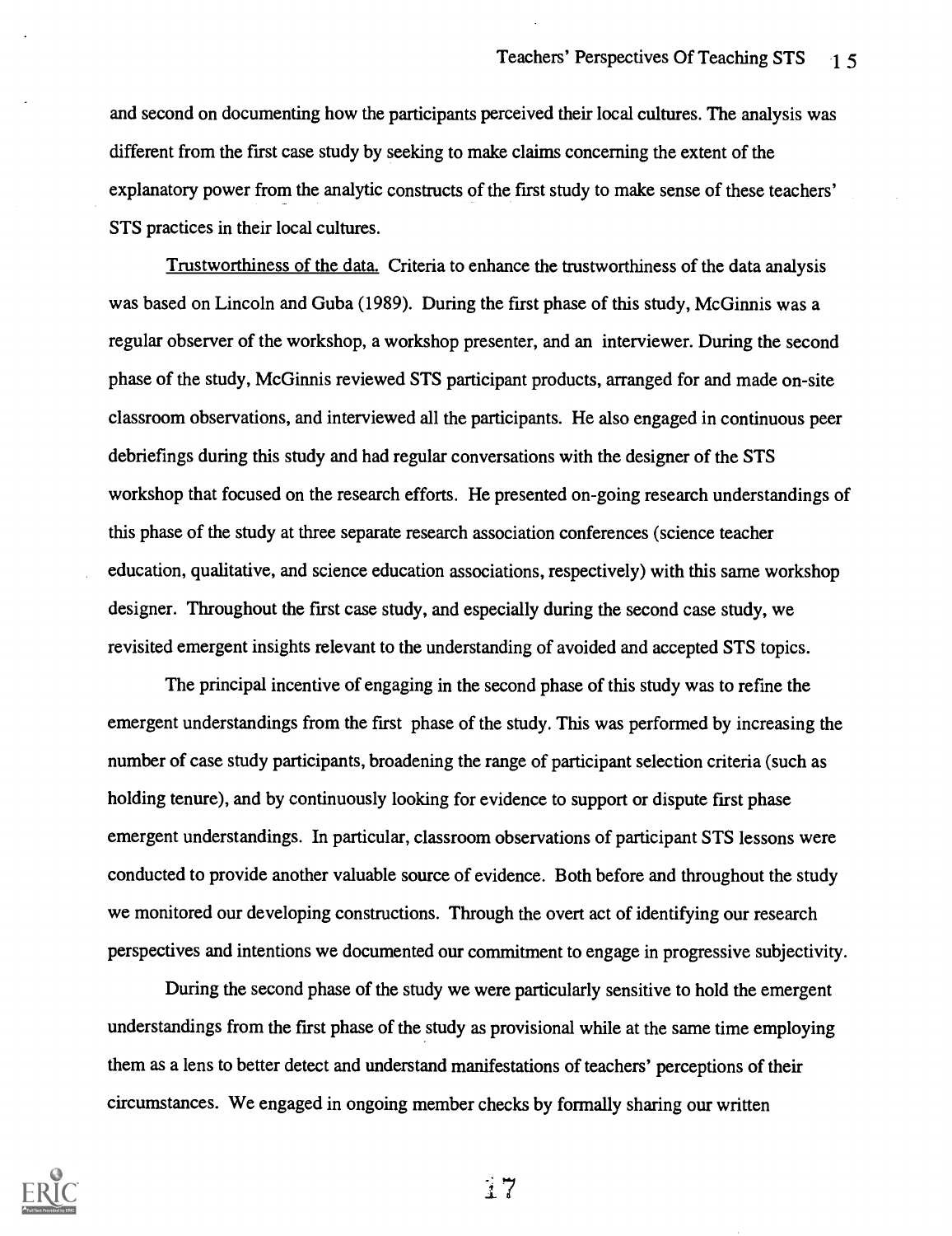and second on documenting how the participants perceived their local cultures. The analysis was different from the first case study by seeking to make claims concerning the extent of the explanatory power from the analytic constructs of the first study to make sense of these teachers' STS practices in their local cultures.

Trustworthiness of the data. Criteria to enhance the trustworthiness of the data analysis was based on Lincoln and Guba (1989). During the first phase of this study, McGinnis was a regular observer of the workshop, a workshop presenter, and an interviewer. During the second phase of the study, McGinnis reviewed STS participant products, arranged for and made on-site classroom observations, and interviewed all the participants. He also engaged in continuous peer debriefings during this study and had regular conversations with the designer of the STS workshop that focused on the research efforts. He presented on-going research understandings of this phase of the study at three separate research association conferences (science teacher education, qualitative, and science education associations, respectively) with this same workshop designer. Throughout the first case study, and especially during the second case study, we revisited emergent insights relevant to the understanding of avoided and accepted STS topics.

The principal incentive of engaging in the second phase of this study was to refine the emergent understandings from the first phase of the study. This was performed by increasing the number of case study participants, broadening the range of participant selection criteria (such as holding tenure), and by continuously looking for evidence to support or dispute first phase emergent understandings. In particular, classroom observations of participant STS lessons were conducted to provide another valuable source of evidence. Both before and throughout the study we monitored our developing constructions. Through the overt act of identifying our research perspectives and intentions we documented our commitment to engage in progressive subjectivity.

During the second phase of the study we were particularly sensitive to hold the emergent understandings from the first phase of the study as provisional while at the same time employing them as a lens to better detect and understand manifestations of teachers' perceptions of their circumstances. We engaged in ongoing member checks by formally sharing our written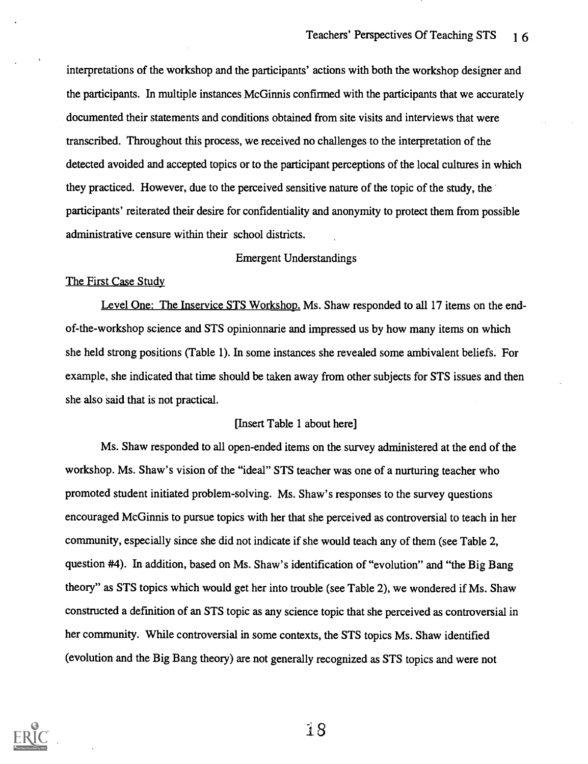interpretations of the workshop and the participants' actions with both the workshop designer and the participants. In multiple instances McGinnis confirmed with the participants that we accurately documented their statements and conditions obtained from site visits and interviews that were transcribed. Throughout this process, we received no challenges to the interpretation of the detected avoided and accepted topics or to the participant perceptions of the local cultures in which they practiced. However, due to the perceived sensitive nature of the topic of the study, the participants' reiterated their desire for confidentiality and anonymity to protect them from possible administrative censure within their school districts.

## Emergent Understandings

### The First Case Study

Level One: The Inservice STS Workshop. Ms. Shaw responded to all 17 items on the end-of-the-workshop science and STS opinionnarie and impressed us by how many items on which she held strong positions (Table 1). In some instances she revealed some ambivalent beliefs. For example, she indicated that time should be taken away from other subjects for STS issues and then she also said that is not practical.

[Insert Table 1 about here]

Ms. Shaw responded to all open-ended items on the survey administered at the end of the workshop. Ms. Shaw's vision of the "ideal" STS teacher was one of a nurturing teacher who promoted student initiated problem-solving. Ms. Shaw's responses to the survey questions encouraged McGinnis to pursue topics with her that she perceived as controversial to teach in her community, especially since she did not indicate if she would teach any of them (see Table 2, question #4). In addition, based on Ms. Shaw's identification of "evolution" and "the Big Bang theory" as STS topics which would get her into trouble (see Table 2), we wondered if Ms. Shaw constructed a definition of an STS topic as any science topic that she perceived as controversial in her community. While controversial in some contexts, the STS topics Ms. Shaw identified (evolution and the Big Bang theory) are not generally recognized as STS topics and were not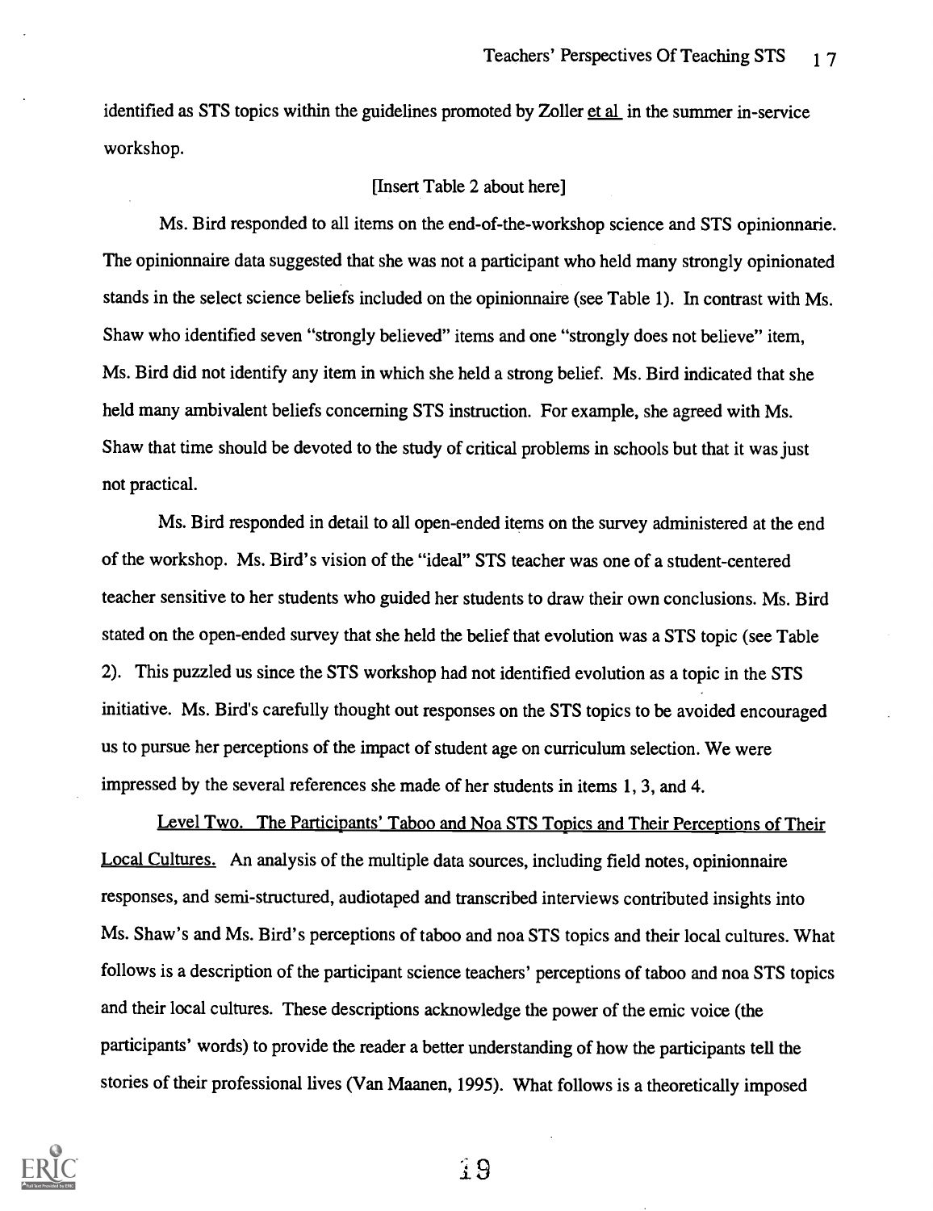identified as STS topics within the guidelines promoted by Zoller et al in the summer in-service workshop.

[Insert Table 2 about here]

Ms. Bird responded to all items on the end-of-the-workshop science and STS opinionnarie. The opinionnaire data suggested that she was not a participant who held many strongly opinionated stands in the select science beliefs included on the opinionnaire (see Table 1). In contrast with Ms. Shaw who identified seven "strongly believed" items and one "strongly does not believe" item, Ms. Bird did not identify any item in which she held a strong belief. Ms. Bird indicated that she held many ambivalent beliefs concerning STS instruction. For example, she agreed with Ms. Shaw that time should be devoted to the study of critical problems in schools but that it was just not practical.

Ms. Bird responded in detail to all open-ended items on the survey administered at the end of the workshop. Ms. Bird's vision of the "ideal" STS teacher was one of a student-centered teacher sensitive to her students who guided her students to draw their own conclusions. Ms. Bird stated on the open-ended survey that she held the belief that evolution was a STS topic (see Table 2). This puzzled us since the STS workshop had not identified evolution as a topic in the STS initiative. Ms. Bird's carefully thought out responses on the STS topics to be avoided encouraged us to pursue her perceptions of the impact of student age on curriculum selection. We were impressed by the several references she made of her students in items 1, 3, and 4.

Level Two. The Participants' Taboo and Noa STS Topics and Their Perceptions of Their Local Cultures. An analysis of the multiple data sources, including field notes, opinionnaire responses, and semi-structured, audiotaped and transcribed interviews contributed insights into Ms. Shaw's and Ms. Bird's perceptions of taboo and noa STS topics and their local cultures. What follows is a description of the participant science teachers' perceptions of taboo and noa STS topics and their local cultures. These descriptions acknowledge the power of the emic voice (the participants' words) to provide the reader a better understanding of how the participants tell the stories of their professional lives (Van Maanen, 1995). What follows is a theoretically imposed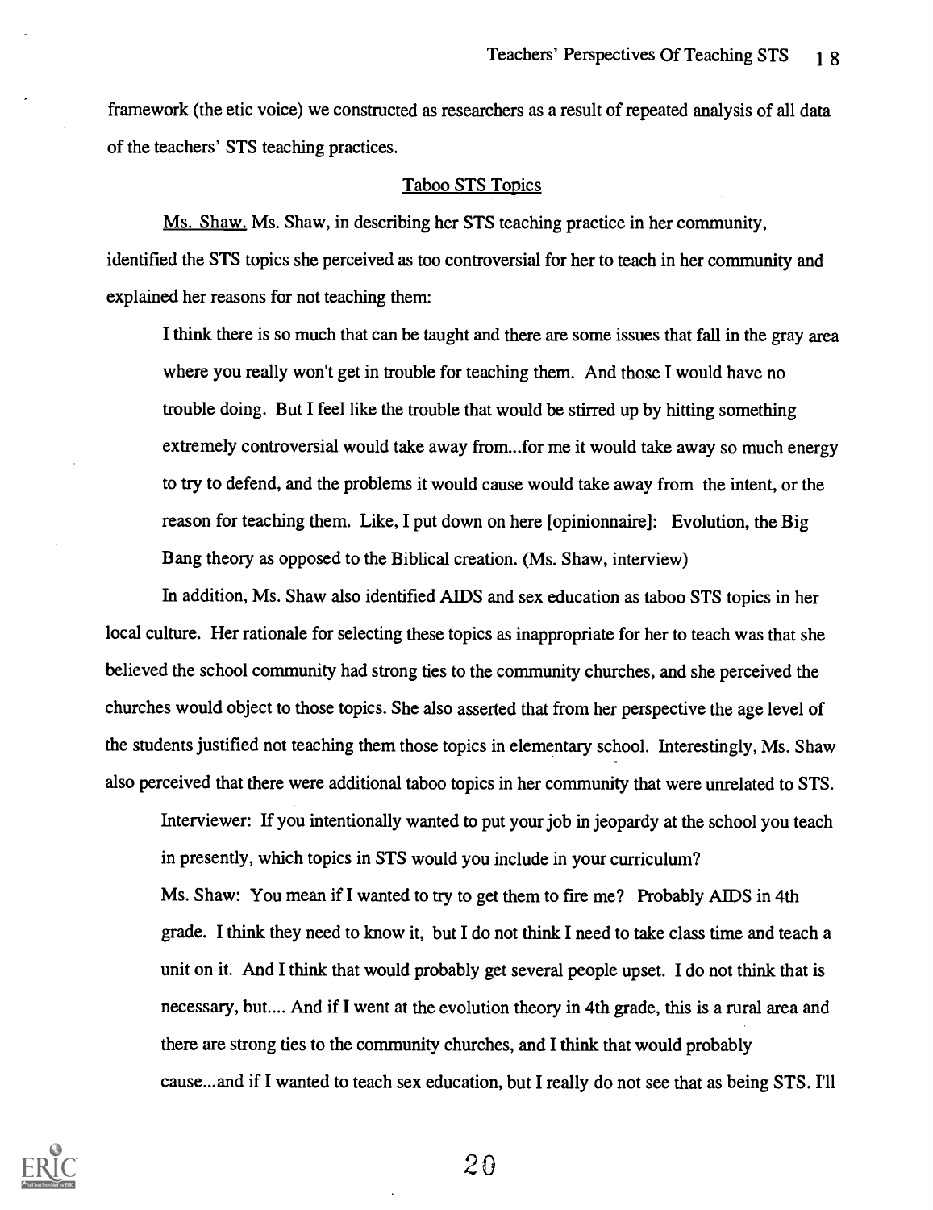framework (the etic voice) we constructed as researchers as a result of repeated analysis of all data of the teachers' STS teaching practices.

## Taboo STS Topics

Ms. Shaw. Ms. Shaw, in describing her STS teaching practice in her community, identified the STS topics she perceived as too controversial for her to teach in her community and explained her reasons for not teaching them:

> I think there is so much that can be taught and there are some issues that fall in the gray area where you really won't get in trouble for teaching them. And those I would have no trouble doing. But I feel like the trouble that would be stirred up by hitting something extremely controversial would take away from...for me it would take away so much energy to try to defend, and the problems it would cause would take away from the intent, or the reason for teaching them. Like, I put down on here [opinionnaire]: Evolution, the Big Bang theory as opposed to the Biblical creation. (Ms. Shaw, interview)

In addition, Ms. Shaw also identified AIDS and sex education as taboo STS topics in her local culture. Her rationale for selecting these topics as inappropriate for her to teach was that she believed the school community had strong ties to the community churches, and she perceived the churches would object to those topics. She also asserted that from her perspective the age level of the students justified not teaching them those topics in elementary school. Interestingly, Ms. Shaw also perceived that there were additional taboo topics in her community that were unrelated to STS.

> Interviewer: If you intentionally wanted to put your job in jeopardy at the school you teach in presently, which topics in STS would you include in your curriculum?
>
> Ms. Shaw: You mean if I wanted to try to get them to fire me? Probably AIDS in 4th grade. I think they need to know it, but I do not think I need to take class time and teach a unit on it. And I think that would probably get several people upset. I do not think that is necessary, but.... And if I went at the evolution theory in 4th grade, this is a rural area and there are strong ties to the community churches, and I think that would probably cause...and if I wanted to teach sex education, but I really do not see that as being STS. I'll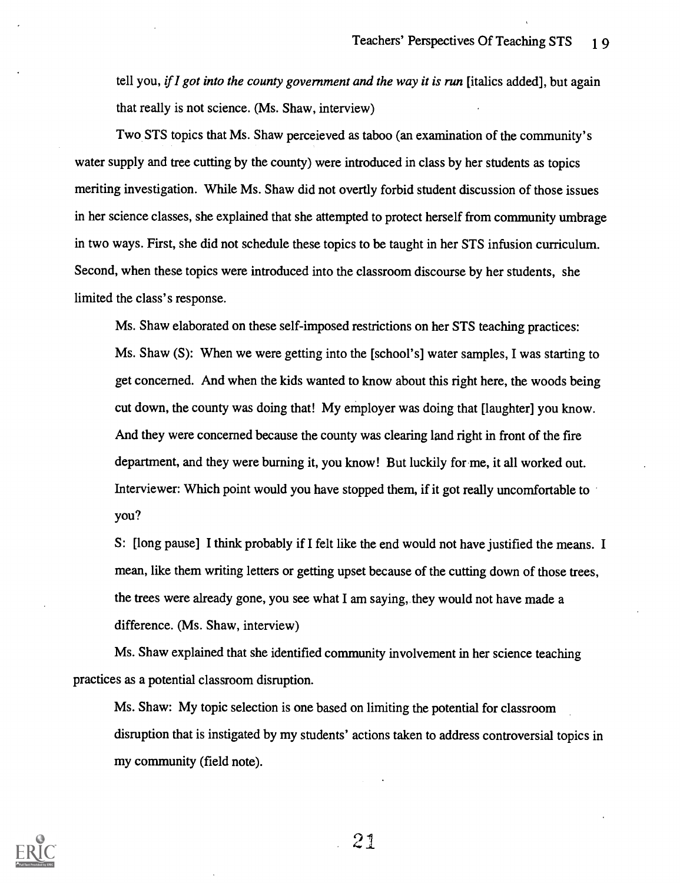tell you, *if I got into the county government and the way it is run* [italics added], but again that really is not science. (Ms. Shaw, interview)

Two STS topics that Ms. Shaw perceieved as taboo (an examination of the community's water supply and tree cutting by the county) were introduced in class by her students as topics meriting investigation. While Ms. Shaw did not overtly forbid student discussion of those issues in her science classes, she explained that she attempted to protect herself from community umbrage in two ways. First, she did not schedule these topics to be taught in her STS infusion curriculum. Second, when these topics were introduced into the classroom discourse by her students, she limited the class's response.

Ms. Shaw elaborated on these self-imposed restrictions on her STS teaching practices:

> Ms. Shaw (S): When we were getting into the [school's] water samples, I was starting to get concerned. And when the kids wanted to know about this right here, the woods being cut down, the county was doing that! My employer was doing that [laughter] you know. And they were concerned because the county was clearing land right in front of the fire department, and they were burning it, you know! But luckily for me, it all worked out.
>
> Interviewer: Which point would you have stopped them, if it got really uncomfortable to you?
>
> S: [long pause] I think probably if I felt like the end would not have justified the means. I mean, like them writing letters or getting upset because of the cutting down of those trees, the trees were already gone, you see what I am saying, they would not have made a difference. (Ms. Shaw, interview)

Ms. Shaw explained that she identified community involvement in her science teaching practices as a potential classroom disruption.

> Ms. Shaw: My topic selection is one based on limiting the potential for classroom disruption that is instigated by my students' actions taken to address controversial topics in my community (field note).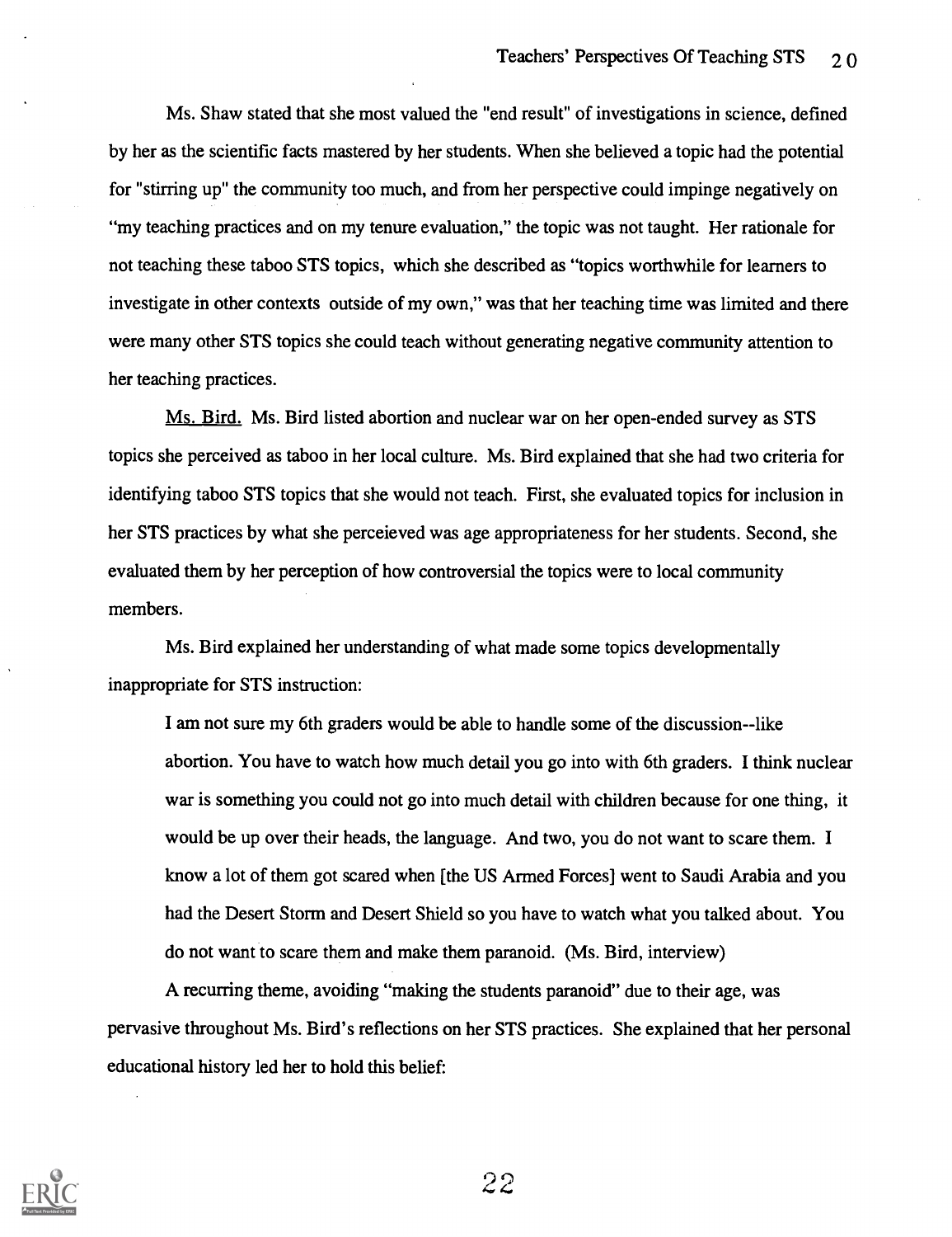Ms. Shaw stated that she most valued the "end result" of investigations in science, defined by her as the scientific facts mastered by her students. When she believed a topic had the potential for "stirring up" the community too much, and from her perspective could impinge negatively on "my teaching practices and on my tenure evaluation," the topic was not taught. Her rationale for not teaching these taboo STS topics, which she described as "topics worthwhile for learners to investigate in other contexts outside of my own," was that her teaching time was limited and there were many other STS topics she could teach without generating negative community attention to her teaching practices.

Ms. Bird. Ms. Bird listed abortion and nuclear war on her open-ended survey as STS topics she perceived as taboo in her local culture. Ms. Bird explained that she had two criteria for identifying taboo STS topics that she would not teach. First, she evaluated topics for inclusion in her STS practices by what she perceieved was age appropriateness for her students. Second, she evaluated them by her perception of how controversial the topics were to local community members.

Ms. Bird explained her understanding of what made some topics developmentally inappropriate for STS instruction:

> I am not sure my 6th graders would be able to handle some of the discussion--like abortion. You have to watch how much detail you go into with 6th graders. I think nuclear war is something you could not go into much detail with children because for one thing, it would be up over their heads, the language. And two, you do not want to scare them. I know a lot of them got scared when [the US Armed Forces] went to Saudi Arabia and you had the Desert Storm and Desert Shield so you have to watch what you talked about. You do not want to scare them and make them paranoid. (Ms. Bird, interview)

A recurring theme, avoiding "making the students paranoid" due to their age, was pervasive throughout Ms. Bird's reflections on her STS practices. She explained that her personal educational history led her to hold this belief: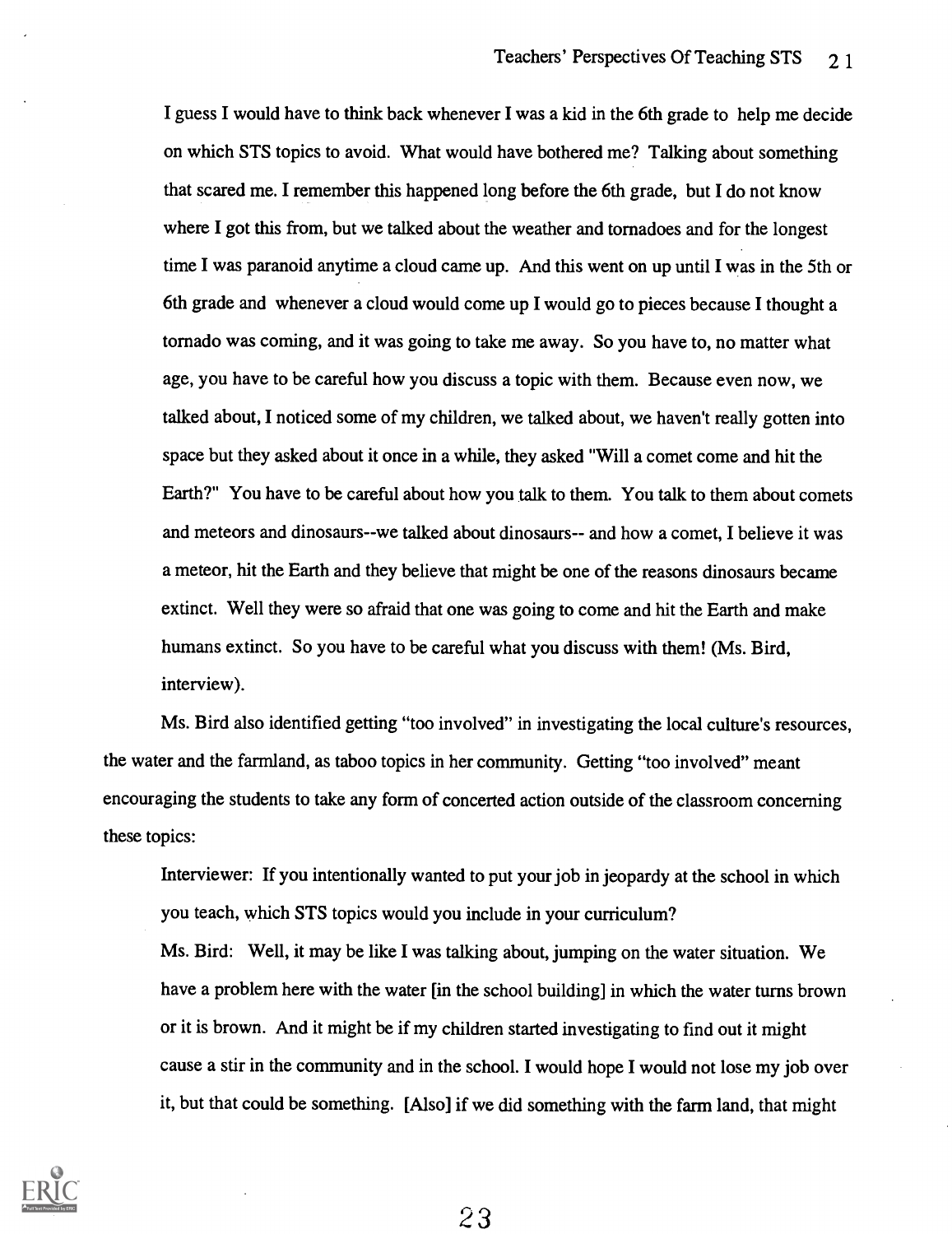I guess I would have to think back whenever I was a kid in the 6th grade to help me decide on which STS topics to avoid. What would have bothered me? Talking about something that scared me. I remember this happened long before the 6th grade, but I do not know where I got this from, but we talked about the weather and tornadoes and for the longest time I was paranoid anytime a cloud came up. And this went on up until I was in the 5th or 6th grade and whenever a cloud would come up I would go to pieces because I thought a tornado was coming, and it was going to take me away. So you have to, no matter what age, you have to be careful how you discuss a topic with them. Because even now, we talked about, I noticed some of my children, we talked about, we haven't really gotten into space but they asked about it once in a while, they asked "Will a comet come and hit the Earth?" You have to be careful about how you talk to them. You talk to them about comets and meteors and dinosaurs--we talked about dinosaurs-- and how a comet, I believe it was a meteor, hit the Earth and they believe that might be one of the reasons dinosaurs became extinct. Well they were so afraid that one was going to come and hit the Earth and make humans extinct. So you have to be careful what you discuss with them! (Ms. Bird, interview).

Ms. Bird also identified getting "too involved" in investigating the local culture's resources, the water and the farmland, as taboo topics in her community. Getting "too involved" meant encouraging the students to take any form of concerted action outside of the classroom concerning these topics:

> Interviewer: If you intentionally wanted to put your job in jeopardy at the school in which you teach, which STS topics would you include in your curriculum?
>
> Ms. Bird: Well, it may be like I was talking about, jumping on the water situation. We have a problem here with the water [in the school building] in which the water turns brown or it is brown. And it might be if my children started investigating to find out it might cause a stir in the community and in the school. I would hope I would not lose my job over it, but that could be something. [Also] if we did something with the farm land, that might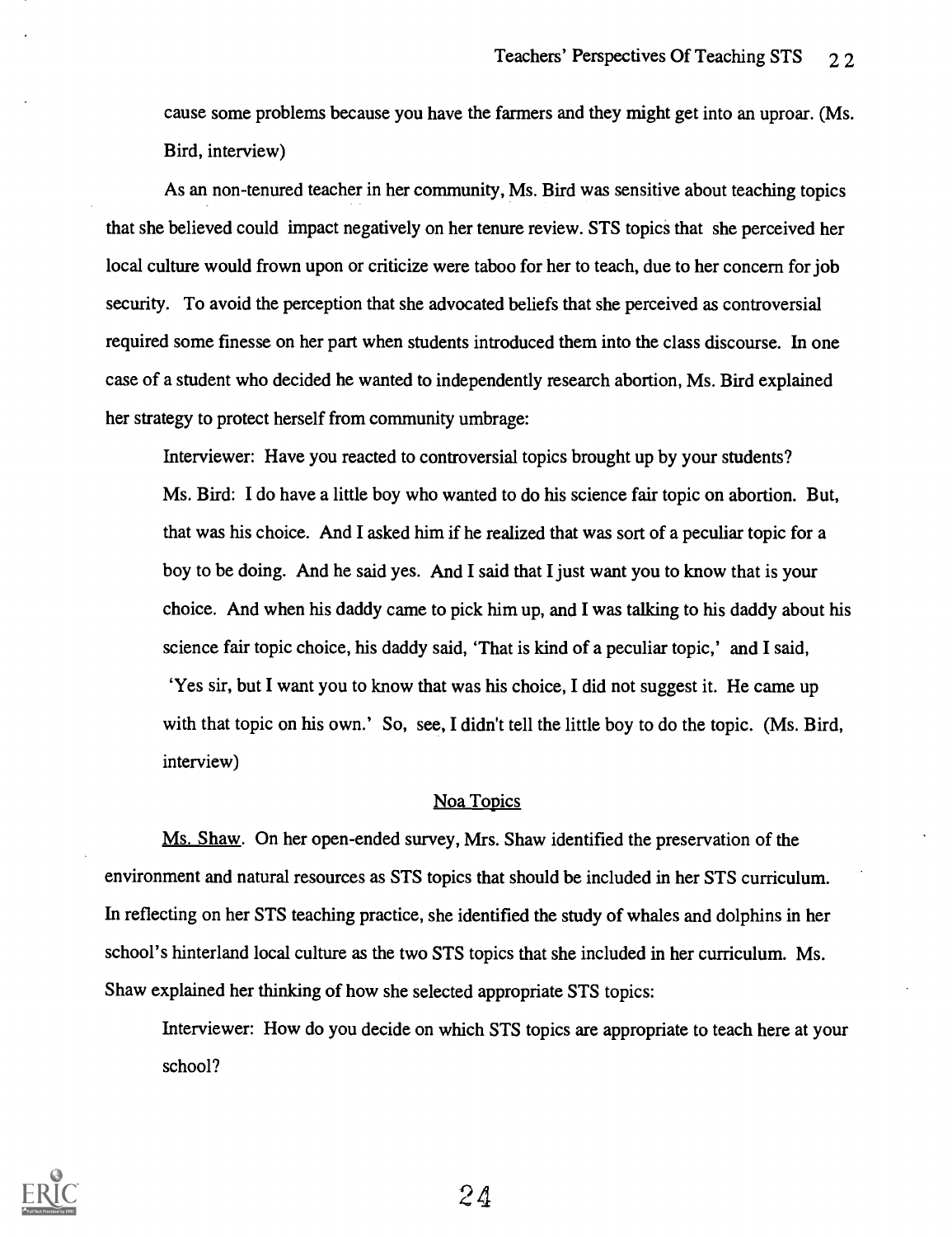cause some problems because you have the farmers and they might get into an uproar. (Ms. Bird, interview)

As an non-tenured teacher in her community, Ms. Bird was sensitive about teaching topics that she believed could impact negatively on her tenure review. STS topics that she perceived her local culture would frown upon or criticize were taboo for her to teach, due to her concern for job security. To avoid the perception that she advocated beliefs that she perceived as controversial required some finesse on her part when students introduced them into the class discourse. In one case of a student who decided he wanted to independently research abortion, Ms. Bird explained her strategy to protect herself from community umbrage:

> Interviewer: Have you reacted to controversial topics brought up by your students?
>
> Ms. Bird: I do have a little boy who wanted to do his science fair topic on abortion. But, that was his choice. And I asked him if he realized that was sort of a peculiar topic for a boy to be doing. And he said yes. And I said that I just want you to know that is your choice. And when his daddy came to pick him up, and I was talking to his daddy about his science fair topic choice, his daddy said, 'That is kind of a peculiar topic,' and I said, 'Yes sir, but I want you to know that was his choice, I did not suggest it. He came up with that topic on his own.' So, see, I didn't tell the little boy to do the topic. (Ms. Bird, interview)

## Noa Topics

Ms. Shaw. On her open-ended survey, Mrs. Shaw identified the preservation of the environment and natural resources as STS topics that should be included in her STS curriculum. In reflecting on her STS teaching practice, she identified the study of whales and dolphins in her school's hinterland local culture as the two STS topics that she included in her curriculum. Ms. Shaw explained her thinking of how she selected appropriate STS topics:

> Interviewer: How do you decide on which STS topics are appropriate to teach here at your school?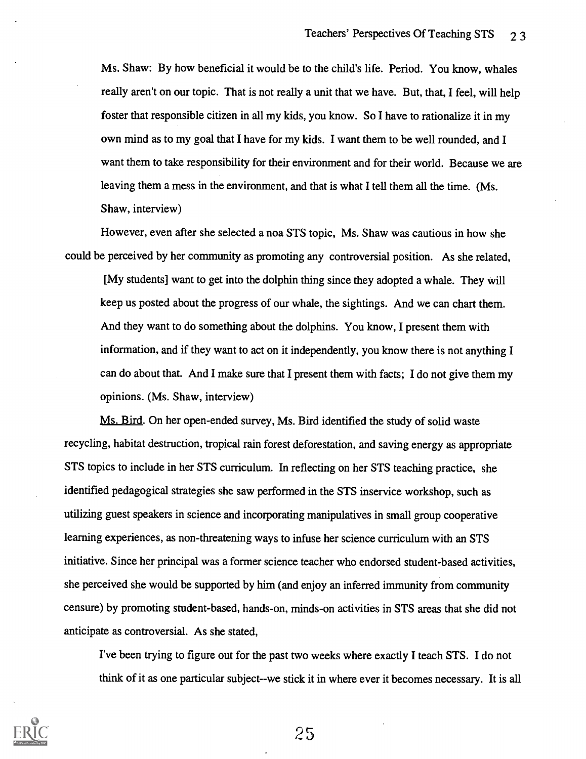> Ms. Shaw: By how beneficial it would be to the child's life. Period. You know, whales really aren't on our topic. That is not really a unit that we have. But, that, I feel, will help foster that responsible citizen in all my kids, you know. So I have to rationalize it in my own mind as to my goal that I have for my kids. I want them to be well rounded, and I want them to take responsibility for their environment and for their world. Because we are leaving them a mess in the environment, and that is what I tell them all the time. (Ms. Shaw, interview)

However, even after she selected a noa STS topic, Ms. Shaw was cautious in how she could be perceived by her community as promoting any controversial position. As she related,

> [My students] want to get into the dolphin thing since they adopted a whale. They will keep us posted about the progress of our whale, the sightings. And we can chart them. And they want to do something about the dolphins. You know, I present them with information, and if they want to act on it independently, you know there is not anything I can do about that. And I make sure that I present them with facts; I do not give them my opinions. (Ms. Shaw, interview)

Ms. Bird. On her open-ended survey, Ms. Bird identified the study of solid waste recycling, habitat destruction, tropical rain forest deforestation, and saving energy as appropriate STS topics to include in her STS curriculum. In reflecting on her STS teaching practice, she identified pedagogical strategies she saw performed in the STS inservice workshop, such as utilizing guest speakers in science and incorporating manipulatives in small group cooperative learning experiences, as non-threatening ways to infuse her science curriculum with an STS initiative. Since her principal was a former science teacher who endorsed student-based activities, she perceived she would be supported by him (and enjoy an inferred immunity from community censure) by promoting student-based, hands-on, minds-on activities in STS areas that she did not anticipate as controversial. As she stated,

> I've been trying to figure out for the past two weeks where exactly I teach STS. I do not think of it as one particular subject--we stick it in where ever it becomes necessary. It is all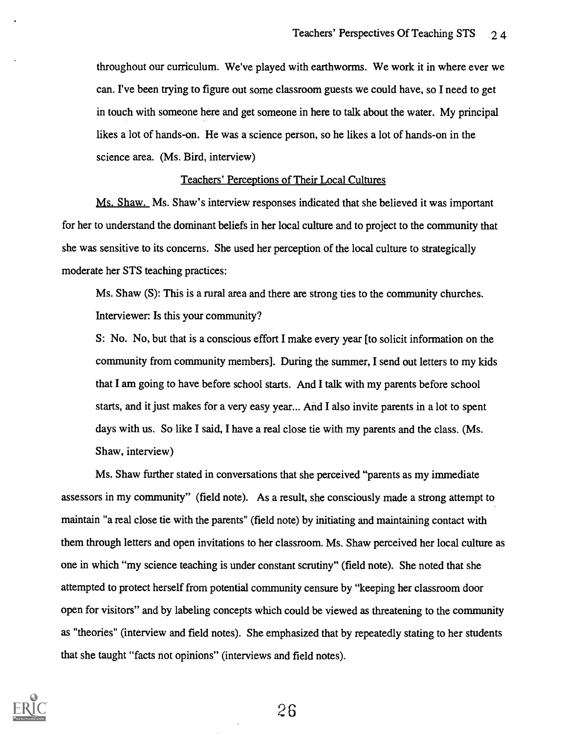throughout our curriculum. We've played with earthworms. We work it in where ever we can. I've been trying to figure out some classroom guests we could have, so I need to get in touch with someone here and get someone in here to talk about the water. My principal likes a lot of hands-on. He was a science person, so he likes a lot of hands-on in the science area. (Ms. Bird, interview)

## Teachers' Perceptions of Their Local Cultures

Ms. Shaw. Ms. Shaw's interview responses indicated that she believed it was important for her to understand the dominant beliefs in her local culture and to project to the community that she was sensitive to its concerns. She used her perception of the local culture to strategically moderate her STS teaching practices:

> Ms. Shaw (S): This is a rural area and there are strong ties to the community churches.
>
> Interviewer: Is this your community?
>
> S: No. No, but that is a conscious effort I make every year [to solicit information on the community from community members]. During the summer, I send out letters to my kids that I am going to have before school starts. And I talk with my parents before school starts, and it just makes for a very easy year... And I also invite parents in a lot to spent days with us. So like I said, I have a real close tie with my parents and the class. (Ms. Shaw, interview)

Ms. Shaw further stated in conversations that she perceived "parents as my immediate assessors in my community" (field note). As a result, she consciously made a strong attempt to maintain "a real close tie with the parents" (field note) by initiating and maintaining contact with them through letters and open invitations to her classroom. Ms. Shaw perceived her local culture as one in which "my science teaching is under constant scrutiny" (field note). She noted that she attempted to protect herself from potential community censure by "keeping her classroom door open for visitors" and by labeling concepts which could be viewed as threatening to the community as "theories" (interview and field notes). She emphasized that by repeatedly stating to her students that she taught "facts not opinions" (interviews and field notes).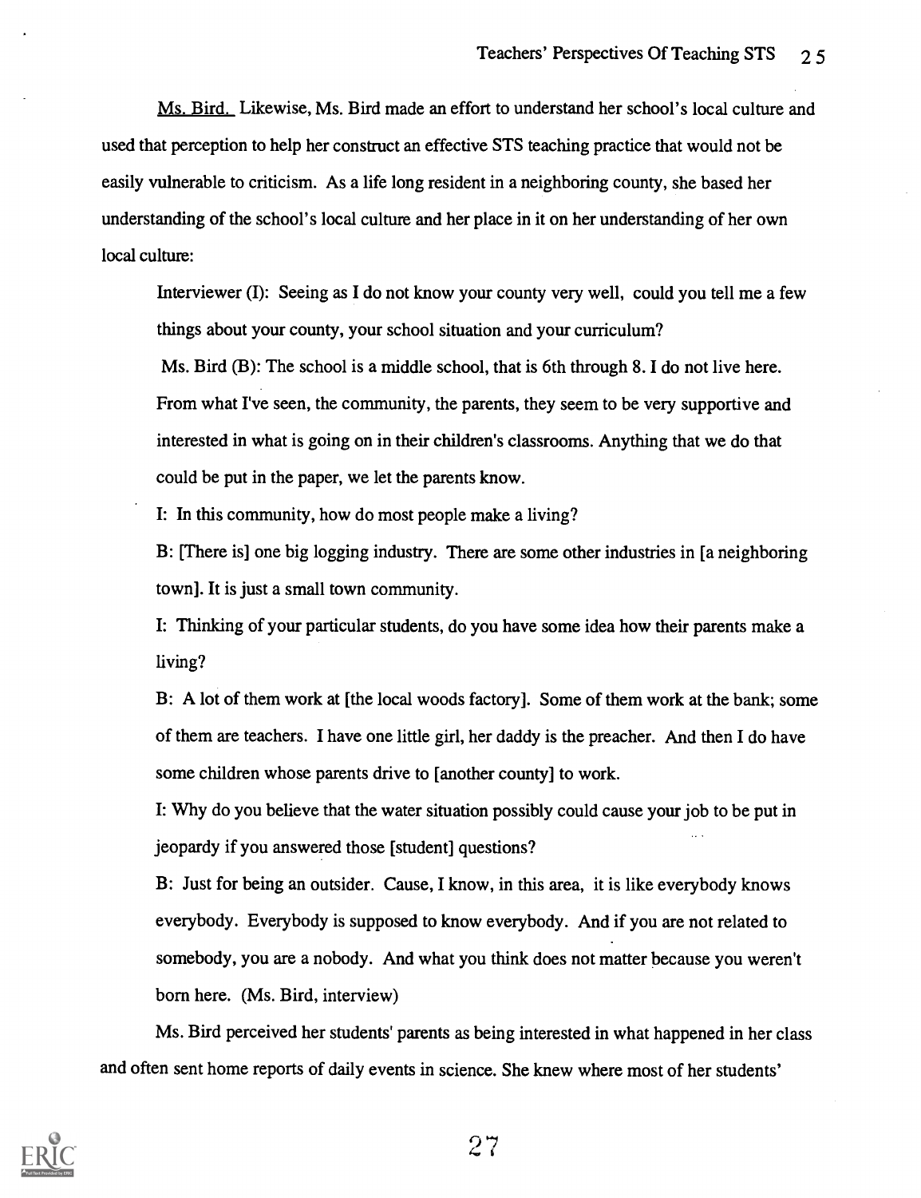Ms. Bird. Likewise, Ms. Bird made an effort to understand her school's local culture and used that perception to help her construct an effective STS teaching practice that would not be easily vulnerable to criticism. As a life long resident in a neighboring county, she based her understanding of the school's local culture and her place in it on her understanding of her own local culture:

> Interviewer (I): Seeing as I do not know your county very well, could you tell me a few things about your county, your school situation and your curriculum?
>
> Ms. Bird (B): The school is a middle school, that is 6th through 8. I do not live here. From what I've seen, the community, the parents, they seem to be very supportive and interested in what is going on in their children's classrooms. Anything that we do that could be put in the paper, we let the parents know.
>
> I: In this community, how do most people make a living?
>
> B: [There is] one big logging industry. There are some other industries in [a neighboring town]. It is just a small town community.
>
> I: Thinking of your particular students, do you have some idea how their parents make a living?
>
> B: A lot of them work at [the local woods factory]. Some of them work at the bank; some of them are teachers. I have one little girl, her daddy is the preacher. And then I do have some children whose parents drive to [another county] to work.
>
> I: Why do you believe that the water situation possibly could cause your job to be put in jeopardy if you answered those [student] questions?
>
> B: Just for being an outsider. Cause, I know, in this area, it is like everybody knows everybody. Everybody is supposed to know everybody. And if you are not related to somebody, you are a nobody. And what you think does not matter because you weren't born here. (Ms. Bird, interview)

Ms. Bird perceived her students' parents as being interested in what happened in her class and often sent home reports of daily events in science. She knew where most of her students'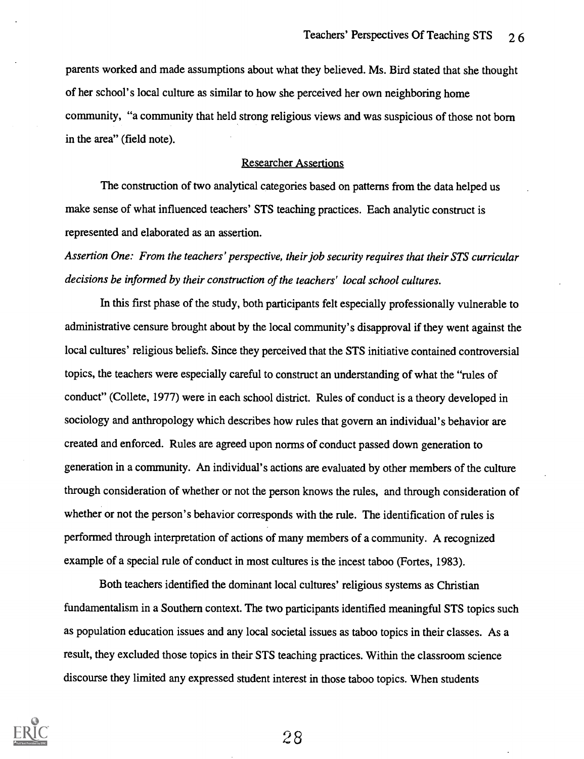parents worked and made assumptions about what they believed. Ms. Bird stated that she thought of her school's local culture as similar to how she perceived her own neighboring home community, "a community that held strong religious views and was suspicious of those not born in the area" (field note).

## Researcher Assertions

The construction of two analytical categories based on patterns from the data helped us make sense of what influenced teachers' STS teaching practices. Each analytic construct is represented and elaborated as an assertion.

*Assertion One: From the teachers' perspective, their job security requires that their STS curricular decisions be informed by their construction of the teachers' local school cultures.*

In this first phase of the study, both participants felt especially professionally vulnerable to administrative censure brought about by the local community's disapproval if they went against the local cultures' religious beliefs. Since they perceived that the STS initiative contained controversial topics, the teachers were especially careful to construct an understanding of what the "rules of conduct" (Collete, 1977) were in each school district. Rules of conduct is a theory developed in sociology and anthropology which describes how rules that govern an individual's behavior are created and enforced. Rules are agreed upon norms of conduct passed down generation to generation in a community. An individual's actions are evaluated by other members of the culture through consideration of whether or not the person knows the rules, and through consideration of whether or not the person's behavior corresponds with the rule. The identification of rules is performed through interpretation of actions of many members of a community. A recognized example of a special rule of conduct in most cultures is the incest taboo (Fortes, 1983).

Both teachers identified the dominant local cultures' religious systems as Christian fundamentalism in a Southern context. The two participants identified meaningful STS topics such as population education issues and any local societal issues as taboo topics in their classes. As a result, they excluded those topics in their STS teaching practices. Within the classroom science discourse they limited any expressed student interest in those taboo topics. When students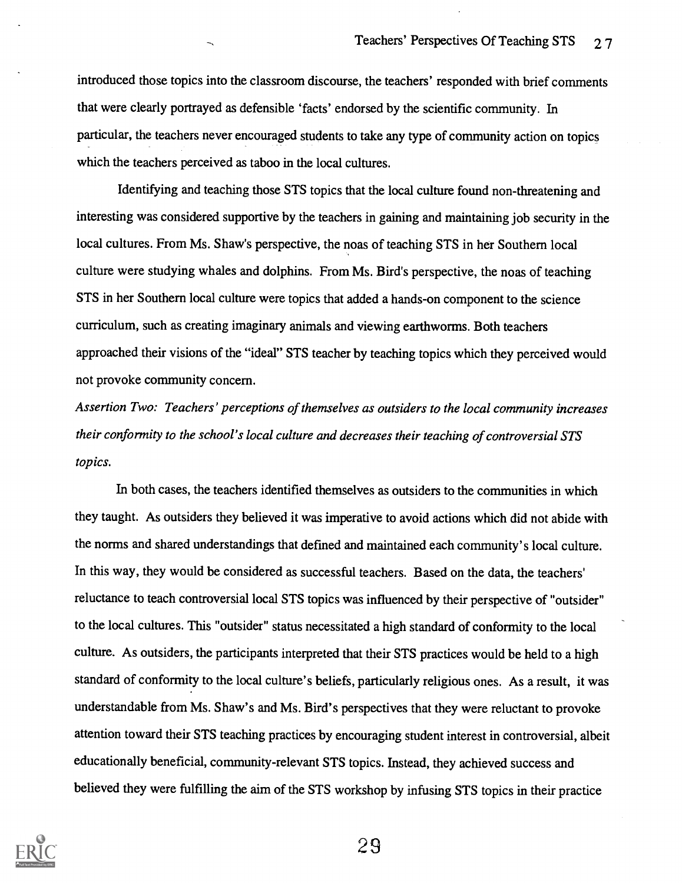introduced those topics into the classroom discourse, the teachers' responded with brief comments that were clearly portrayed as defensible 'facts' endorsed by the scientific community. In particular, the teachers never encouraged students to take any type of community action on topics which the teachers perceived as taboo in the local cultures.

Identifying and teaching those STS topics that the local culture found non-threatening and interesting was considered supportive by the teachers in gaining and maintaining job security in the local cultures. From Ms. Shaw's perspective, the noas of teaching STS in her Southern local culture were studying whales and dolphins. From Ms. Bird's perspective, the noas of teaching STS in her Southern local culture were topics that added a hands-on component to the science curriculum, such as creating imaginary animals and viewing earthworms. Both teachers approached their visions of the "ideal" STS teacher by teaching topics which they perceived would not provoke community concern.

*Assertion Two: Teachers' perceptions of themselves as outsiders to the local community increases their conformity to the school's local culture and decreases their teaching of controversial STS topics.*

In both cases, the teachers identified themselves as outsiders to the communities in which they taught. As outsiders they believed it was imperative to avoid actions which did not abide with the norms and shared understandings that defined and maintained each community's local culture. In this way, they would be considered as successful teachers. Based on the data, the teachers' reluctance to teach controversial local STS topics was influenced by their perspective of "outsider" to the local cultures. This "outsider" status necessitated a high standard of conformity to the local culture. As outsiders, the participants interpreted that their STS practices would be held to a high standard of conformity to the local culture's beliefs, particularly religious ones. As a result, it was understandable from Ms. Shaw's and Ms. Bird's perspectives that they were reluctant to provoke attention toward their STS teaching practices by encouraging student interest in controversial, albeit educationally beneficial, community-relevant STS topics. Instead, they achieved success and believed they were fulfilling the aim of the STS workshop by infusing STS topics in their practice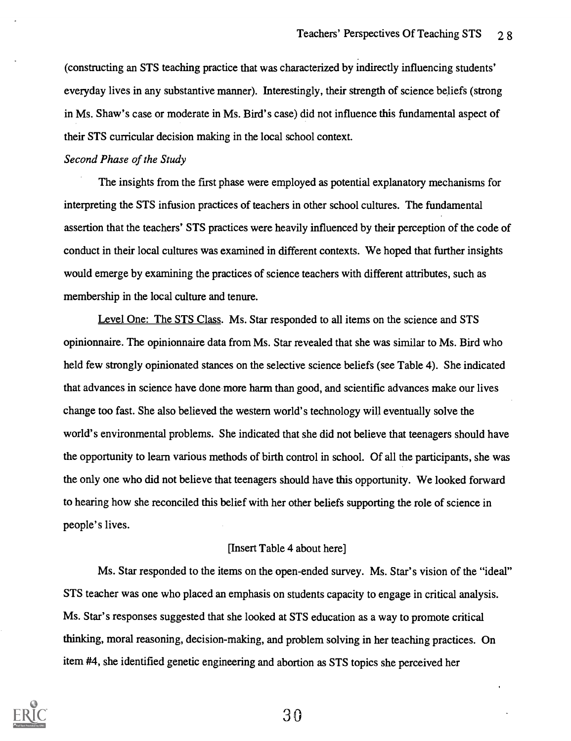(constructing an STS teaching practice that was characterized by indirectly influencing students' everyday lives in any substantive manner). Interestingly, their strength of science beliefs (strong in Ms. Shaw's case or moderate in Ms. Bird's case) did not influence this fundamental aspect of their STS curricular decision making in the local school context.

*Second Phase of the Study*

The insights from the first phase were employed as potential explanatory mechanisms for interpreting the STS infusion practices of teachers in other school cultures. The fundamental assertion that the teachers' STS practices were heavily influenced by their perception of the code of conduct in their local cultures was examined in different contexts. We hoped that further insights would emerge by examining the practices of science teachers with different attributes, such as membership in the local culture and tenure.

<u>Level One: The STS Class</u>. Ms. Star responded to all items on the science and STS opinionnaire. The opinionnaire data from Ms. Star revealed that she was similar to Ms. Bird who held few strongly opinionated stances on the selective science beliefs (see Table 4). She indicated that advances in science have done more harm than good, and scientific advances make our lives change too fast. She also believed the western world's technology will eventually solve the world's environmental problems. She indicated that she did not believe that teenagers should have the opportunity to learn various methods of birth control in school. Of all the participants, she was the only one who did not believe that teenagers should have this opportunity. We looked forward to hearing how she reconciled this belief with her other beliefs supporting the role of science in people's lives.

[Insert Table 4 about here]

Ms. Star responded to the items on the open-ended survey. Ms. Star's vision of the "ideal" STS teacher was one who placed an emphasis on students capacity to engage in critical analysis. Ms. Star's responses suggested that she looked at STS education as a way to promote critical thinking, moral reasoning, decision-making, and problem solving in her teaching practices. On item #4, she identified genetic engineering and abortion as STS topics she perceived her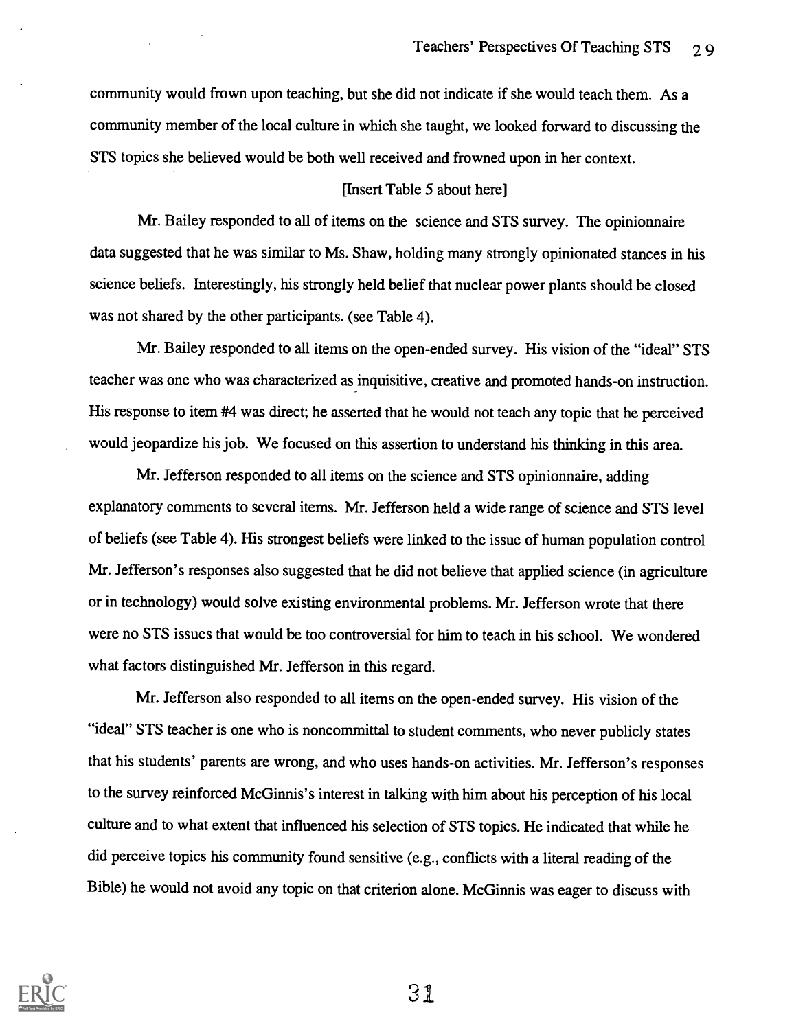community would frown upon teaching, but she did not indicate if she would teach them. As a community member of the local culture in which she taught, we looked forward to discussing the STS topics she believed would be both well received and frowned upon in her context.

[Insert Table 5 about here]

Mr. Bailey responded to all of items on the science and STS survey. The opinionnaire data suggested that he was similar to Ms. Shaw, holding many strongly opinionated stances in his science beliefs. Interestingly, his strongly held belief that nuclear power plants should be closed was not shared by the other participants. (see Table 4).

Mr. Bailey responded to all items on the open-ended survey. His vision of the "ideal" STS teacher was one who was characterized as inquisitive, creative and promoted hands-on instruction. His response to item #4 was direct; he asserted that he would not teach any topic that he perceived would jeopardize his job. We focused on this assertion to understand his thinking in this area.

Mr. Jefferson responded to all items on the science and STS opinionnaire, adding explanatory comments to several items. Mr. Jefferson held a wide range of science and STS level of beliefs (see Table 4). His strongest beliefs were linked to the issue of human population control Mr. Jefferson's responses also suggested that he did not believe that applied science (in agriculture or in technology) would solve existing environmental problems. Mr. Jefferson wrote that there were no STS issues that would be too controversial for him to teach in his school. We wondered what factors distinguished Mr. Jefferson in this regard.

Mr. Jefferson also responded to all items on the open-ended survey. His vision of the "ideal" STS teacher is one who is noncommittal to student comments, who never publicly states that his students' parents are wrong, and who uses hands-on activities. Mr. Jefferson's responses to the survey reinforced McGinnis's interest in talking with him about his perception of his local culture and to what extent that influenced his selection of STS topics. He indicated that while he did perceive topics his community found sensitive (e.g., conflicts with a literal reading of the Bible) he would not avoid any topic on that criterion alone. McGinnis was eager to discuss with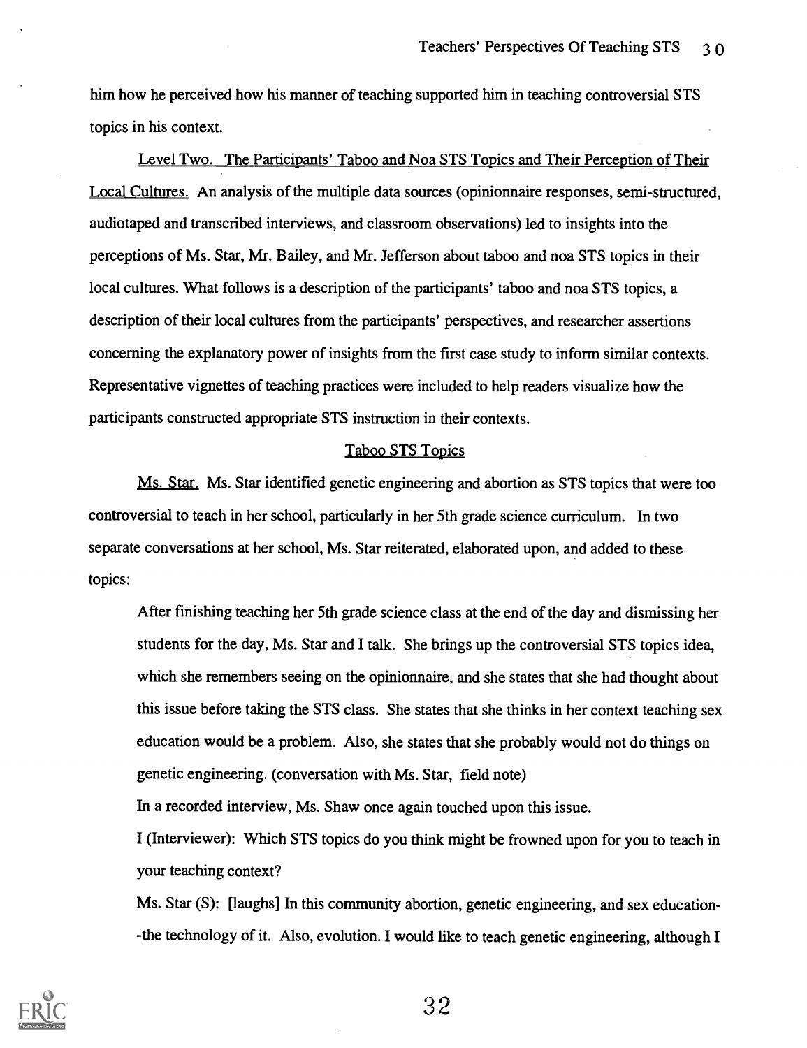him how he perceived how his manner of teaching supported him in teaching controversial STS topics in his context.

Level Two. The Participants' Taboo and Noa STS Topics and Their Perception of Their Local Cultures. An analysis of the multiple data sources (opinionnaire responses, semi-structured, audiotaped and transcribed interviews, and classroom observations) led to insights into the perceptions of Ms. Star, Mr. Bailey, and Mr. Jefferson about taboo and noa STS topics in their local cultures. What follows is a description of the participants' taboo and noa STS topics, a description of their local cultures from the participants' perspectives, and researcher assertions concerning the explanatory power of insights from the first case study to inform similar contexts. Representative vignettes of teaching practices were included to help readers visualize how the participants constructed appropriate STS instruction in their contexts.

### Taboo STS Topics

Ms. Star. Ms. Star identified genetic engineering and abortion as STS topics that were too controversial to teach in her school, particularly in her 5th grade science curriculum. In two separate conversations at her school, Ms. Star reiterated, elaborated upon, and added to these topics:

> After finishing teaching her 5th grade science class at the end of the day and dismissing her students for the day, Ms. Star and I talk. She brings up the controversial STS topics idea, which she remembers seeing on the opinionnaire, and she states that she had thought about this issue before taking the STS class. She states that she thinks in her context teaching sex education would be a problem. Also, she states that she probably would not do things on genetic engineering. (conversation with Ms. Star, field note)

In a recorded interview, Ms. Shaw once again touched upon this issue.

> I (Interviewer): Which STS topics do you think might be frowned upon for you to teach in your teaching context?
>
> Ms. Star (S): [laughs] In this community abortion, genetic engineering, and sex education--the technology of it. Also, evolution. I would like to teach genetic engineering, although I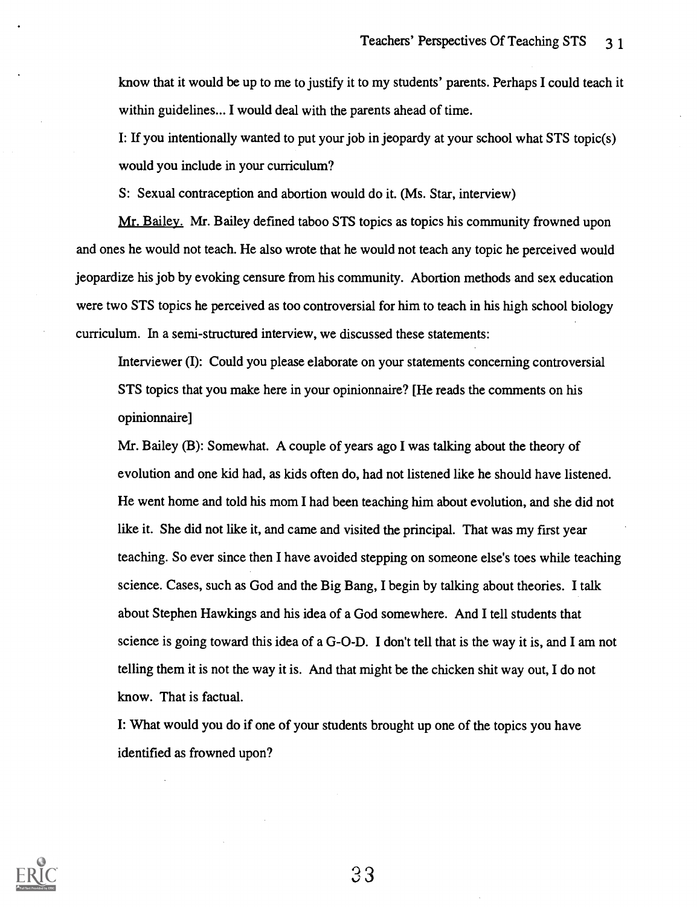know that it would be up to me to justify it to my students' parents. Perhaps I could teach it within guidelines... I would deal with the parents ahead of time.

I: If you intentionally wanted to put your job in jeopardy at your school what STS topic(s) would you include in your curriculum?

S: Sexual contraception and abortion would do it. (Ms. Star, interview)

<u>Mr. Bailey.</u> Mr. Bailey defined taboo STS topics as topics his community frowned upon and ones he would not teach. He also wrote that he would not teach any topic he perceived would jeopardize his job by evoking censure from his community. Abortion methods and sex education were two STS topics he perceived as too controversial for him to teach in his high school biology curriculum. In a semi-structured interview, we discussed these statements:

Interviewer (I): Could you please elaborate on your statements concerning controversial STS topics that you make here in your opinionnaire? [He reads the comments on his opinionnaire]

Mr. Bailey (B): Somewhat. A couple of years ago I was talking about the theory of evolution and one kid had, as kids often do, had not listened like he should have listened. He went home and told his mom I had been teaching him about evolution, and she did not like it. She did not like it, and came and visited the principal. That was my first year teaching. So ever since then I have avoided stepping on someone else's toes while teaching science. Cases, such as God and the Big Bang, I begin by talking about theories. I talk about Stephen Hawkings and his idea of a God somewhere. And I tell students that science is going toward this idea of a G-O-D. I don't tell that is the way it is, and I am not telling them it is not the way it is. And that might be the chicken shit way out, I do not know. That is factual.

I: What would you do if one of your students brought up one of the topics you have identified as frowned upon?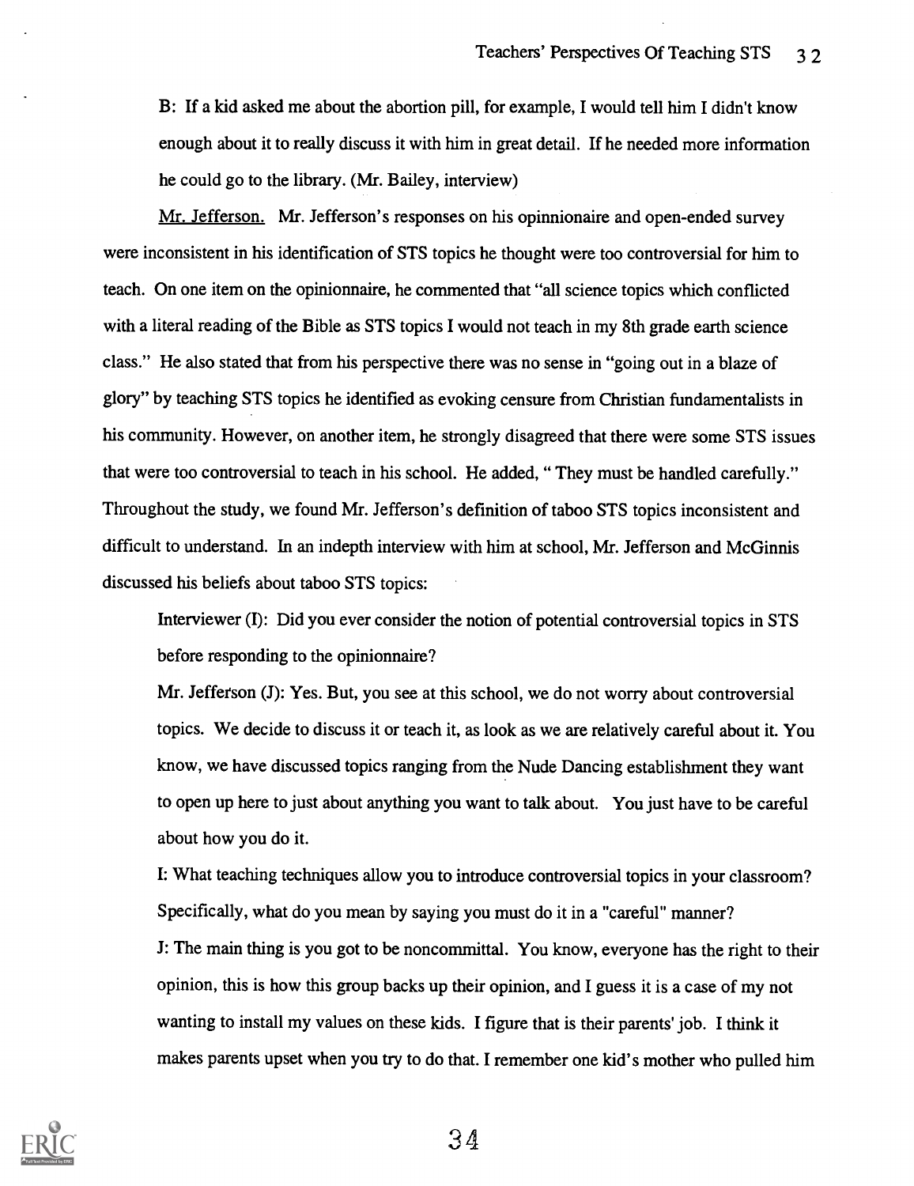> B: If a kid asked me about the abortion pill, for example, I would tell him I didn't know enough about it to really discuss it with him in great detail. If he needed more information he could go to the library. (Mr. Bailey, interview)

Mr. Jefferson. Mr. Jefferson's responses on his opinnionaire and open-ended survey were inconsistent in his identification of STS topics he thought were too controversial for him to teach. On one item on the opinionnaire, he commented that "all science topics which conflicted with a literal reading of the Bible as STS topics I would not teach in my 8th grade earth science class." He also stated that from his perspective there was no sense in "going out in a blaze of glory" by teaching STS topics he identified as evoking censure from Christian fundamentalists in his community. However, on another item, he strongly disagreed that there were some STS issues that were too controversial to teach in his school. He added, " They must be handled carefully." Throughout the study, we found Mr. Jefferson's definition of taboo STS topics inconsistent and difficult to understand. In an indepth interview with him at school, Mr. Jefferson and McGinnis discussed his beliefs about taboo STS topics:

> Interviewer (I): Did you ever consider the notion of potential controversial topics in STS before responding to the opinionnaire?
>
> Mr. Jefferson (J): Yes. But, you see at this school, we do not worry about controversial topics. We decide to discuss it or teach it, as look as we are relatively careful about it. You know, we have discussed topics ranging from the Nude Dancing establishment they want to open up here to just about anything you want to talk about. You just have to be careful about how you do it.
>
> I: What teaching techniques allow you to introduce controversial topics in your classroom? Specifically, what do you mean by saying you must do it in a "careful" manner?
>
> J: The main thing is you got to be noncommittal. You know, everyone has the right to their opinion, this is how this group backs up their opinion, and I guess it is a case of my not wanting to install my values on these kids. I figure that is their parents' job. I think it makes parents upset when you try to do that. I remember one kid's mother who pulled him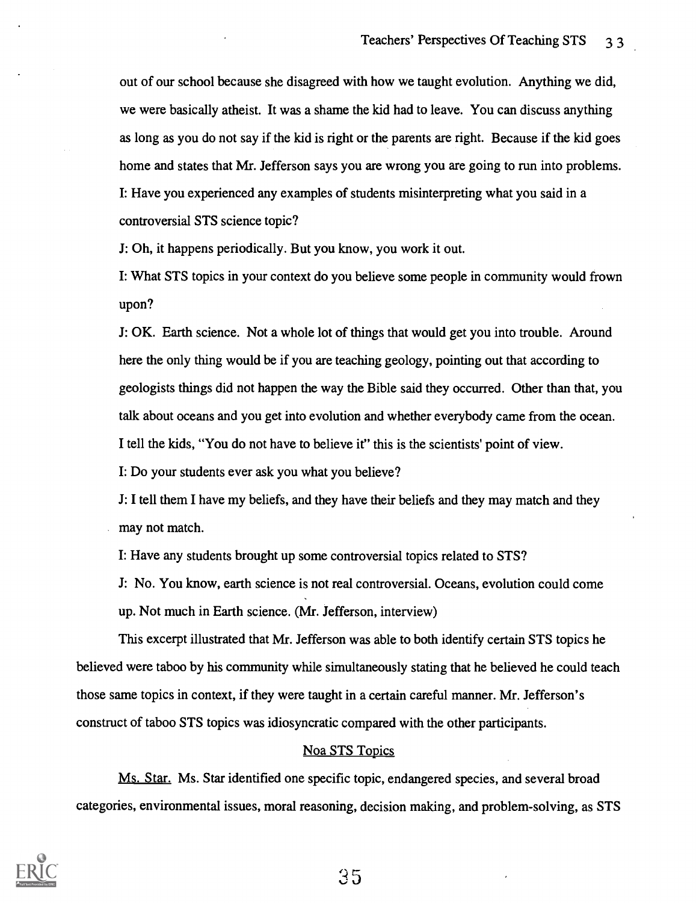out of our school because she disagreed with how we taught evolution. Anything we did, we were basically atheist. It was a shame the kid had to leave. You can discuss anything as long as you do not say if the kid is right or the parents are right. Because if the kid goes home and states that Mr. Jefferson says you are wrong you are going to run into problems.

I: Have you experienced any examples of students misinterpreting what you said in a controversial STS science topic?

J: Oh, it happens periodically. But you know, you work it out.

I: What STS topics in your context do you believe some people in community would frown upon?

J: OK. Earth science. Not a whole lot of things that would get you into trouble. Around here the only thing would be if you are teaching geology, pointing out that according to geologists things did not happen the way the Bible said they occurred. Other than that, you talk about oceans and you get into evolution and whether everybody came from the ocean. I tell the kids, "You do not have to believe it" this is the scientists' point of view.

I: Do your students ever ask you what you believe?

J: I tell them I have my beliefs, and they have their beliefs and they may match and they may not match.

I: Have any students brought up some controversial topics related to STS?

J: No. You know, earth science is not real controversial. Oceans, evolution could come up. Not much in Earth science. (Mr. Jefferson, interview)

This excerpt illustrated that Mr. Jefferson was able to both identify certain STS topics he believed were taboo by his community while simultaneously stating that he believed he could teach those same topics in context, if they were taught in a certain careful manner. Mr. Jefferson's construct of taboo STS topics was idiosyncratic compared with the other participants.

## Noa STS Topics

Ms. Star. Ms. Star identified one specific topic, endangered species, and several broad categories, environmental issues, moral reasoning, decision making, and problem-solving, as STS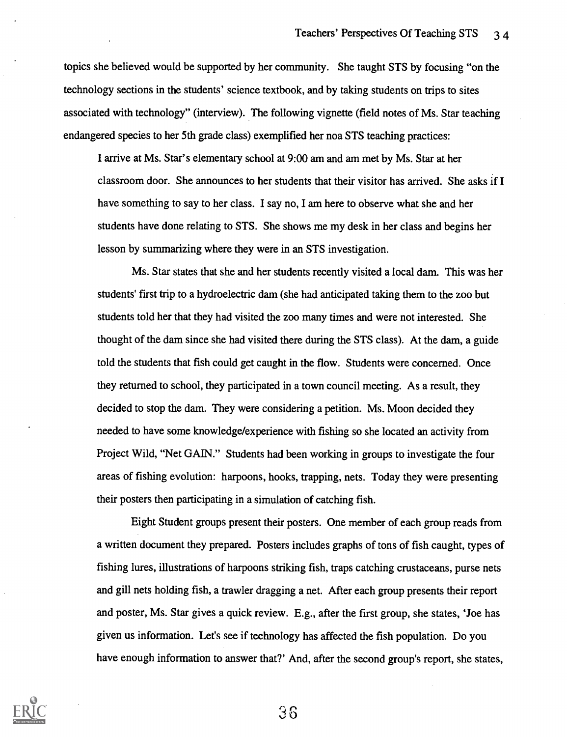topics she believed would be supported by her community. She taught STS by focusing "on the technology sections in the students' science textbook, and by taking students on trips to sites associated with technology" (interview). The following vignette (field notes of Ms. Star teaching endangered species to her 5th grade class) exemplified her noa STS teaching practices:

> I arrive at Ms. Star's elementary school at 9:00 am and am met by Ms. Star at her classroom door. She announces to her students that their visitor has arrived. She asks if I have something to say to her class. I say no, I am here to observe what she and her students have done relating to STS. She shows me my desk in her class and begins her lesson by summarizing where they were in an STS investigation.
>
> Ms. Star states that she and her students recently visited a local dam. This was her students' first trip to a hydroelectric dam (she had anticipated taking them to the zoo but students told her that they had visited the zoo many times and were not interested. She thought of the dam since she had visited there during the STS class). At the dam, a guide told the students that fish could get caught in the flow. Students were concerned. Once they returned to school, they participated in a town council meeting. As a result, they decided to stop the dam. They were considering a petition. Ms. Moon decided they needed to have some knowledge/experience with fishing so she located an activity from Project Wild, "Net GAIN." Students had been working in groups to investigate the four areas of fishing evolution: harpoons, hooks, trapping, nets. Today they were presenting their posters then participating in a simulation of catching fish.
>
> Eight Student groups present their posters. One member of each group reads from a written document they prepared. Posters includes graphs of tons of fish caught, types of fishing lures, illustrations of harpoons striking fish, traps catching crustaceans, purse nets and gill nets holding fish, a trawler dragging a net. After each group presents their report and poster, Ms. Star gives a quick review. E.g., after the first group, she states, 'Joe has given us information. Let's see if technology has affected the fish population. Do you have enough information to answer that?' And, after the second group's report, she states,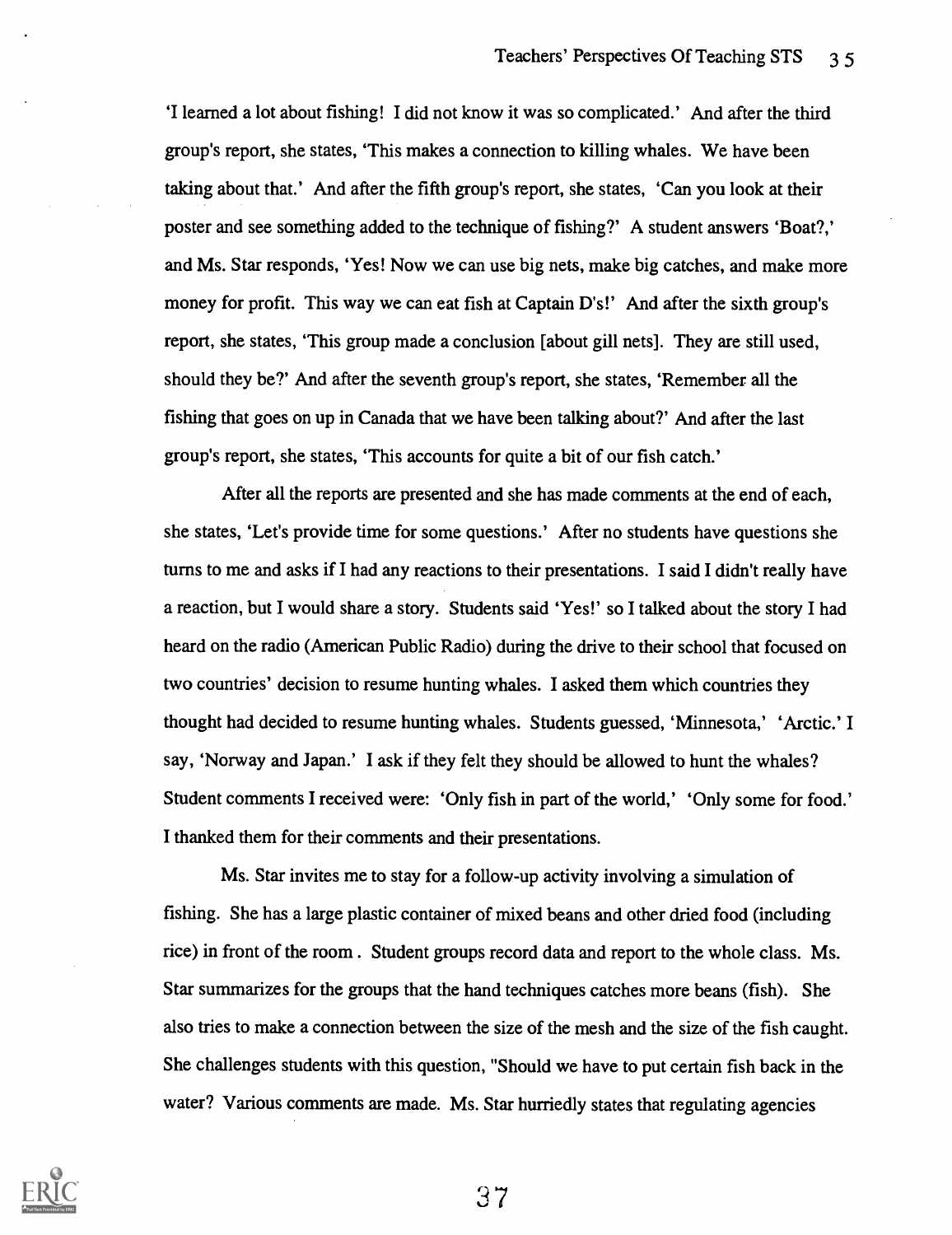'I learned a lot about fishing! I did not know it was so complicated.' And after the third group's report, she states, 'This makes a connection to killing whales. We have been taking about that.' And after the fifth group's report, she states, 'Can you look at their poster and see something added to the technique of fishing?' A student answers 'Boat?,' and Ms. Star responds, 'Yes! Now we can use big nets, make big catches, and make more money for profit. This way we can eat fish at Captain D's!' And after the sixth group's report, she states, 'This group made a conclusion [about gill nets]. They are still used, should they be?' And after the seventh group's report, she states, 'Remember all the fishing that goes on up in Canada that we have been talking about?' And after the last group's report, she states, 'This accounts for quite a bit of our fish catch.'

After all the reports are presented and she has made comments at the end of each, she states, 'Let's provide time for some questions.' After no students have questions she turns to me and asks if I had any reactions to their presentations. I said I didn't really have a reaction, but I would share a story. Students said 'Yes!' so I talked about the story I had heard on the radio (American Public Radio) during the drive to their school that focused on two countries' decision to resume hunting whales. I asked them which countries they thought had decided to resume hunting whales. Students guessed, 'Minnesota,' 'Arctic.' I say, 'Norway and Japan.' I ask if they felt they should be allowed to hunt the whales? Student comments I received were: 'Only fish in part of the world,' 'Only some for food.' I thanked them for their comments and their presentations.

Ms. Star invites me to stay for a follow-up activity involving a simulation of fishing. She has a large plastic container of mixed beans and other dried food (including rice) in front of the room . Student groups record data and report to the whole class. Ms. Star summarizes for the groups that the hand techniques catches more beans (fish). She also tries to make a connection between the size of the mesh and the size of the fish caught. She challenges students with this question, "Should we have to put certain fish back in the water? Various comments are made. Ms. Star hurriedly states that regulating agencies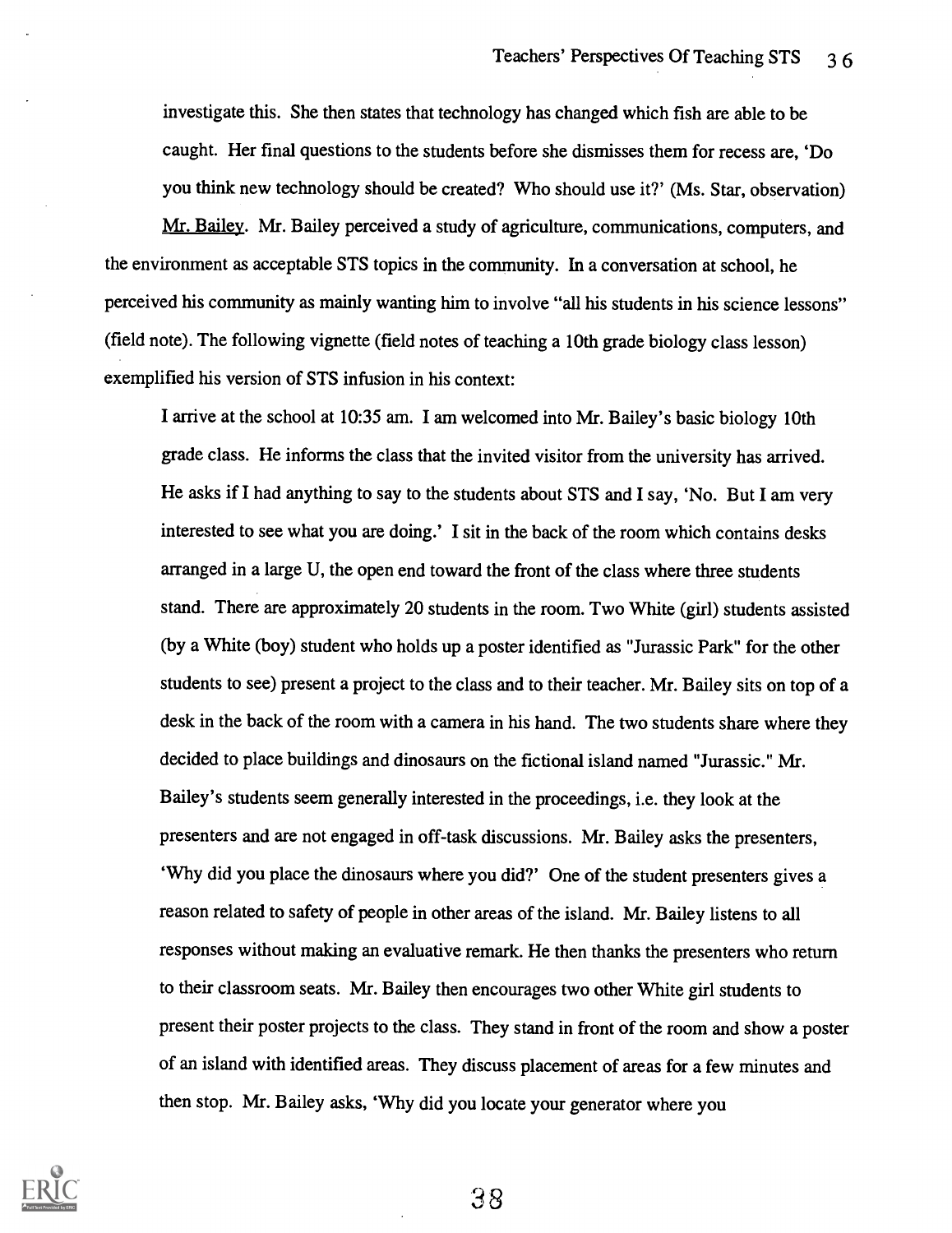investigate this. She then states that technology has changed which fish are able to be caught. Her final questions to the students before she dismisses them for recess are, 'Do you think new technology should be created? Who should use it?' (Ms. Star, observation)

Mr. Bailey. Mr. Bailey perceived a study of agriculture, communications, computers, and the environment as acceptable STS topics in the community. In a conversation at school, he perceived his community as mainly wanting him to involve "all his students in his science lessons" (field note). The following vignette (field notes of teaching a 10th grade biology class lesson) exemplified his version of STS infusion in his context:

> I arrive at the school at 10:35 am. I am welcomed into Mr. Bailey's basic biology 10th grade class. He informs the class that the invited visitor from the university has arrived. He asks if I had anything to say to the students about STS and I say, 'No. But I am very interested to see what you are doing.' I sit in the back of the room which contains desks arranged in a large U, the open end toward the front of the class where three students stand. There are approximately 20 students in the room. Two White (girl) students assisted (by a White (boy) student who holds up a poster identified as "Jurassic Park" for the other students to see) present a project to the class and to their teacher. Mr. Bailey sits on top of a desk in the back of the room with a camera in his hand. The two students share where they decided to place buildings and dinosaurs on the fictional island named "Jurassic." Mr. Bailey's students seem generally interested in the proceedings, i.e. they look at the presenters and are not engaged in off-task discussions. Mr. Bailey asks the presenters, 'Why did you place the dinosaurs where you did?' One of the student presenters gives a reason related to safety of people in other areas of the island. Mr. Bailey listens to all responses without making an evaluative remark. He then thanks the presenters who return to their classroom seats. Mr. Bailey then encourages two other White girl students to present their poster projects to the class. They stand in front of the room and show a poster of an island with identified areas. They discuss placement of areas for a few minutes and then stop. Mr. Bailey asks, 'Why did you locate your generator where you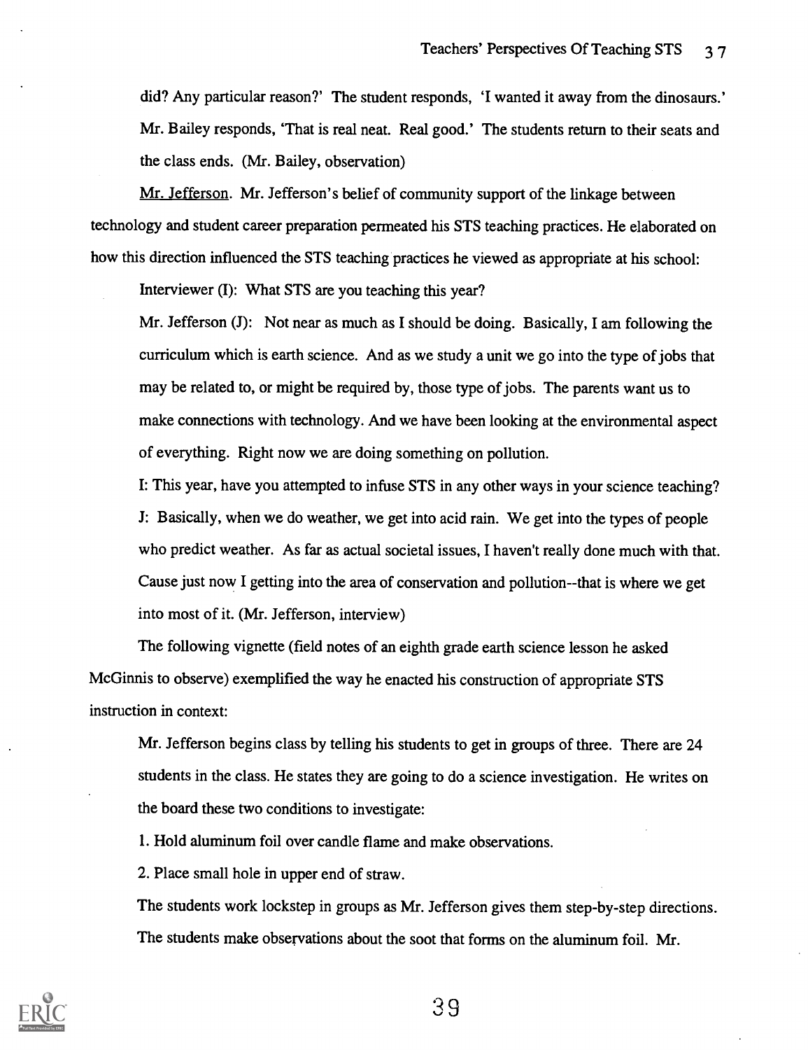did? Any particular reason?' The student responds, 'I wanted it away from the dinosaurs.' Mr. Bailey responds, 'That is real neat. Real good.' The students return to their seats and the class ends. (Mr. Bailey, observation)

Mr. Jefferson. Mr. Jefferson's belief of community support of the linkage between technology and student career preparation permeated his STS teaching practices. He elaborated on how this direction influenced the STS teaching practices he viewed as appropriate at his school:

> Interviewer (I): What STS are you teaching this year?
>
> Mr. Jefferson (J): Not near as much as I should be doing. Basically, I am following the curriculum which is earth science. And as we study a unit we go into the type of jobs that may be related to, or might be required by, those type of jobs. The parents want us to make connections with technology. And we have been looking at the environmental aspect of everything. Right now we are doing something on pollution.
>
> I: This year, have you attempted to infuse STS in any other ways in your science teaching?
>
> J: Basically, when we do weather, we get into acid rain. We get into the types of people who predict weather. As far as actual societal issues, I haven't really done much with that. Cause just now I getting into the area of conservation and pollution--that is where we get into most of it. (Mr. Jefferson, interview)

The following vignette (field notes of an eighth grade earth science lesson he asked McGinnis to observe) exemplified the way he enacted his construction of appropriate STS instruction in context:

> Mr. Jefferson begins class by telling his students to get in groups of three. There are 24 students in the class. He states they are going to do a science investigation. He writes on the board these two conditions to investigate:
>
> 1. Hold aluminum foil over candle flame and make observations.
>
> 2. Place small hole in upper end of straw.
>
> The students work lockstep in groups as Mr. Jefferson gives them step-by-step directions. The students make observations about the soot that forms on the aluminum foil. Mr.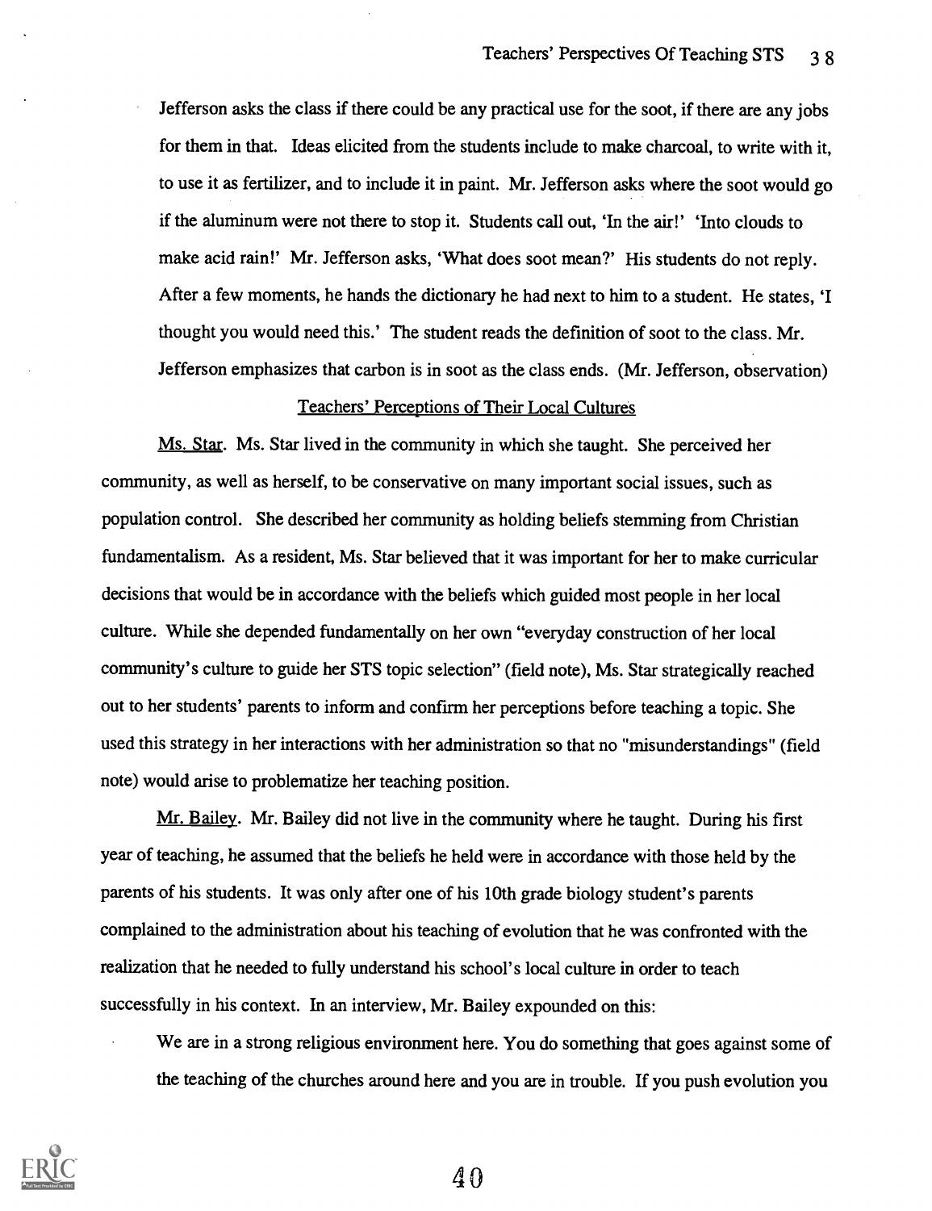Jefferson asks the class if there could be any practical use for the soot, if there are any jobs for them in that. Ideas elicited from the students include to make charcoal, to write with it, to use it as fertilizer, and to include it in paint. Mr. Jefferson asks where the soot would go if the aluminum were not there to stop it. Students call out, 'In the air!' 'Into clouds to make acid rain!' Mr. Jefferson asks, 'What does soot mean?' His students do not reply. After a few moments, he hands the dictionary he had next to him to a student. He states, 'I thought you would need this.' The student reads the definition of soot to the class. Mr. Jefferson emphasizes that carbon is in soot as the class ends. (Mr. Jefferson, observation)

## Teachers' Perceptions of Their Local Cultures

Ms. Star. Ms. Star lived in the community in which she taught. She perceived her community, as well as herself, to be conservative on many important social issues, such as population control. She described her community as holding beliefs stemming from Christian fundamentalism. As a resident, Ms. Star believed that it was important for her to make curricular decisions that would be in accordance with the beliefs which guided most people in her local culture. While she depended fundamentally on her own "everyday construction of her local community's culture to guide her STS topic selection" (field note), Ms. Star strategically reached out to her students' parents to inform and confirm her perceptions before teaching a topic. She used this strategy in her interactions with her administration so that no "misunderstandings" (field note) would arise to problematize her teaching position.

Mr. Bailey. Mr. Bailey did not live in the community where he taught. During his first year of teaching, he assumed that the beliefs he held were in accordance with those held by the parents of his students. It was only after one of his 10th grade biology student's parents complained to the administration about his teaching of evolution that he was confronted with the realization that he needed to fully understand his school's local culture in order to teach successfully in his context. In an interview, Mr. Bailey expounded on this:

> We are in a strong religious environment here. You do something that goes against some of the teaching of the churches around here and you are in trouble. If you push evolution you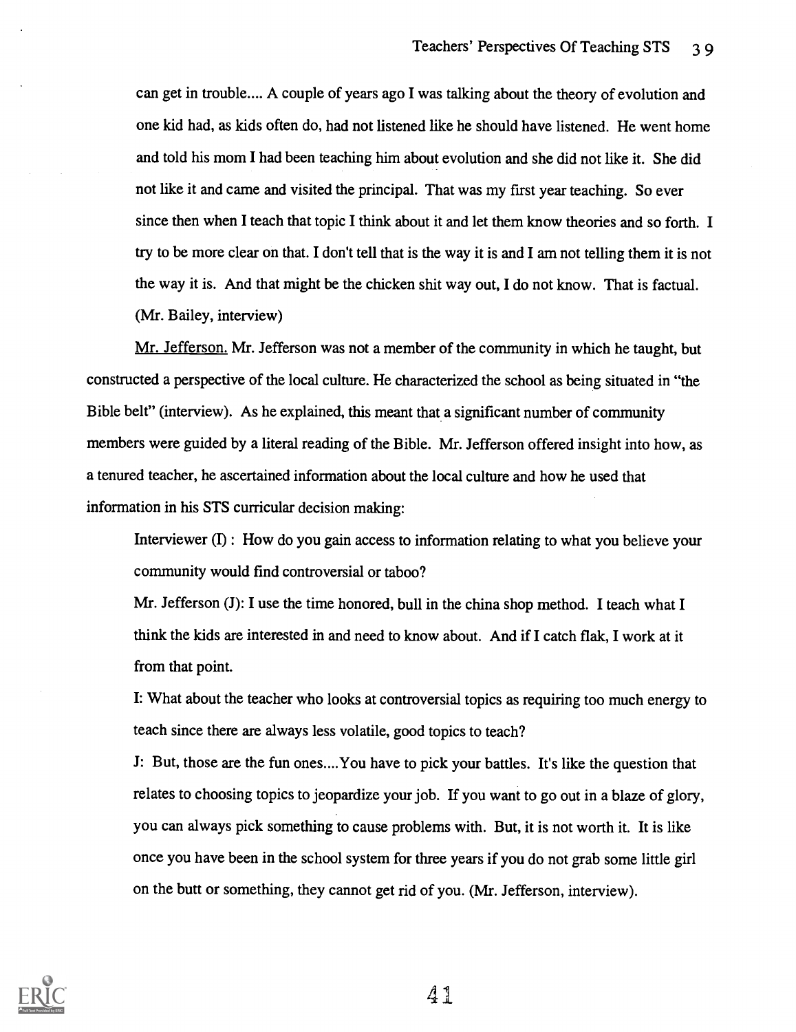> can get in trouble.... A couple of years ago I was talking about the theory of evolution and one kid had, as kids often do, had not listened like he should have listened. He went home and told his mom I had been teaching him about evolution and she did not like it. She did not like it and came and visited the principal. That was my first year teaching. So ever since then when I teach that topic I think about it and let them know theories and so forth. I try to be more clear on that. I don't tell that is the way it is and I am not telling them it is not the way it is. And that might be the chicken shit way out, I do not know. That is factual. (Mr. Bailey, interview)

<u>Mr. Jefferson.</u> Mr. Jefferson was not a member of the community in which he taught, but constructed a perspective of the local culture. He characterized the school as being situated in "the Bible belt" (interview). As he explained, this meant that a significant number of community members were guided by a literal reading of the Bible. Mr. Jefferson offered insight into how, as a tenured teacher, he ascertained information about the local culture and how he used that information in his STS curricular decision making:

> Interviewer (I) : How do you gain access to information relating to what you believe your community would find controversial or taboo?
>
> Mr. Jefferson (J): I use the time honored, bull in the china shop method. I teach what I think the kids are interested in and need to know about. And if I catch flak, I work at it from that point.
>
> I: What about the teacher who looks at controversial topics as requiring too much energy to teach since there are always less volatile, good topics to teach?
>
> J: But, those are the fun ones....You have to pick your battles. It's like the question that relates to choosing topics to jeopardize your job. If you want to go out in a blaze of glory, you can always pick something to cause problems with. But, it is not worth it. It is like once you have been in the school system for three years if you do not grab some little girl on the butt or something, they cannot get rid of you. (Mr. Jefferson, interview).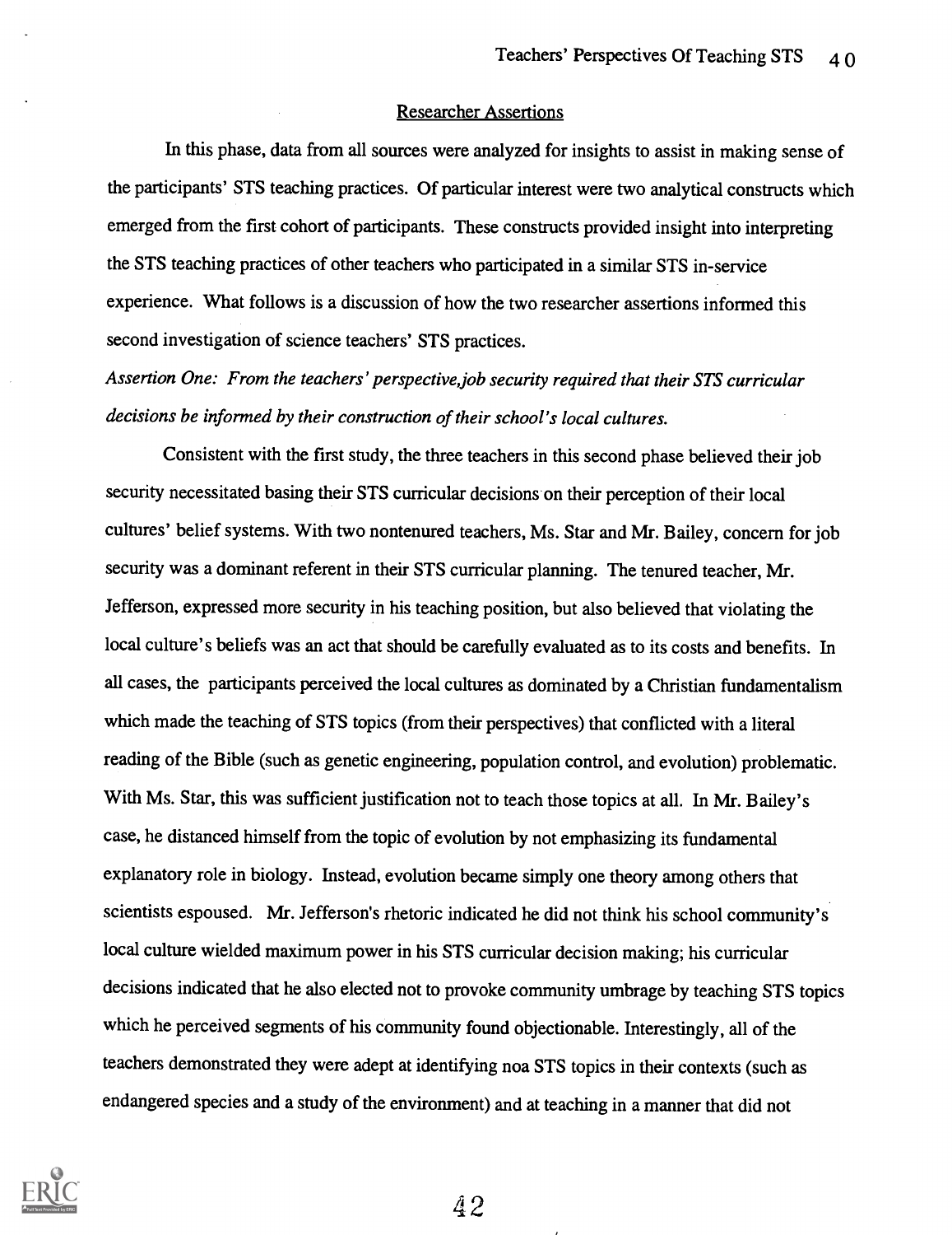Researcher Assertions

In this phase, data from all sources were analyzed for insights to assist in making sense of the participants' STS teaching practices. Of particular interest were two analytical constructs which emerged from the first cohort of participants. These constructs provided insight into interpreting the STS teaching practices of other teachers who participated in a similar STS in-service experience. What follows is a discussion of how the two researcher assertions informed this second investigation of science teachers' STS practices.

*Assertion One: From the teachers' perspective,job security required that their STS curricular decisions be informed by their construction of their school's local cultures.*

Consistent with the first study, the three teachers in this second phase believed their job security necessitated basing their STS curricular decisions on their perception of their local cultures' belief systems. With two nontenured teachers, Ms. Star and Mr. Bailey, concern for job security was a dominant referent in their STS curricular planning. The tenured teacher, Mr. Jefferson, expressed more security in his teaching position, but also believed that violating the local culture's beliefs was an act that should be carefully evaluated as to its costs and benefits. In all cases, the participants perceived the local cultures as dominated by a Christian fundamentalism which made the teaching of STS topics (from their perspectives) that conflicted with a literal reading of the Bible (such as genetic engineering, population control, and evolution) problematic. With Ms. Star, this was sufficient justification not to teach those topics at all. In Mr. Bailey's case, he distanced himself from the topic of evolution by not emphasizing its fundamental explanatory role in biology. Instead, evolution became simply one theory among others that scientists espoused. Mr. Jefferson's rhetoric indicated he did not think his school community's local culture wielded maximum power in his STS curricular decision making; his curricular decisions indicated that he also elected not to provoke community umbrage by teaching STS topics which he perceived segments of his community found objectionable. Interestingly, all of the teachers demonstrated they were adept at identifying noa STS topics in their contexts (such as endangered species and a study of the environment) and at teaching in a manner that did not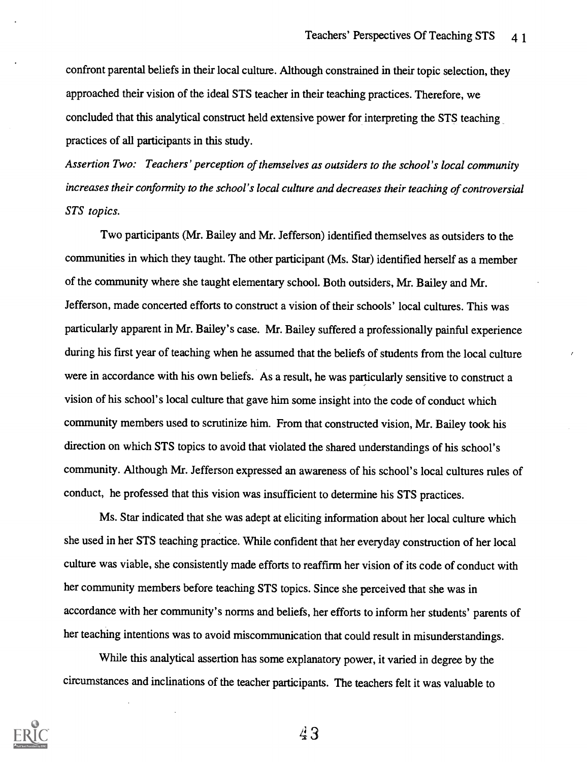confront parental beliefs in their local culture. Although constrained in their topic selection, they approached their vision of the ideal STS teacher in their teaching practices. Therefore, we concluded that this analytical construct held extensive power for interpreting the STS teaching practices of all participants in this study.

*Assertion Two: Teachers' perception of themselves as outsiders to the school's local community increases their conformity to the school's local culture and decreases their teaching of controversial STS topics.*

Two participants (Mr. Bailey and Mr. Jefferson) identified themselves as outsiders to the communities in which they taught. The other participant (Ms. Star) identified herself as a member of the community where she taught elementary school. Both outsiders, Mr. Bailey and Mr. Jefferson, made concerted efforts to construct a vision of their schools' local cultures. This was particularly apparent in Mr. Bailey's case. Mr. Bailey suffered a professionally painful experience during his first year of teaching when he assumed that the beliefs of students from the local culture were in accordance with his own beliefs. As a result, he was particularly sensitive to construct a vision of his school's local culture that gave him some insight into the code of conduct which community members used to scrutinize him. From that constructed vision, Mr. Bailey took his direction on which STS topics to avoid that violated the shared understandings of his school's community. Although Mr. Jefferson expressed an awareness of his school's local cultures rules of conduct, he professed that this vision was insufficient to determine his STS practices.

Ms. Star indicated that she was adept at eliciting information about her local culture which she used in her STS teaching practice. While confident that her everyday construction of her local culture was viable, she consistently made efforts to reaffirm her vision of its code of conduct with her community members before teaching STS topics. Since she perceived that she was in accordance with her community's norms and beliefs, her efforts to inform her students' parents of her teaching intentions was to avoid miscommunication that could result in misunderstandings.

While this analytical assertion has some explanatory power, it varied in degree by the circumstances and inclinations of the teacher participants. The teachers felt it was valuable to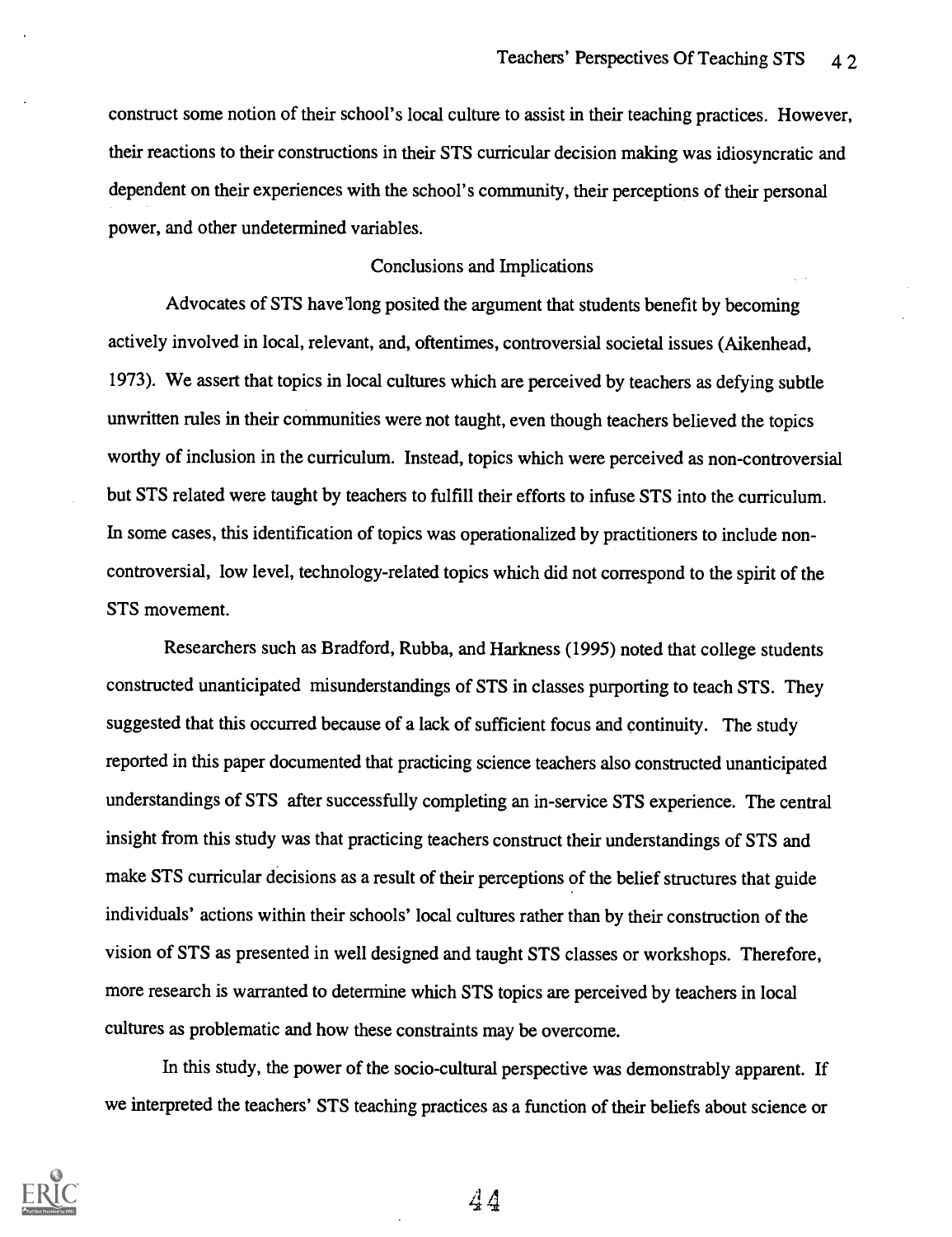construct some notion of their school's local culture to assist in their teaching practices. However, their reactions to their constructions in their STS curricular decision making was idiosyncratic and dependent on their experiences with the school's community, their perceptions of their personal power, and other undetermined variables.

## Conclusions and Implications

Advocates of STS have long posited the argument that students benefit by becoming actively involved in local, relevant, and, oftentimes, controversial societal issues (Aikenhead, 1973). We assert that topics in local cultures which are perceived by teachers as defying subtle unwritten rules in their communities were not taught, even though teachers believed the topics worthy of inclusion in the curriculum. Instead, topics which were perceived as non-controversial but STS related were taught by teachers to fulfill their efforts to infuse STS into the curriculum. In some cases, this identification of topics was operationalized by practitioners to include non-controversial, low level, technology-related topics which did not correspond to the spirit of the STS movement.

Researchers such as Bradford, Rubba, and Harkness (1995) noted that college students constructed unanticipated misunderstandings of STS in classes purporting to teach STS. They suggested that this occurred because of a lack of sufficient focus and continuity. The study reported in this paper documented that practicing science teachers also constructed unanticipated understandings of STS after successfully completing an in-service STS experience. The central insight from this study was that practicing teachers construct their understandings of STS and make STS curricular decisions as a result of their perceptions of the belief structures that guide individuals' actions within their schools' local cultures rather than by their construction of the vision of STS as presented in well designed and taught STS classes or workshops. Therefore, more research is warranted to determine which STS topics are perceived by teachers in local cultures as problematic and how these constraints may be overcome.

In this study, the power of the socio-cultural perspective was demonstrably apparent. If we interpreted the teachers' STS teaching practices as a function of their beliefs about science or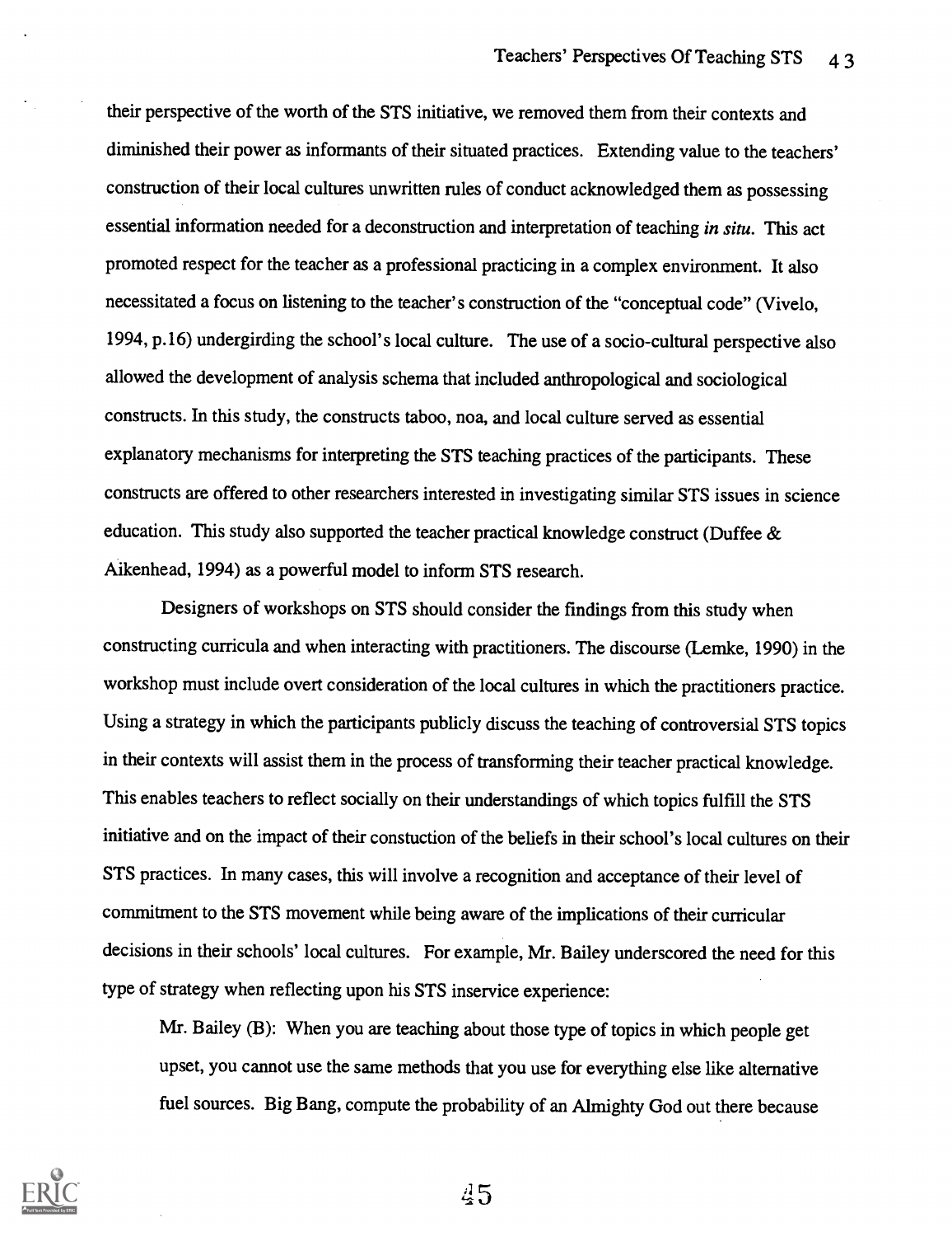their perspective of the worth of the STS initiative, we removed them from their contexts and diminished their power as informants of their situated practices. Extending value to the teachers' construction of their local cultures unwritten rules of conduct acknowledged them as possessing essential information needed for a deconstruction and interpretation of teaching *in situ*. This act promoted respect for the teacher as a professional practicing in a complex environment. It also necessitated a focus on listening to the teacher's construction of the "conceptual code" (Vivelo, 1994, p.16) undergirding the school's local culture. The use of a socio-cultural perspective also allowed the development of analysis schema that included anthropological and sociological constructs. In this study, the constructs taboo, noa, and local culture served as essential explanatory mechanisms for interpreting the STS teaching practices of the participants. These constructs are offered to other researchers interested in investigating similar STS issues in science education. This study also supported the teacher practical knowledge construct (Duffee & Aikenhead, 1994) as a powerful model to inform STS research.

Designers of workshops on STS should consider the findings from this study when constructing curricula and when interacting with practitioners. The discourse (Lemke, 1990) in the workshop must include overt consideration of the local cultures in which the practitioners practice. Using a strategy in which the participants publicly discuss the teaching of controversial STS topics in their contexts will assist them in the process of transforming their teacher practical knowledge. This enables teachers to reflect socially on their understandings of which topics fulfill the STS initiative and on the impact of their constuction of the beliefs in their school's local cultures on their STS practices. In many cases, this will involve a recognition and acceptance of their level of commitment to the STS movement while being aware of the implications of their curricular decisions in their schools' local cultures. For example, Mr. Bailey underscored the need for this type of strategy when reflecting upon his STS inservice experience:

> Mr. Bailey (B): When you are teaching about those type of topics in which people get upset, you cannot use the same methods that you use for everything else like alternative fuel sources. Big Bang, compute the probability of an Almighty God out there because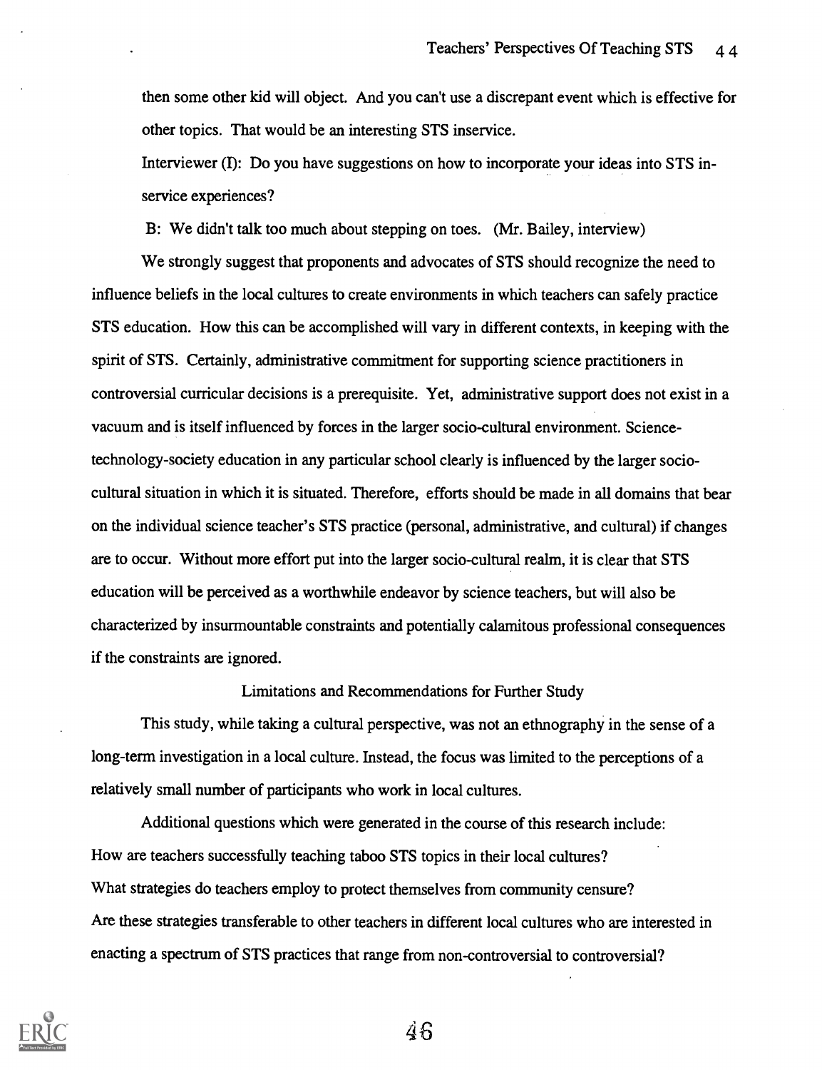then some other kid will object. And you can't use a discrepant event which is effective for other topics. That would be an interesting STS inservice.

Interviewer (I): Do you have suggestions on how to incorporate your ideas into STS in-service experiences?

B: We didn't talk too much about stepping on toes. (Mr. Bailey, interview)

We strongly suggest that proponents and advocates of STS should recognize the need to influence beliefs in the local cultures to create environments in which teachers can safely practice STS education. How this can be accomplished will vary in different contexts, in keeping with the spirit of STS. Certainly, administrative commitment for supporting science practitioners in controversial curricular decisions is a prerequisite. Yet, administrative support does not exist in a vacuum and is itself influenced by forces in the larger socio-cultural environment. Science-technology-society education in any particular school clearly is influenced by the larger socio-cultural situation in which it is situated. Therefore, efforts should be made in all domains that bear on the individual science teacher's STS practice (personal, administrative, and cultural) if changes are to occur. Without more effort put into the larger socio-cultural realm, it is clear that STS education will be perceived as a worthwhile endeavor by science teachers, but will also be characterized by insurmountable constraints and potentially calamitous professional consequences if the constraints are ignored.

## Limitations and Recommendations for Further Study

This study, while taking a cultural perspective, was not an ethnography in the sense of a long-term investigation in a local culture. Instead, the focus was limited to the perceptions of a relatively small number of participants who work in local cultures.

Additional questions which were generated in the course of this research include:

How are teachers successfully teaching taboo STS topics in their local cultures?

What strategies do teachers employ to protect themselves from community censure?

Are these strategies transferable to other teachers in different local cultures who are interested in enacting a spectrum of STS practices that range from non-controversial to controversial?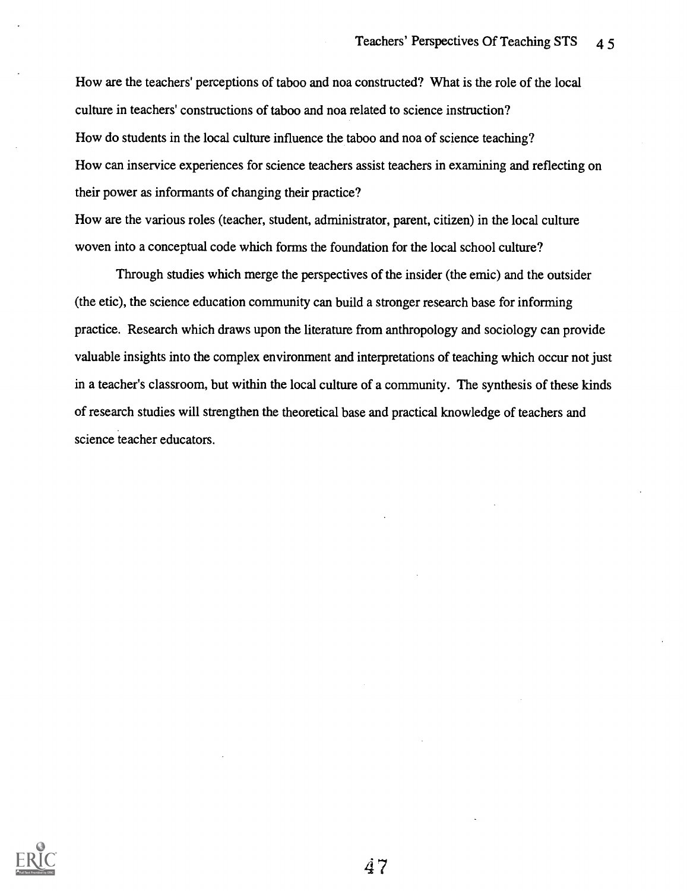How are the teachers' perceptions of taboo and noa constructed? What is the role of the local culture in teachers' constructions of taboo and noa related to science instruction?

How do students in the local culture influence the taboo and noa of science teaching?

How can inservice experiences for science teachers assist teachers in examining and reflecting on their power as informants of changing their practice?

How are the various roles (teacher, student, administrator, parent, citizen) in the local culture woven into a conceptual code which forms the foundation for the local school culture?

Through studies which merge the perspectives of the insider (the emic) and the outsider (the etic), the science education community can build a stronger research base for informing practice. Research which draws upon the literature from anthropology and sociology can provide valuable insights into the complex environment and interpretations of teaching which occur not just in a teacher's classroom, but within the local culture of a community. The synthesis of these kinds of research studies will strengthen the theoretical base and practical knowledge of teachers and science teacher educators.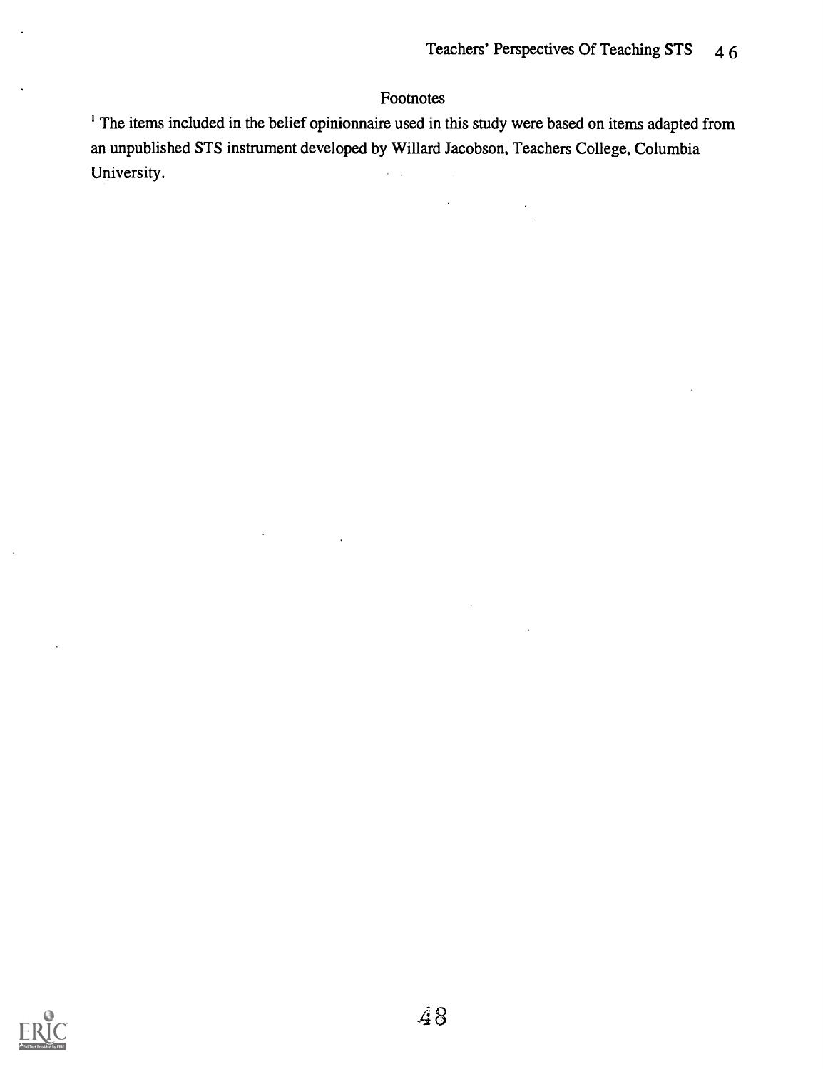## Footnotes

[1] The items included in the belief opinionnaire used in this study were based on items adapted from an unpublished STS instrument developed by Willard Jacobson, Teachers College, Columbia University.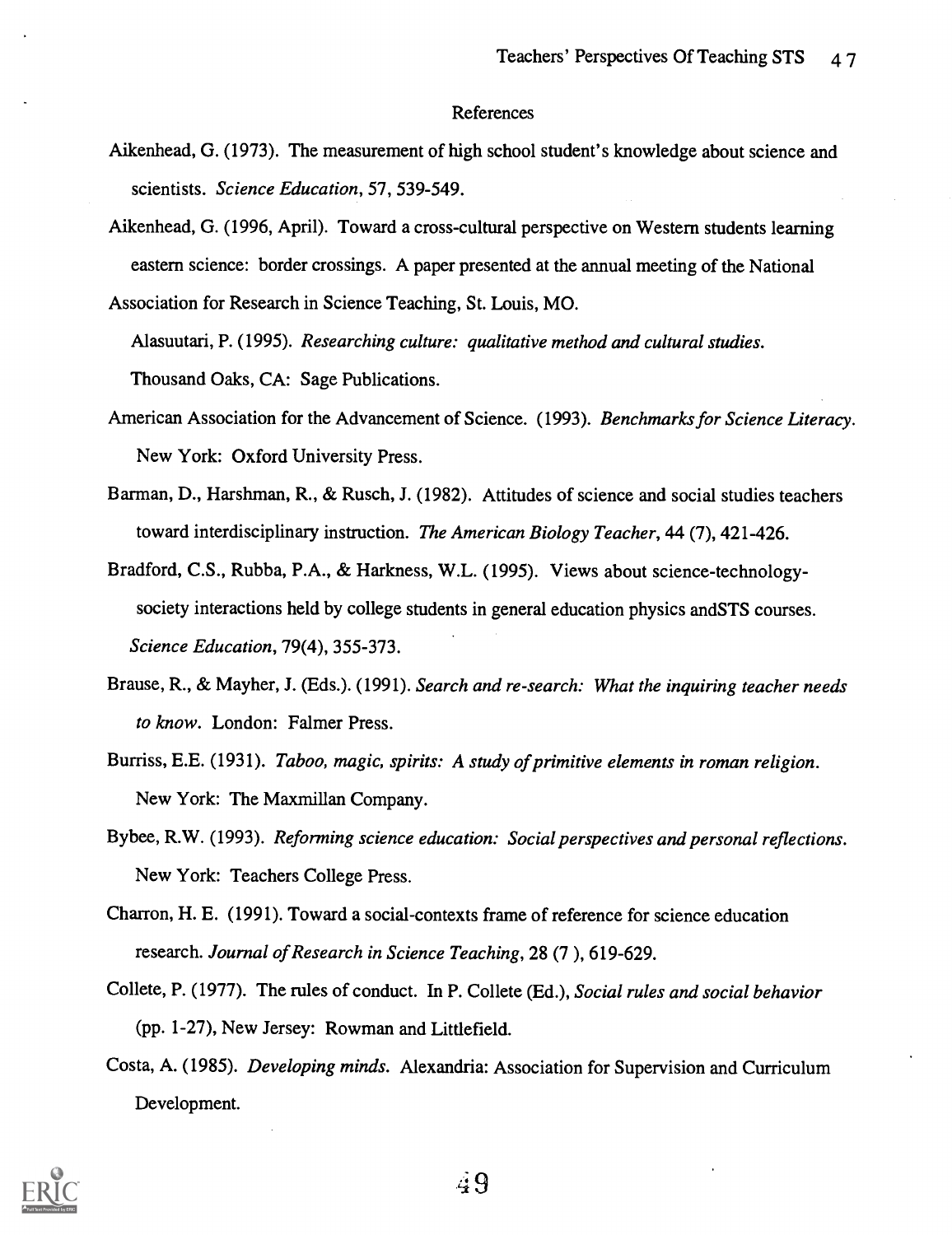## References

Aikenhead, G. (1973). The measurement of high school student's knowledge about science and scientists. *Science Education*, 57, 539-549.

Aikenhead, G. (1996, April). Toward a cross-cultural perspective on Western students learning eastern science: border crossings. A paper presented at the annual meeting of the National Association for Research in Science Teaching, St. Louis, MO.

Alasuutari, P. (1995). *Researching culture: qualitative method and cultural studies.* Thousand Oaks, CA: Sage Publications.

American Association for the Advancement of Science. (1993). *Benchmarks for Science Literacy.* New York: Oxford University Press.

Barman, D., Harshman, R., & Rusch, J. (1982). Attitudes of science and social studies teachers toward interdisciplinary instruction. *The American Biology Teacher*, 44 (7), 421-426.

Bradford, C.S., Rubba, P.A., & Harkness, W.L. (1995). Views about science-technology-society interactions held by college students in general education physics andSTS courses. *Science Education*, 79(4), 355-373.

Brause, R., & Mayher, J. (Eds.). (1991). *Search and re-search: What the inquiring teacher needs to know.* London: Falmer Press.

Burriss, E.E. (1931). *Taboo, magic, spirits: A study of primitive elements in roman religion.* New York: The Maxmillan Company.

Bybee, R.W. (1993). *Reforming science education: Social perspectives and personal reflections.* New York: Teachers College Press.

Charron, H. E. (1991). Toward a social-contexts frame of reference for science education research. *Journal of Research in Science Teaching*, 28 (7 ), 619-629.

Collete, P. (1977). The rules of conduct. In P. Collete (Ed.), *Social rules and social behavior* (pp. 1-27), New Jersey: Rowman and Littlefield.

Costa, A. (1985). *Developing minds.* Alexandria: Association for Supervision and Curriculum Development.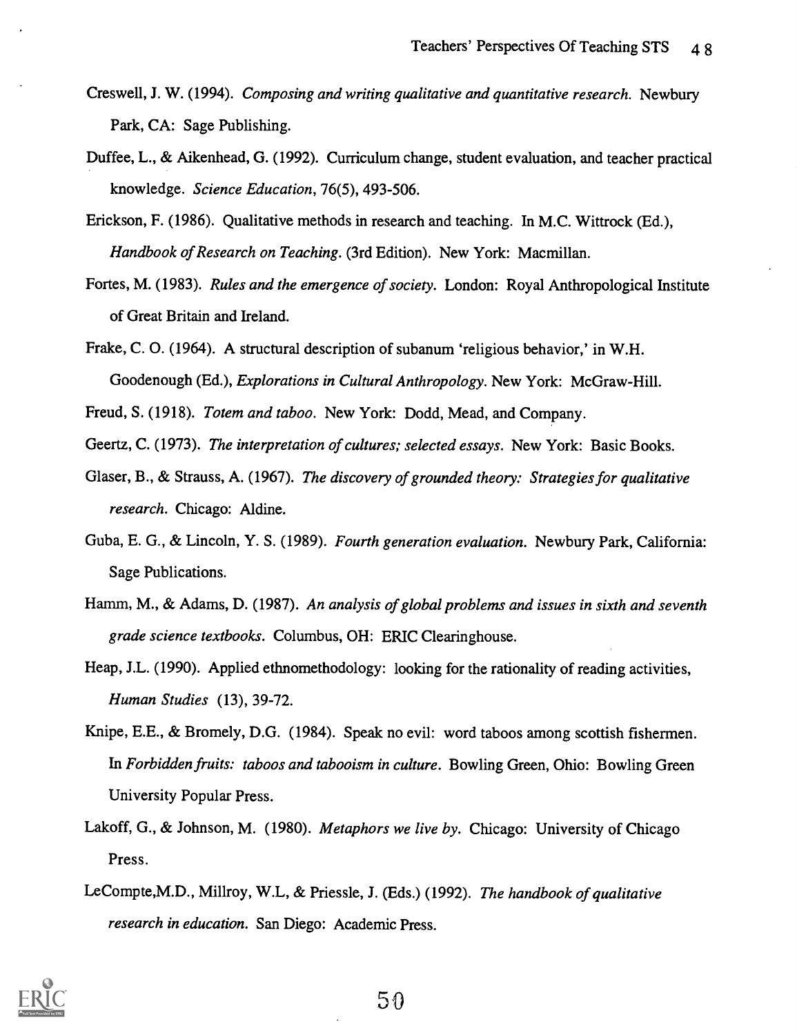Creswell, J. W. (1994). *Composing and writing qualitative and quantitative research.* Newbury Park, CA: Sage Publishing.

Duffee, L., & Aikenhead, G. (1992). Curriculum change, student evaluation, and teacher practical knowledge. *Science Education*, 76(5), 493-506.

Erickson, F. (1986). Qualitative methods in research and teaching. In M.C. Wittrock (Ed.), *Handbook of Research on Teaching*. (3rd Edition). New York: Macmillan.

Fortes, M. (1983). *Rules and the emergence of society.* London: Royal Anthropological Institute of Great Britain and Ireland.

Frake, C. O. (1964). A structural description of subanum 'religious behavior,' in W.H. Goodenough (Ed.), *Explorations in Cultural Anthropology*. New York: McGraw-Hill.

Freud, S. (1918). *Totem and taboo*. New York: Dodd, Mead, and Company.

Geertz, C. (1973). *The interpretation of cultures; selected essays*. New York: Basic Books.

Glaser, B., & Strauss, A. (1967). *The discovery of grounded theory: Strategies for qualitative research*. Chicago: Aldine.

Guba, E. G., & Lincoln, Y. S. (1989). *Fourth generation evaluation.* Newbury Park, California: Sage Publications.

Hamm, M., & Adams, D. (1987). *An analysis of global problems and issues in sixth and seventh grade science textbooks*. Columbus, OH: ERIC Clearinghouse.

Heap, J.L. (1990). Applied ethnomethodology: looking for the rationality of reading activities, *Human Studies* (13), 39-72.

Knipe, E.E., & Bromely, D.G. (1984). Speak no evil: word taboos among scottish fishermen. In *Forbidden fruits: taboos and tabooism in culture*. Bowling Green, Ohio: Bowling Green University Popular Press.

Lakoff, G., & Johnson, M. (1980). *Metaphors we live by*. Chicago: University of Chicago Press.

LeCompte,M.D., Millroy, W.L, & Priessle, J. (Eds.) (1992). *The handbook of qualitative research in education.* San Diego: Academic Press.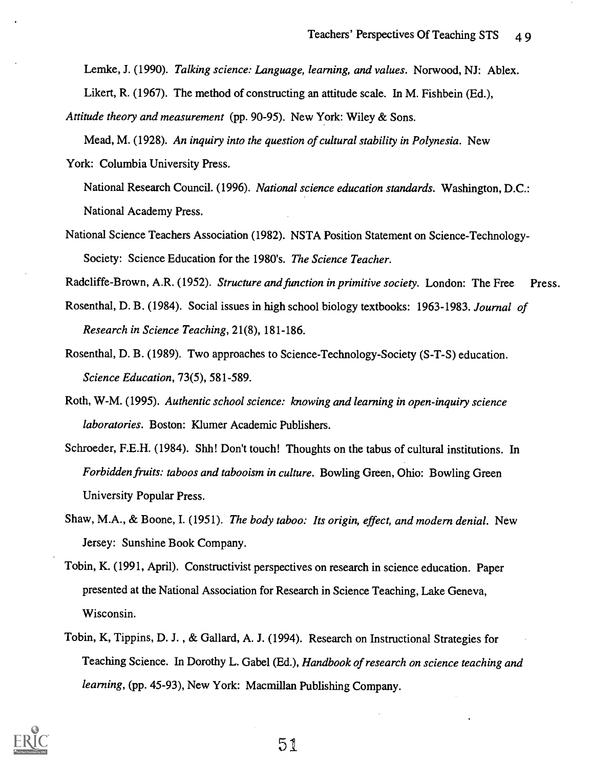Lemke, J. (1990). *Talking science: Language, learning, and values*. Norwood, NJ: Ablex.

Likert, R. (1967). The method of constructing an attitude scale. In M. Fishbein (Ed.), *Attitude theory and measurement* (pp. 90-95). New York: Wiley & Sons.

Mead, M. (1928). *An inquiry into the question of cultural stability in Polynesia*. New York: Columbia University Press.

National Research Council. (1996). *National science education standards*. Washington, D.C.: National Academy Press.

National Science Teachers Association (1982). NSTA Position Statement on Science-Technology-Society: Science Education for the 1980's. *The Science Teacher*.

Radcliffe-Brown, A.R. (1952). *Structure and function in primitive society*. London: The Free Press.

Rosenthal, D. B. (1984). Social issues in high school biology textbooks: 1963-1983. *Journal of Research in Science Teaching*, 21(8), 181-186.

Rosenthal, D. B. (1989). Two approaches to Science-Technology-Society (S-T-S) education. *Science Education*, 73(5), 581-589.

Roth, W-M. (1995). *Authentic school science: knowing and learning in open-inquiry science laboratories*. Boston: Klumer Academic Publishers.

Schroeder, F.E.H. (1984). Shh! Don't touch! Thoughts on the tabus of cultural institutions. In *Forbidden fruits: taboos and tabooism in culture*. Bowling Green, Ohio: Bowling Green University Popular Press.

Shaw, M.A., & Boone, I. (1951). *The body taboo: Its origin, effect, and modern denial*. New Jersey: Sunshine Book Company.

Tobin, K. (1991, April). Constructivist perspectives on research in science education. Paper presented at the National Association for Research in Science Teaching, Lake Geneva, Wisconsin.

Tobin, K, Tippins, D. J. , & Gallard, A. J. (1994). Research on Instructional Strategies for Teaching Science. In Dorothy L. Gabel (Ed.), *Handbook of research on science teaching and learning*, (pp. 45-93), New York: Macmillan Publishing Company.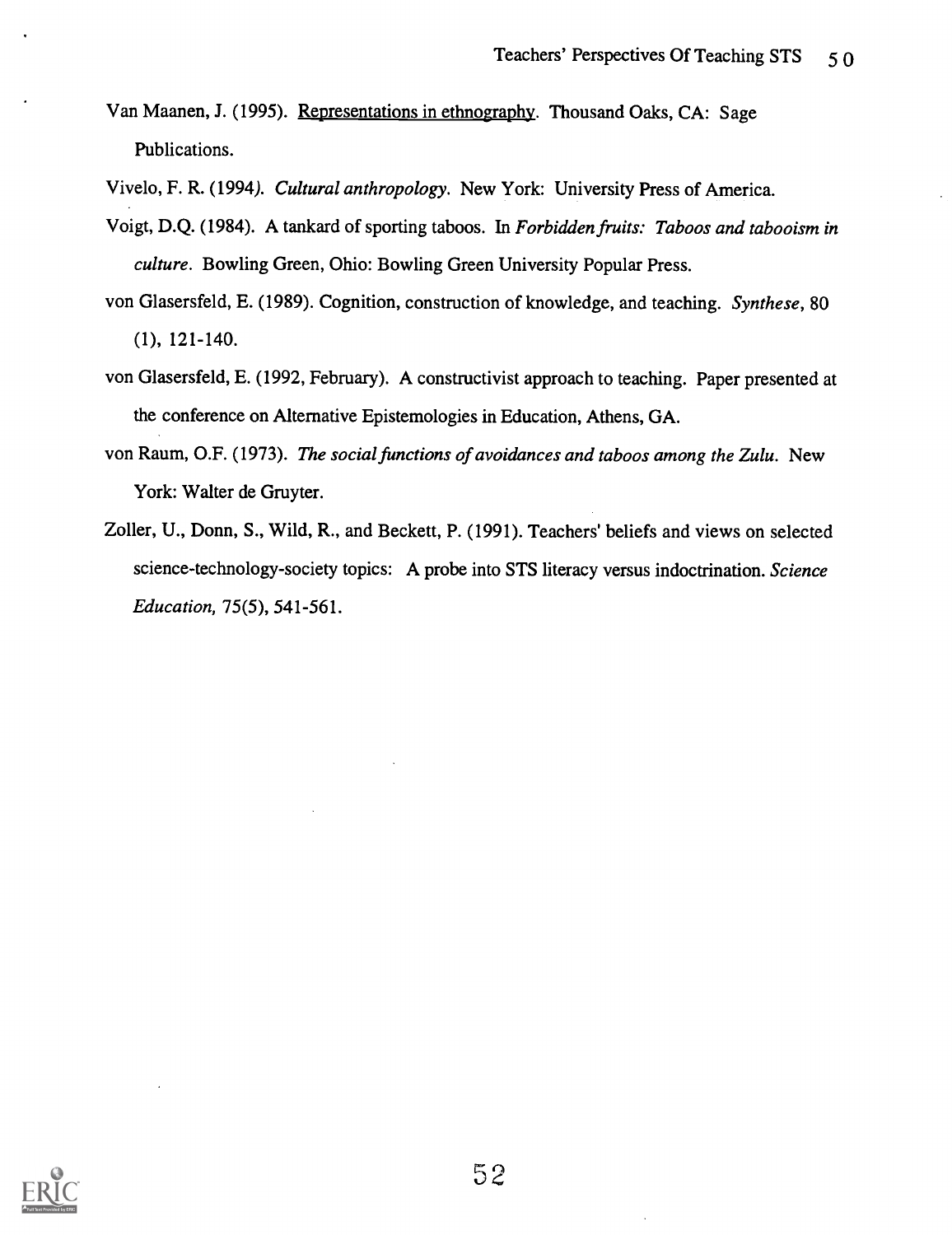Van Maanen, J. (1995). Representations in ethnography. Thousand Oaks, CA: Sage Publications.

Vivelo, F. R. (1994). *Cultural anthropology*. New York: University Press of America.

Voigt, D.Q. (1984). A tankard of sporting taboos. In *Forbidden fruits: Taboos and tabooism in culture*. Bowling Green, Ohio: Bowling Green University Popular Press.

von Glasersfeld, E. (1989). Cognition, construction of knowledge, and teaching. *Synthese*, 80 (1), 121-140.

von Glasersfeld, E. (1992, February). A constructivist approach to teaching. Paper presented at the conference on Alternative Epistemologies in Education, Athens, GA.

von Raum, O.F. (1973). *The social functions of avoidances and taboos among the Zulu*. New York: Walter de Gruyter.

Zoller, U., Donn, S., Wild, R., and Beckett, P. (1991). Teachers' beliefs and views on selected science-technology-society topics: A probe into STS literacy versus indoctrination. *Science Education*, 75(5), 541-561.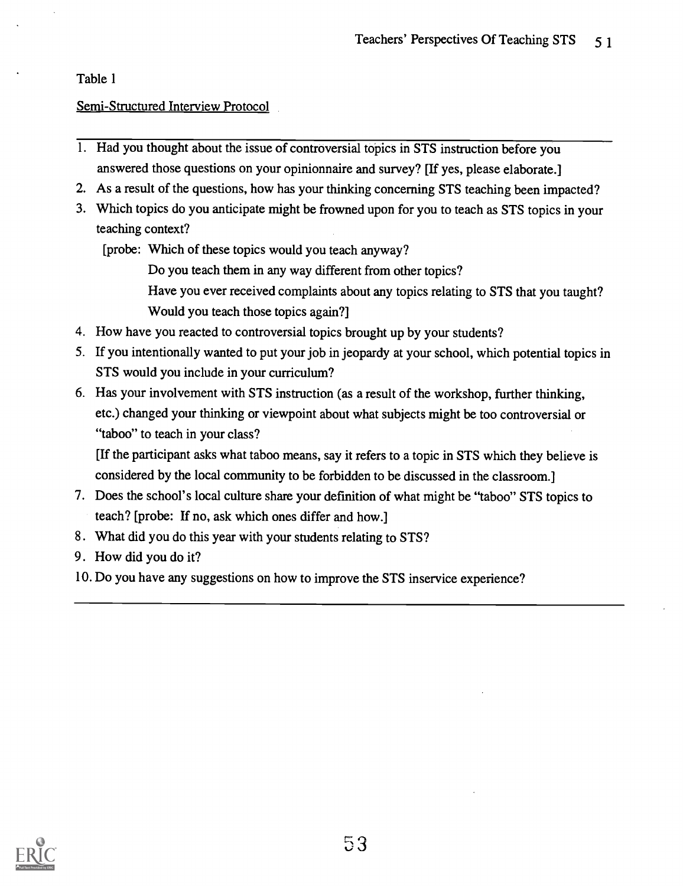Table 1

Semi-Structured Interview Protocol

1. Had you thought about the issue of controversial topics in STS instruction before you answered those questions on your opinionnaire and survey? [If yes, please elaborate.]
2. As a result of the questions, how has your thinking concerning STS teaching been impacted?
3. Which topics do you anticipate might be frowned upon for you to teach as STS topics in your teaching context?

   [probe: Which of these topics would you teach anyway?

   Do you teach them in any way different from other topics?

   Have you ever received complaints about any topics relating to STS that you taught?

   Would you teach those topics again?]
4. How have you reacted to controversial topics brought up by your students?
5. If you intentionally wanted to put your job in jeopardy at your school, which potential topics in STS would you include in your curriculum?
6. Has your involvement with STS instruction (as a result of the workshop, further thinking, etc.) changed your thinking or viewpoint about what subjects might be too controversial or "taboo" to teach in your class?

   [If the participant asks what taboo means, say it refers to a topic in STS which they believe is considered by the local community to be forbidden to be discussed in the classroom.]
7. Does the school's local culture share your definition of what might be "taboo" STS topics to teach? [probe: If no, ask which ones differ and how.]
8. What did you do this year with your students relating to STS?
9. How did you do it?
10. Do you have any suggestions on how to improve the STS inservice experience?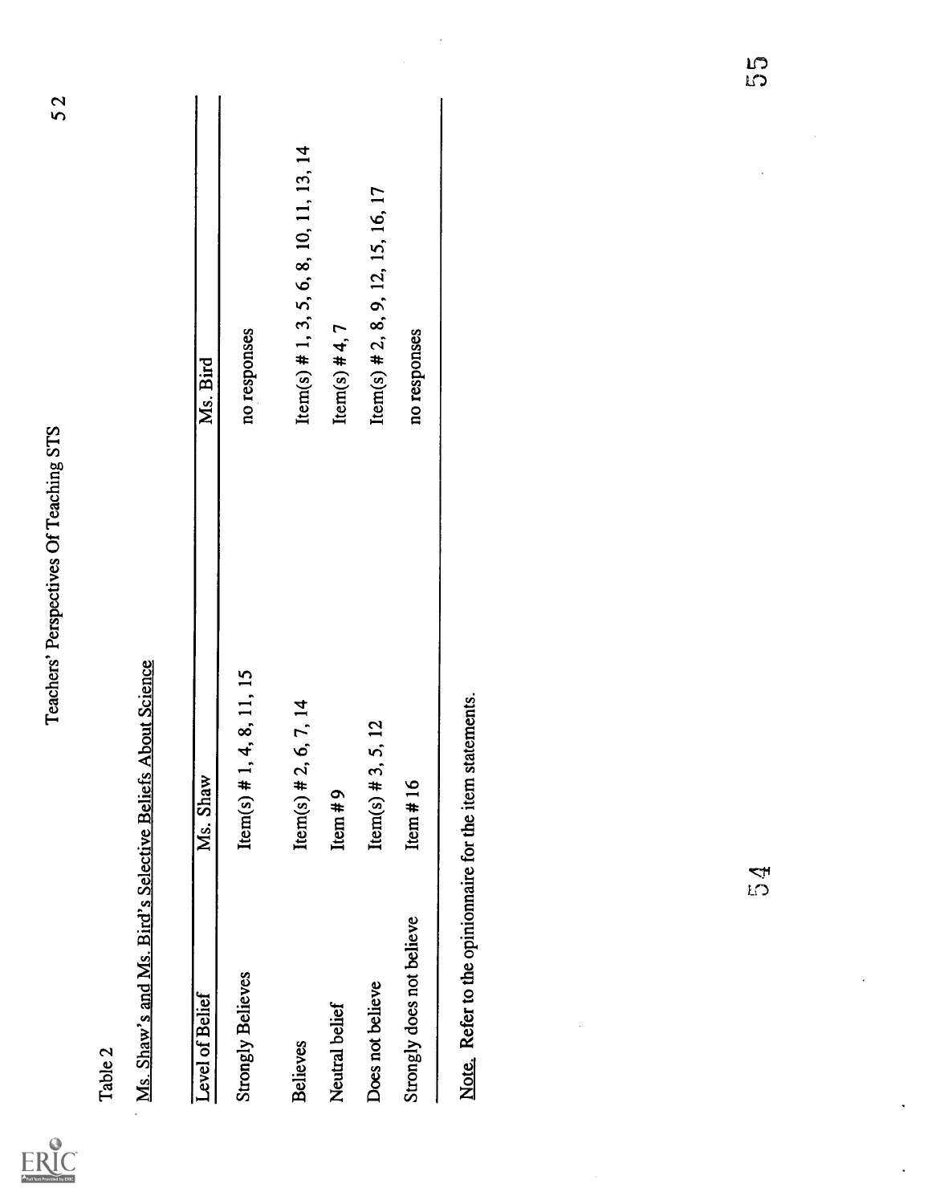Table 2

Ms. Shaw's and Ms. Bird's Selective Beliefs About Science

| Level of Belief | Ms. Shaw | Ms. Bird |
|---|---|---|
| Strongly Believes | Item(s) # 1, 4, 8, 11, 15 | no responses |
| Believes | Item(s) # 2, 6, 7, 14 | Item(s) # 1, 3, 5, 6, 8, 10, 11, 13, 14 |
| Neutral belief | Item # 9 | Item(s) # 4, 7 |
| Does not believe | Item(s) # 3, 5, 12 | Item(s) # 2, 8, 9, 12, 15, 16, 17 |
| Strongly does not believe | Item # 16 | no responses |

Note. Refer to the opinionnaire for the item statements.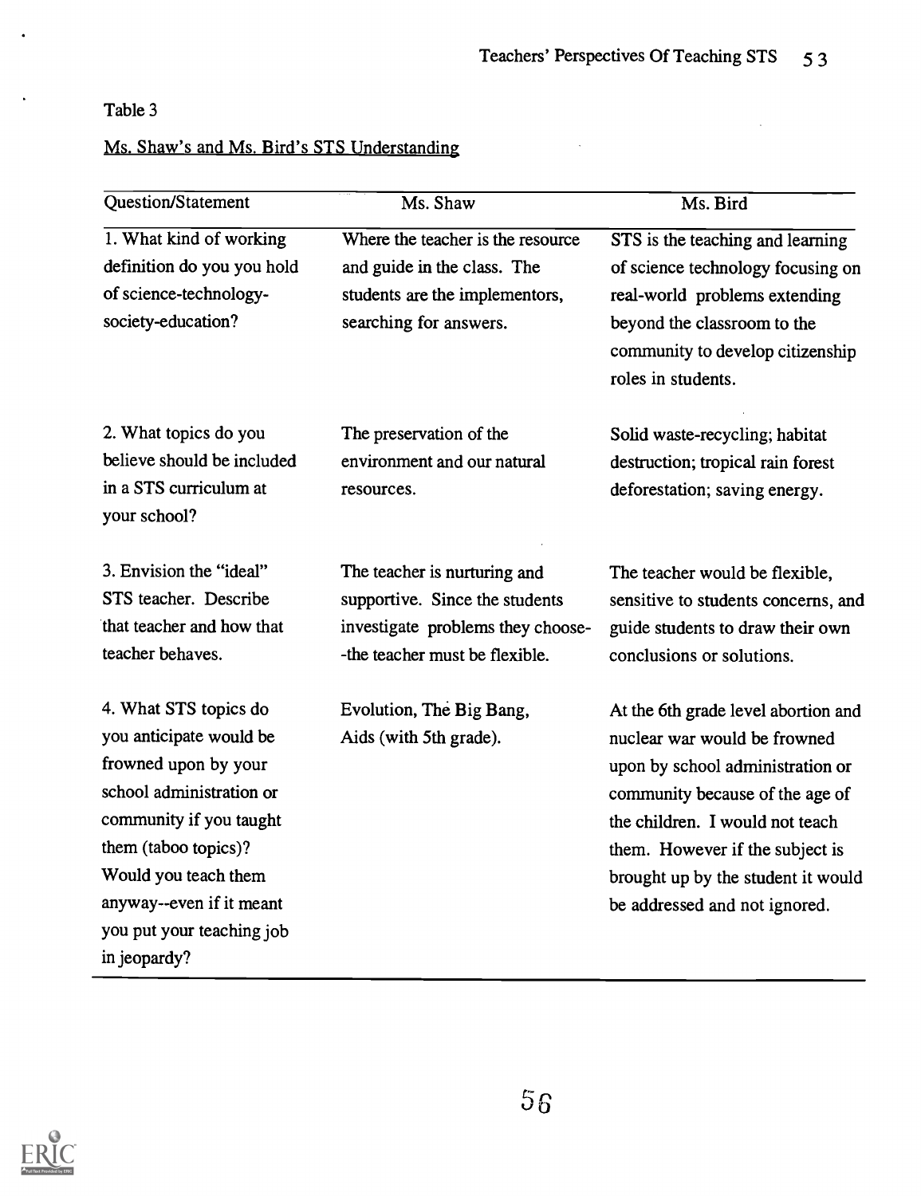Table 3

Ms. Shaw's and Ms. Bird's STS Understanding

| Question/Statement | Ms. Shaw | Ms. Bird |
|---|---|---|
| 1. What kind of working definition do you you hold of science-technology-society-education? | Where the teacher is the resource and guide in the class. The students are the implementors, searching for answers. | STS is the teaching and learning of science technology focusing on real-world problems extending beyond the classroom to the community to develop citizenship roles in students. |
| 2. What topics do you believe should be included in a STS curriculum at your school? | The preservation of the environment and our natural resources. | Solid waste-recycling; habitat destruction; tropical rain forest deforestation; saving energy. |
| 3. Envision the "ideal" STS teacher. Describe that teacher and how that teacher behaves. | The teacher is nurturing and supportive. Since the students investigate problems they choose--the teacher must be flexible. | The teacher would be flexible, sensitive to students concerns, and guide students to draw their own conclusions or solutions. |
| 4. What STS topics do you anticipate would be frowned upon by your school administration or community if you taught them (taboo topics)? Would you teach them anyway--even if it meant you put your teaching job in jeopardy? | Evolution, The Big Bang, Aids (with 5th grade). | At the 6th grade level abortion and nuclear war would be frowned upon by school administration or community because of the age of the children. I would not teach them. However if the subject is brought up by the student it would be addressed and not ignored. |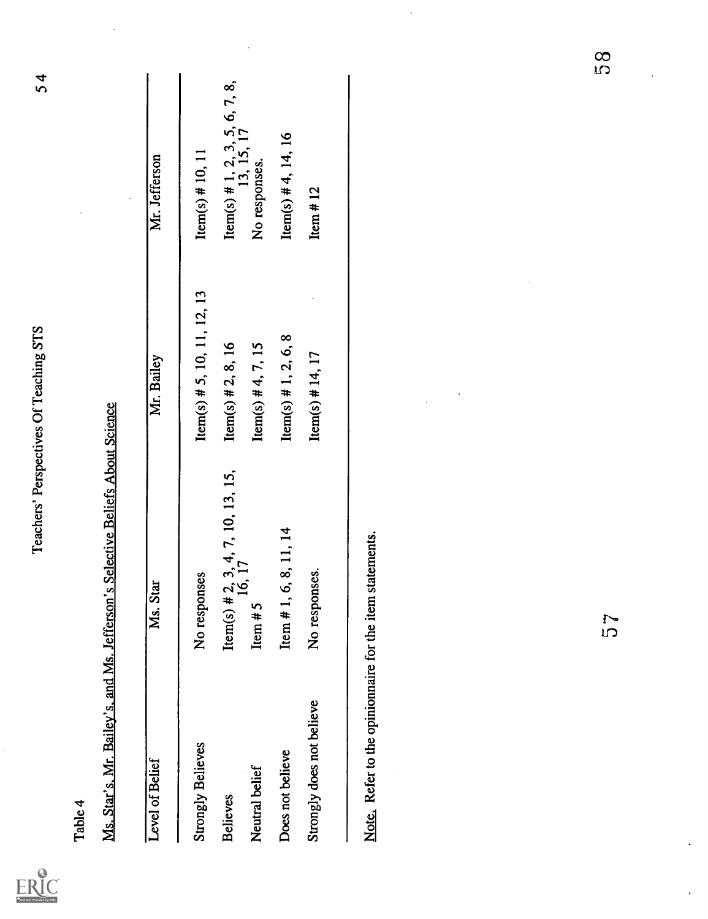Table 4

Ms. Star's, Mr. Bailey's, and Ms. Jefferson's Selective Beliefs About Science

| Level of Belief | Ms. Star | Mr. Bailey | Mr. Jefferson |
|---|---|---|---|
| Strongly Believes | No responses | Item(s) # 5, 10, 11, 12, 13 | Item(s) # 10, 11 |
| Believes | Item(s) # 2, 3, 4, 7, 10, 13, 15, 16, 17 | Item(s) # 2, 8, 16 | Item(s) # 1, 2, 3, 5, 6, 7, 8, 13, 15, 17 |
| Neutral belief | Item # 5 | Item(s) # 4, 7, 15 | No responses. |
| Does not believe | Item # 1, 6, 8, 11, 14 | Item(s) # 1, 2, 6, 8 | Item(s) # 4, 14, 16 |
| Strongly does not believe | No responses. | Item(s) # 14, 17 | Item # 12 |

Note. Refer to the opinionnaire for the item statements.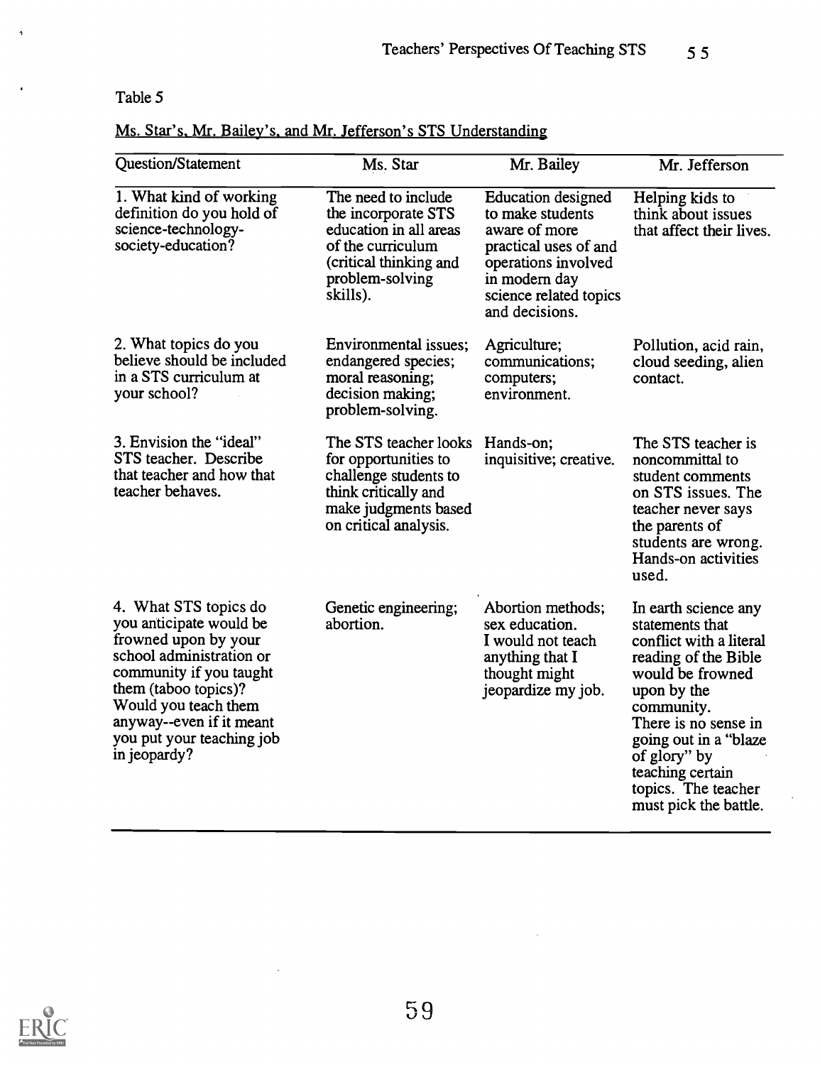Table 5

Ms. Star's, Mr. Bailey's, and Mr. Jefferson's STS Understanding

| Question/Statement | Ms. Star | Mr. Bailey | Mr. Jefferson |
|---|---|---|---|
| 1. What kind of working definition do you hold of science-technology-society-education? | The need to include the incorporate STS education in all areas of the curriculum (critical thinking and problem-solving skills). | Education designed to make students aware of more practical uses of and operations involved in modern day science related topics and decisions. | Helping kids to think about issues that affect their lives. |
| 2. What topics do you believe should be included in a STS curriculum at your school? | Environmental issues; endangered species; moral reasoning; decision making; problem-solving. | Agriculture; communications; computers; environment. | Pollution, acid rain, cloud seeding, alien contact. |
| 3. Envision the "ideal" STS teacher. Describe that teacher and how that teacher behaves. | The STS teacher looks for opportunities to challenge students to think critically and make judgments based on critical analysis. | Hands-on; inquisitive; creative. | The STS teacher is noncommittal to student comments on STS issues. The teacher never says the parents of students are wrong. Hands-on activities used. |
| 4. What STS topics do you anticipate would be frowned upon by your school administration or community if you taught them (taboo topics)? Would you teach them anyway--even if it meant you put your teaching job in jeopardy? | Genetic engineering; abortion. | Abortion methods; sex education. I would not teach anything that I thought might jeopardize my job. | In earth science any statements that conflict with a literal reading of the Bible would be frowned upon by the community. There is no sense in going out in a "blaze of glory" by teaching certain topics. The teacher must pick the battle. |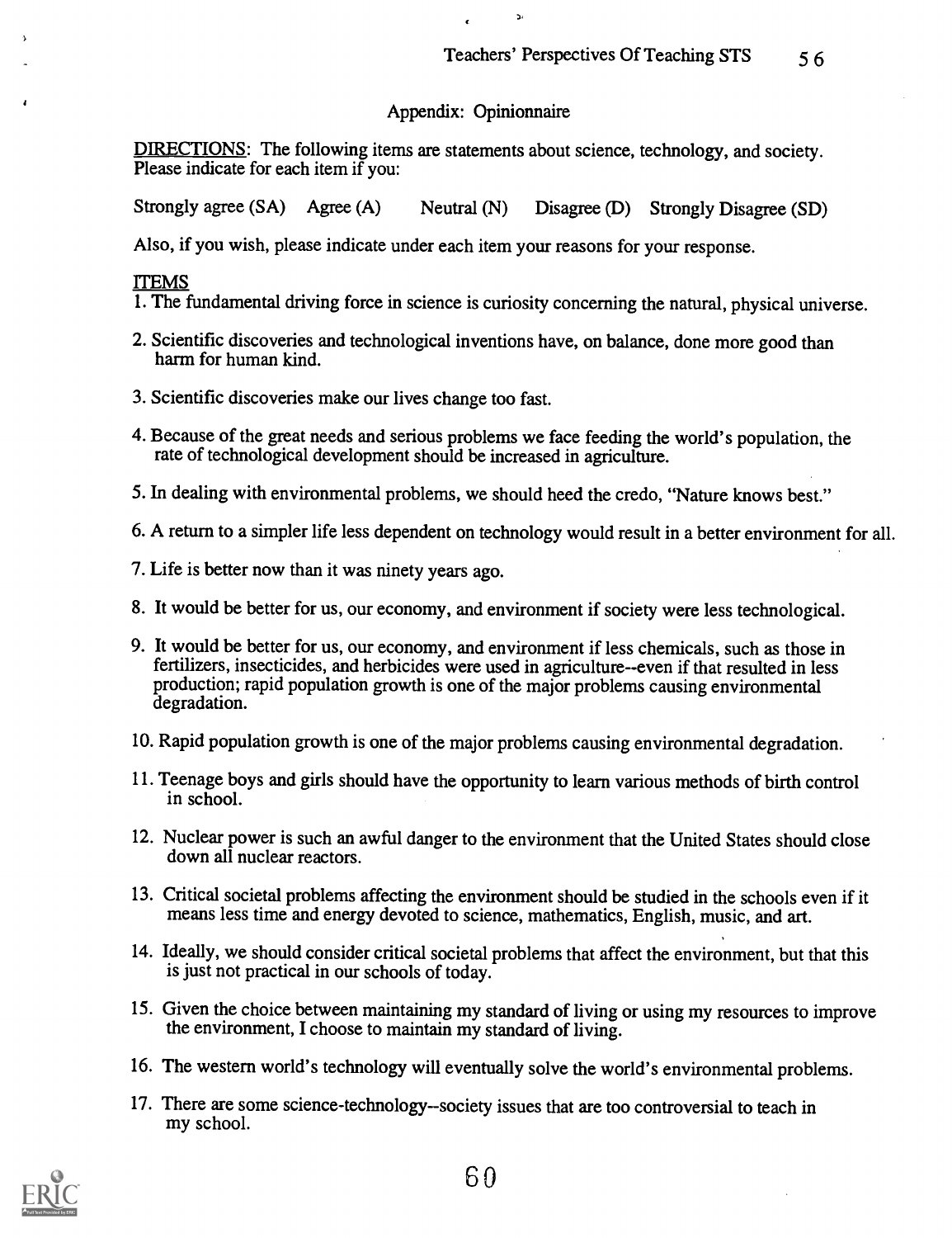## Appendix: Opinionnaire

<u>DIRECTIONS</u>: The following items are statements about science, technology, and society. Please indicate for each item if you:

Strongly agree (SA) Agree (A) Neutral (N) Disagree (D) Strongly Disagree (SD)

Also, if you wish, please indicate under each item your reasons for your response.

<u>ITEMS</u>

1. The fundamental driving force in science is curiosity concerning the natural, physical universe.

2. Scientific discoveries and technological inventions have, on balance, done more good than harm for human kind.

3. Scientific discoveries make our lives change too fast.

4. Because of the great needs and serious problems we face feeding the world's population, the rate of technological development should be increased in agriculture.

5. In dealing with environmental problems, we should heed the credo, "Nature knows best."

6. A return to a simpler life less dependent on technology would result in a better environment for all.

7. Life is better now than it was ninety years ago.

8. It would be better for us, our economy, and environment if society were less technological.

9. It would be better for us, our economy, and environment if less chemicals, such as those in fertilizers, insecticides, and herbicides were used in agriculture--even if that resulted in less production; rapid population growth is one of the major problems causing environmental degradation.

10. Rapid population growth is one of the major problems causing environmental degradation.

11. Teenage boys and girls should have the opportunity to learn various methods of birth control in school.

12. Nuclear power is such an awful danger to the environment that the United States should close down all nuclear reactors.

13. Critical societal problems affecting the environment should be studied in the schools even if it means less time and energy devoted to science, mathematics, English, music, and art.

14. Ideally, we should consider critical societal problems that affect the environment, but that this is just not practical in our schools of today.

15. Given the choice between maintaining my standard of living or using my resources to improve the environment, I choose to maintain my standard of living.

16. The western world's technology will eventually solve the world's environmental problems.

17. There are some science-technology--society issues that are too controversial to teach in my school.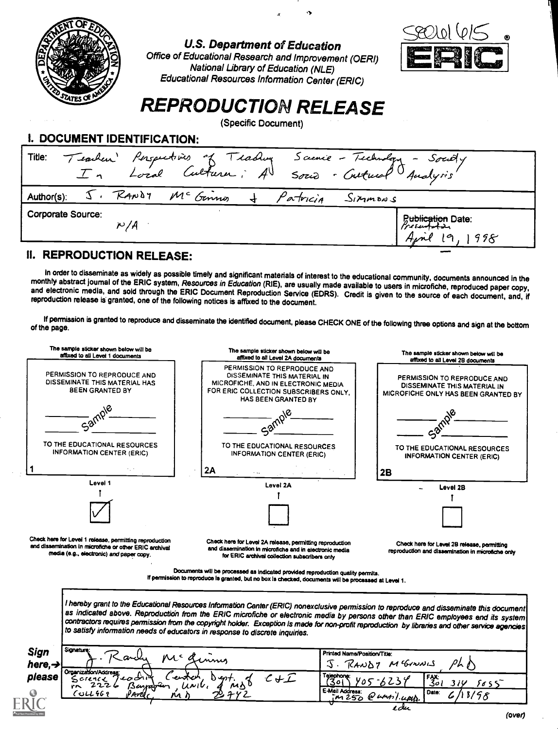SE061615

U.S. Department of Education
Office of Educational Research and Improvement (OERI)
National Library of Education (NLE)
Educational Resources Information Center (ERIC)

ERIC

# REPRODUCTION RELEASE

(Specific Document)

## I. DOCUMENT IDENTIFICATION:

| | |
|---|---|
| Title: Teachers' Perspectives of Teaching Science - Technology - Society In Local Cultures: A Socio - Cultural Analysis | |
| Author(s): J. RANDY McGinnis + Patricia Simmons | |
| Corporate Source: N/A | Publication Date: Presentation April 19, 1998 |

## II. REPRODUCTION RELEASE:

In order to disseminate as widely as possible timely and significant materials of interest to the educational community, documents announced in the monthly abstract journal of the ERIC system, *Resources in Education* (RIE), are usually made available to users in microfiche, reproduced paper copy, and electronic media, and sold through the ERIC Document Reproduction Service (EDRS). Credit is given to the source of each document, and, if reproduction release is granted, one of the following notices is affixed to the document.

If permission is granted to reproduce and disseminate the identified document, please CHECK ONE of the following three options and sign at the bottom of the page.

| The sample sticker shown below will be affixed to all Level 1 documents | The sample sticker shown below will be affixed to all Level 2A documents | The sample sticker shown below will be affixed to all Level 2B documents |
|---|---|---|
| PERMISSION TO REPRODUCE AND DISSEMINATE THIS MATERIAL HAS BEEN GRANTED BY | PERMISSION TO REPRODUCE AND DISSEMINATE THIS MATERIAL IN MICROFICHE, AND IN ELECTRONIC MEDIA FOR ERIC COLLECTION SUBSCRIBERS ONLY, HAS BEEN GRANTED BY | PERMISSION TO REPRODUCE AND DISSEMINATE THIS MATERIAL IN MICROFICHE ONLY HAS BEEN GRANTED BY |
| Sample | Sample | Sample |
| TO THE EDUCATIONAL RESOURCES INFORMATION CENTER (ERIC) | TO THE EDUCATIONAL RESOURCES INFORMATION CENTER (ERIC) | TO THE EDUCATIONAL RESOURCES INFORMATION CENTER (ERIC) |
| 1 | 2A | 2B |
| Level 1 | Level 2A | Level 2B |
| ☑ | ☐ | ☐ |
| Check here for Level 1 release, permitting reproduction and dissemination in microfiche or other ERIC archival media (e.g., electronic) *and* paper copy. | Check here for Level 2A release, permitting reproduction and dissemination in microfiche and in electronic media for ERIC archival collection subscribers only | Check here for Level 2B release, permitting reproduction and dissemination in microfiche only |

Documents will be processed as indicated provided reproduction quality permits.
If permission to reproduce is granted, but no box is checked, documents will be processed at Level 1.

*I hereby grant to the Educational Resources Information Center (ERIC) nonexclusive permission to reproduce and disseminate this document as indicated above. Reproduction from the ERIC microfiche or electronic media by persons other than ERIC employees and its system contractors requires permission from the copyright holder. Exception is made for non-profit reproduction by libraries and other service agencies to satisfy information needs of educators in response to discrete inquiries.*

**Sign here, → please**

| | | |
|---|---|---|
| Signature: J. Randy McGinnis | Printed Name/Position/Title: J. RANDY McGINNIS, PhD | |
| Organization/Address: Science Teaching Center, Dept. of C+I, rm 2226 Benjamin, Univ. of MD, College Park, MD 20742 | Telephone: (301) 405-6234 | FAX: 301 314 9055 |
| | E-Mail Address: jm250@umail.umd.edu | Date: 6/18/98 |

(over)